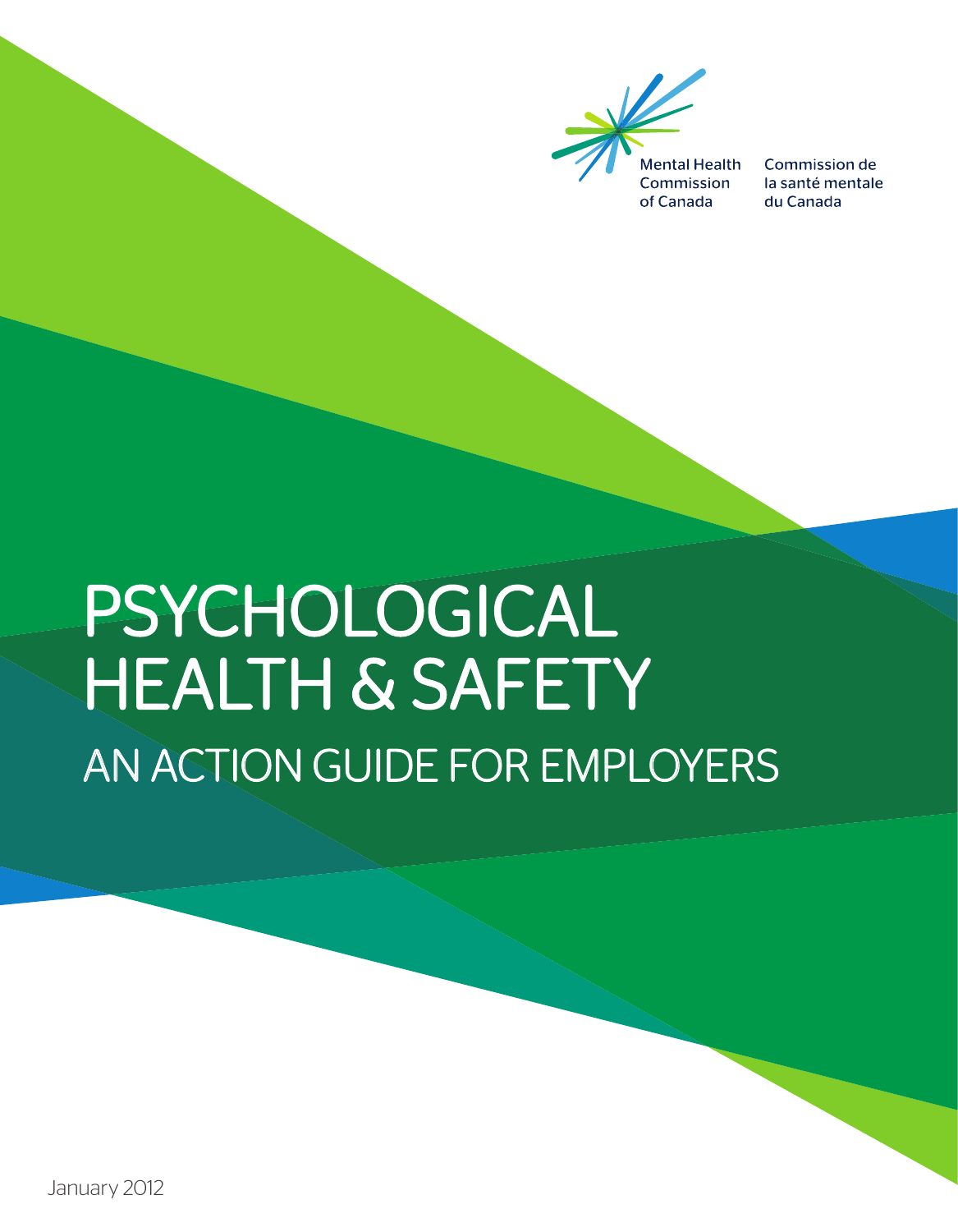Mental Health Commission of Canada

Commission de la santé mentale du Canada

# PSYCHOLOGICAL HEALTH & SAFETY

## AN ACTION GUIDE FOR EMPLOYERS

January 2012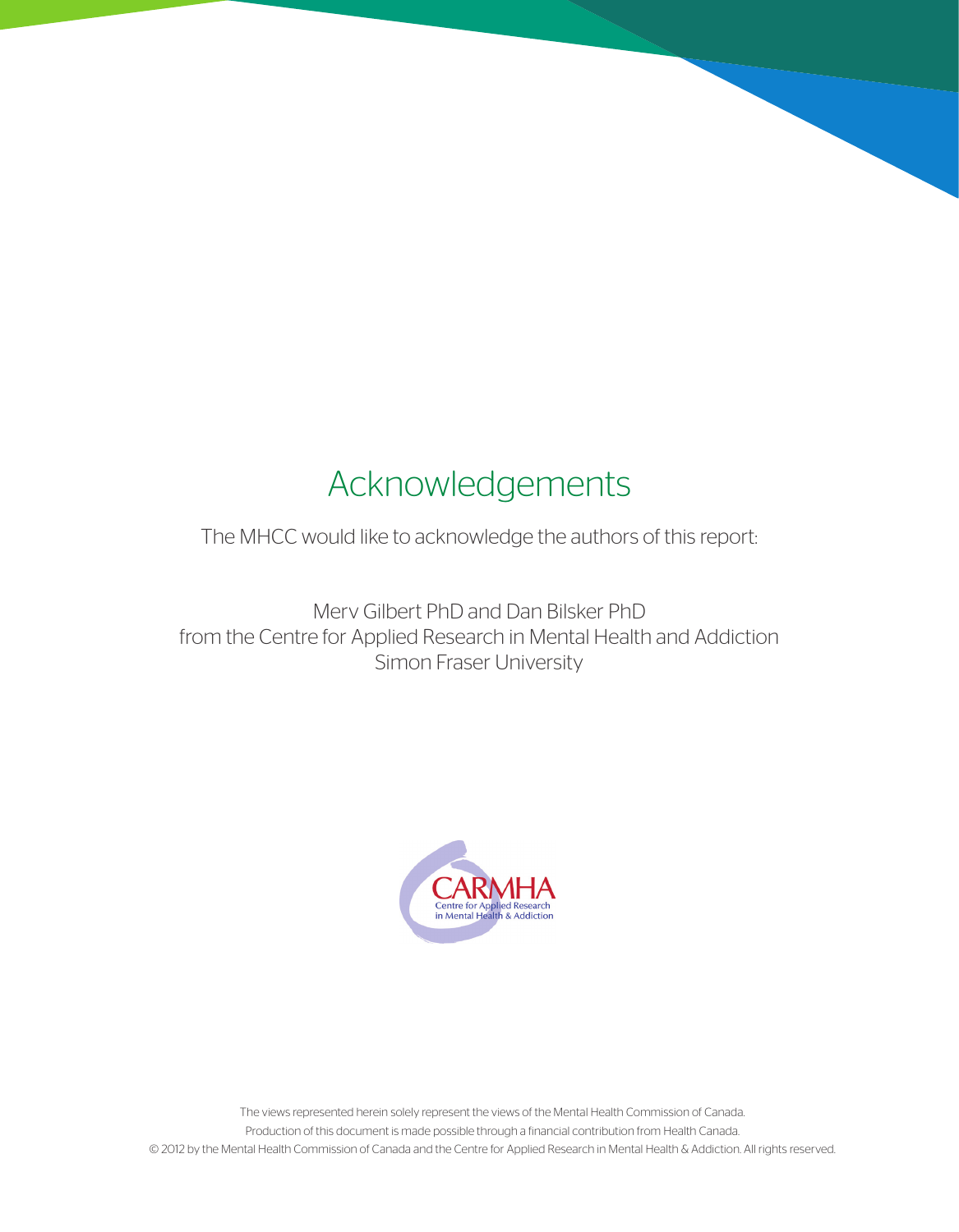# Acknowledgements

The MHCC would like to acknowledge the authors of this report:

Merv Gilbert PhD and Dan Bilsker PhD
from the Centre for Applied Research in Mental Health and Addiction
Simon Fraser University

CARMHA
Centre for Applied Research in Mental Health & Addiction

The views represented herein solely represent the views of the Mental Health Commission of Canada.
Production of this document is made possible through a financial contribution from Health Canada.
© 2012 by the Mental Health Commission of Canada and the Centre for Applied Research in Mental Health & Addiction. All rights reserved.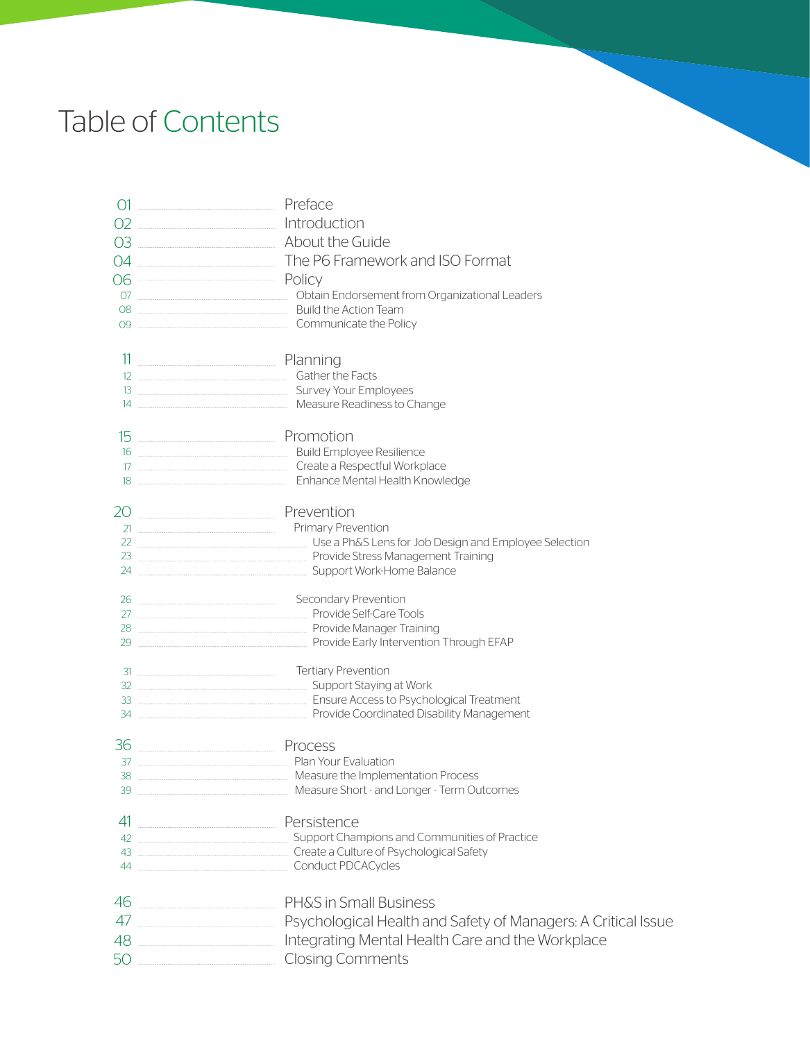# Table of Contents

- 01 Preface
- 02 Introduction
- 03 About the Guide
- 04 The P6 Framework and ISO Format
- 06 Policy
  - 07 Obtain Endorsement from Organizational Leaders
  - 08 Build the Action Team
  - 09 Communicate the Policy
- 11 Planning
  - 12 Gather the Facts
  - 13 Survey Your Employees
  - 14 Measure Readiness to Change
- 15 Promotion
  - 16 Build Employee Resilience
  - 17 Create a Respectful Workplace
  - 18 Enhance Mental Health Knowledge
- 20 Prevention
  - 21 Primary Prevention
    - 22 Use a Ph&S Lens for Job Design and Employee Selection
    - 23 Provide Stress Management Training
    - 24 Support Work-Home Balance
  - 26 Secondary Prevention
    - 27 Provide Self-Care Tools
    - 28 Provide Manager Training
    - 29 Provide Early Intervention Through EFAP
  - 31 Tertiary Prevention
    - 32 Support Staying at Work
    - 33 Ensure Access to Psychological Treatment
    - 34 Provide Coordinated Disability Management
- 36 Process
  - 37 Plan Your Evaluation
  - 38 Measure the Implementation Process
  - 39 Measure Short - and Longer - Term Outcomes
- 41 Persistence
  - 42 Support Champions and Communities of Practice
  - 43 Create a Culture of Psychological Safety
  - 44 Conduct PDCACycles
- 46 PH&S in Small Business
- 47 Psychological Health and Safety of Managers: A Critical Issue
- 48 Integrating Mental Health Care and the Workplace
- 50 Closing Comments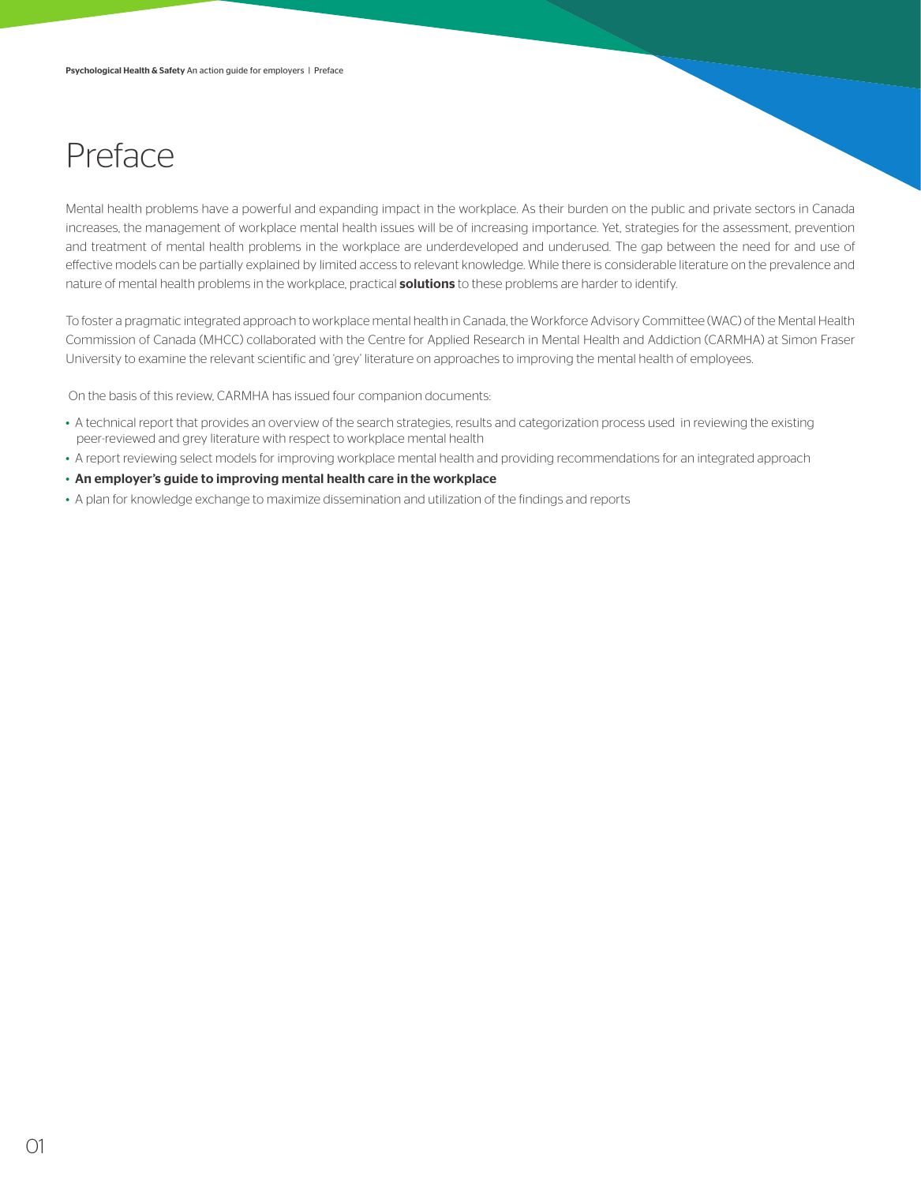# Preface

Mental health problems have a powerful and expanding impact in the workplace. As their burden on the public and private sectors in Canada increases, the management of workplace mental health issues will be of increasing importance. Yet, strategies for the assessment, prevention and treatment of mental health problems in the workplace are underdeveloped and underused. The gap between the need for and use of effective models can be partially explained by limited access to relevant knowledge. While there is considerable literature on the prevalence and nature of mental health problems in the workplace, practical **solutions** to these problems are harder to identify.

To foster a pragmatic integrated approach to workplace mental health in Canada, the Workforce Advisory Committee (WAC) of the Mental Health Commission of Canada (MHCC) collaborated with the Centre for Applied Research in Mental Health and Addiction (CARMHA) at Simon Fraser University to examine the relevant scientific and 'grey' literature on approaches to improving the mental health of employees.

On the basis of this review, CARMHA has issued four companion documents:

- A technical report that provides an overview of the search strategies, results and categorization process used in reviewing the existing peer-reviewed and grey literature with respect to workplace mental health
- A report reviewing select models for improving workplace mental health and providing recommendations for an integrated approach
- **An employer's guide to improving mental health care in the workplace**
- A plan for knowledge exchange to maximize dissemination and utilization of the findings and reports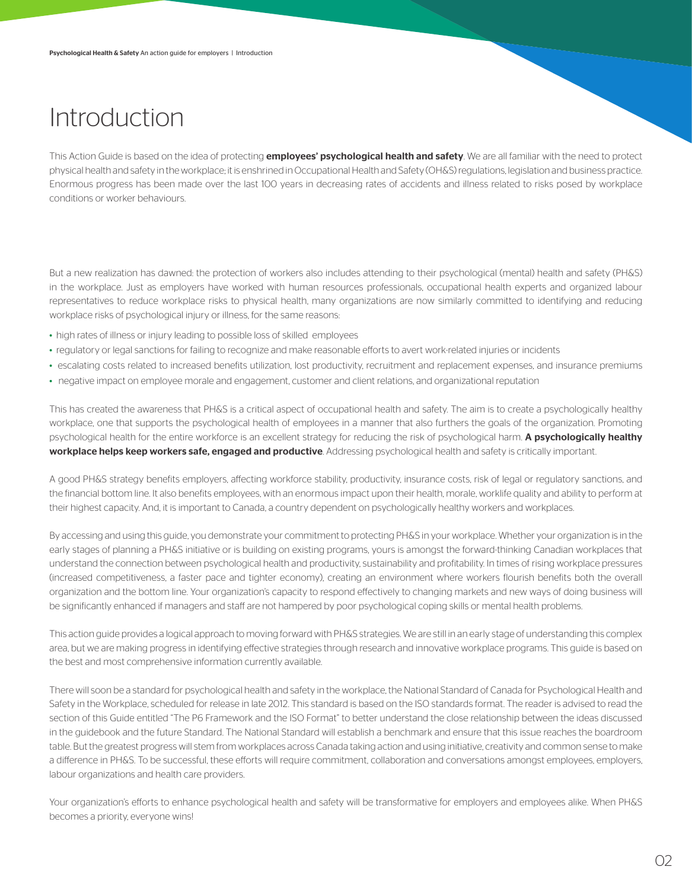# Introduction

This Action Guide is based on the idea of protecting **employees' psychological health and safety**. We are all familiar with the need to protect physical health and safety in the workplace; it is enshrined in Occupational Health and Safety (OH&S) regulations, legislation and business practice. Enormous progress has been made over the last 100 years in decreasing rates of accidents and illness related to risks posed by workplace conditions or worker behaviours.

But a new realization has dawned: the protection of workers also includes attending to their psychological (mental) health and safety (PH&S) in the workplace. Just as employers have worked with human resources professionals, occupational health experts and organized labour representatives to reduce workplace risks to physical health, many organizations are now similarly committed to identifying and reducing workplace risks of psychological injury or illness, for the same reasons:

- high rates of illness or injury leading to possible loss of skilled employees
- regulatory or legal sanctions for failing to recognize and make reasonable efforts to avert work-related injuries or incidents
- escalating costs related to increased benefits utilization, lost productivity, recruitment and replacement expenses, and insurance premiums
- negative impact on employee morale and engagement, customer and client relations, and organizational reputation

This has created the awareness that PH&S is a critical aspect of occupational health and safety. The aim is to create a psychologically healthy workplace, one that supports the psychological health of employees in a manner that also furthers the goals of the organization. Promoting psychological health for the entire workforce is an excellent strategy for reducing the risk of psychological harm. **A psychologically healthy workplace helps keep workers safe, engaged and productive**. Addressing psychological health and safety is critically important.

A good PH&S strategy benefits employers, affecting workforce stability, productivity, insurance costs, risk of legal or regulatory sanctions, and the financial bottom line. It also benefits employees, with an enormous impact upon their health, morale, worklife quality and ability to perform at their highest capacity. And, it is important to Canada, a country dependent on psychologically healthy workers and workplaces.

By accessing and using this guide, you demonstrate your commitment to protecting PH&S in your workplace. Whether your organization is in the early stages of planning a PH&S initiative or is building on existing programs, yours is amongst the forward-thinking Canadian workplaces that understand the connection between psychological health and productivity, sustainability and profitability. In times of rising workplace pressures (increased competitiveness, a faster pace and tighter economy), creating an environment where workers flourish benefits both the overall organization and the bottom line. Your organization's capacity to respond effectively to changing markets and new ways of doing business will be significantly enhanced if managers and staff are not hampered by poor psychological coping skills or mental health problems.

This action guide provides a logical approach to moving forward with PH&S strategies. We are still in an early stage of understanding this complex area, but we are making progress in identifying effective strategies through research and innovative workplace programs. This guide is based on the best and most comprehensive information currently available.

There will soon be a standard for psychological health and safety in the workplace, the National Standard of Canada for Psychological Health and Safety in the Workplace, scheduled for release in late 2012. This standard is based on the ISO standards format. The reader is advised to read the section of this Guide entitled "The P6 Framework and the ISO Format" to better understand the close relationship between the ideas discussed in the guidebook and the future Standard. The National Standard will establish a benchmark and ensure that this issue reaches the boardroom table. But the greatest progress will stem from workplaces across Canada taking action and using initiative, creativity and common sense to make a difference in PH&S. To be successful, these efforts will require commitment, collaboration and conversations amongst employees, employers, labour organizations and health care providers.

Your organization's efforts to enhance psychological health and safety will be transformative for employers and employees alike. When PH&S becomes a priority, everyone wins!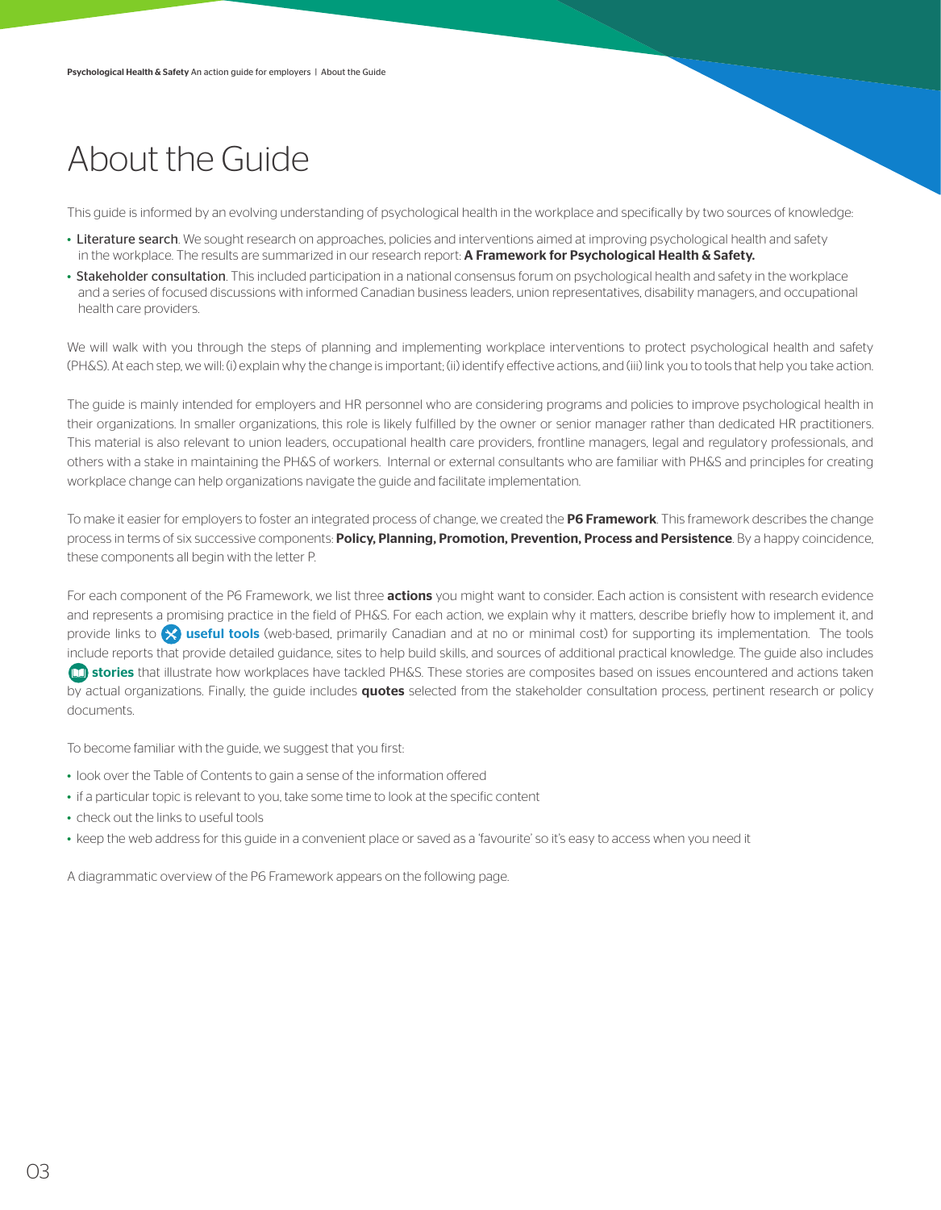# About the Guide

This guide is informed by an evolving understanding of psychological health in the workplace and specifically by two sources of knowledge:

- Literature search. We sought research on approaches, policies and interventions aimed at improving psychological health and safety in the workplace. The results are summarized in our research report: **A Framework for Psychological Health & Safety.**
- Stakeholder consultation. This included participation in a national consensus forum on psychological health and safety in the workplace and a series of focused discussions with informed Canadian business leaders, union representatives, disability managers, and occupational health care providers.

We will walk with you through the steps of planning and implementing workplace interventions to protect psychological health and safety (PH&S). At each step, we will: (i) explain why the change is important; (ii) identify effective actions, and (iii) link you to tools that help you take action.

The guide is mainly intended for employers and HR personnel who are considering programs and policies to improve psychological health in their organizations. In smaller organizations, this role is likely fulfilled by the owner or senior manager rather than dedicated HR practitioners. This material is also relevant to union leaders, occupational health care providers, frontline managers, legal and regulatory professionals, and others with a stake in maintaining the PH&S of workers. Internal or external consultants who are familiar with PH&S and principles for creating workplace change can help organizations navigate the guide and facilitate implementation.

To make it easier for employers to foster an integrated process of change, we created the **P6 Framework**. This framework describes the change process in terms of six successive components: **Policy, Planning, Promotion, Prevention, Process and Persistence**. By a happy coincidence, these components all begin with the letter P.

For each component of the P6 Framework, we list three **actions** you might want to consider. Each action is consistent with research evidence and represents a promising practice in the field of PH&S. For each action, we explain why it matters, describe briefly how to implement it, and provide links to **useful tools** (web-based, primarily Canadian and at no or minimal cost) for supporting its implementation. The tools include reports that provide detailed guidance, sites to help build skills, and sources of additional practical knowledge. The guide also includes **stories** that illustrate how workplaces have tackled PH&S. These stories are composites based on issues encountered and actions taken by actual organizations. Finally, the guide includes **quotes** selected from the stakeholder consultation process, pertinent research or policy documents.

To become familiar with the guide, we suggest that you first:

- look over the Table of Contents to gain a sense of the information offered
- if a particular topic is relevant to you, take some time to look at the specific content
- check out the links to useful tools
- keep the web address for this guide in a convenient place or saved as a 'favourite' so it's easy to access when you need it

A diagrammatic overview of the P6 Framework appears on the following page.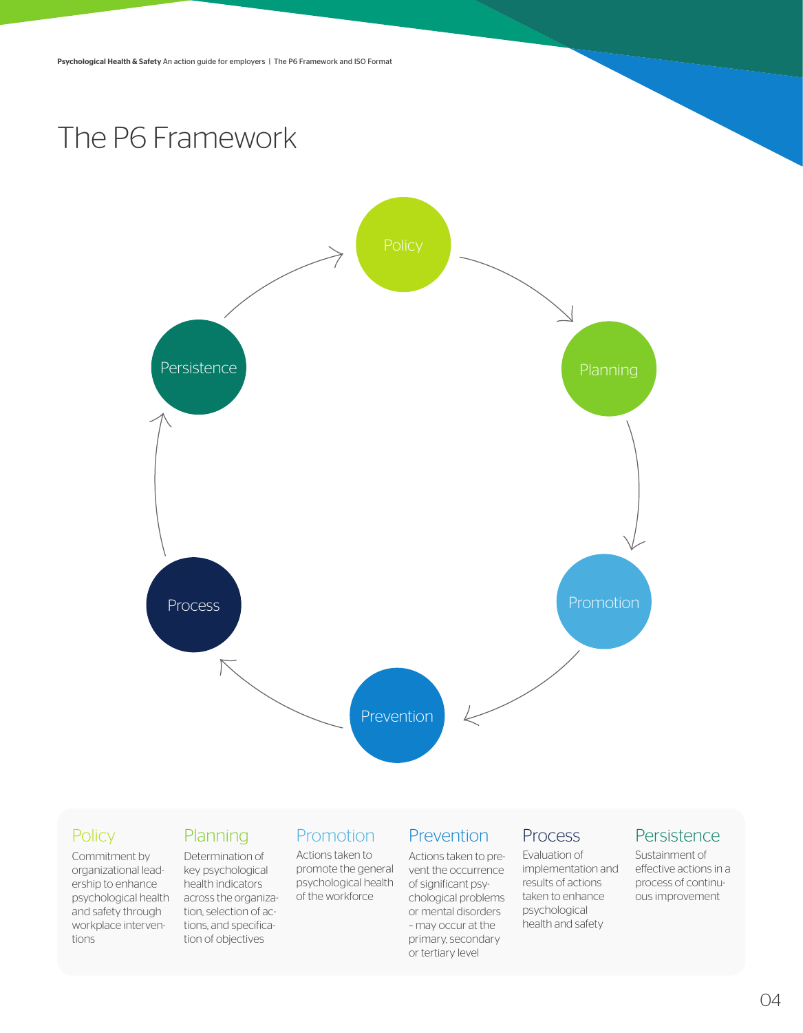# The P6 Framework

Policy → Planning → Promotion → Prevention → Process → Persistence → Policy

### Policy

Commitment by organizational leadership to enhance psychological health and safety through workplace interventions

### Planning

Determination of key psychological health indicators across the organization, selection of actions, and specification of objectives

### Promotion

Actions taken to promote the general psychological health of the workforce

### Prevention

Actions taken to prevent the occurrence of significant psychological problems or mental disorders – may occur at the primary, secondary or tertiary level

### Process

Evaluation of implementation and results of actions taken to enhance psychological health and safety

### Persistence

Sustainment of effective actions in a process of continuous improvement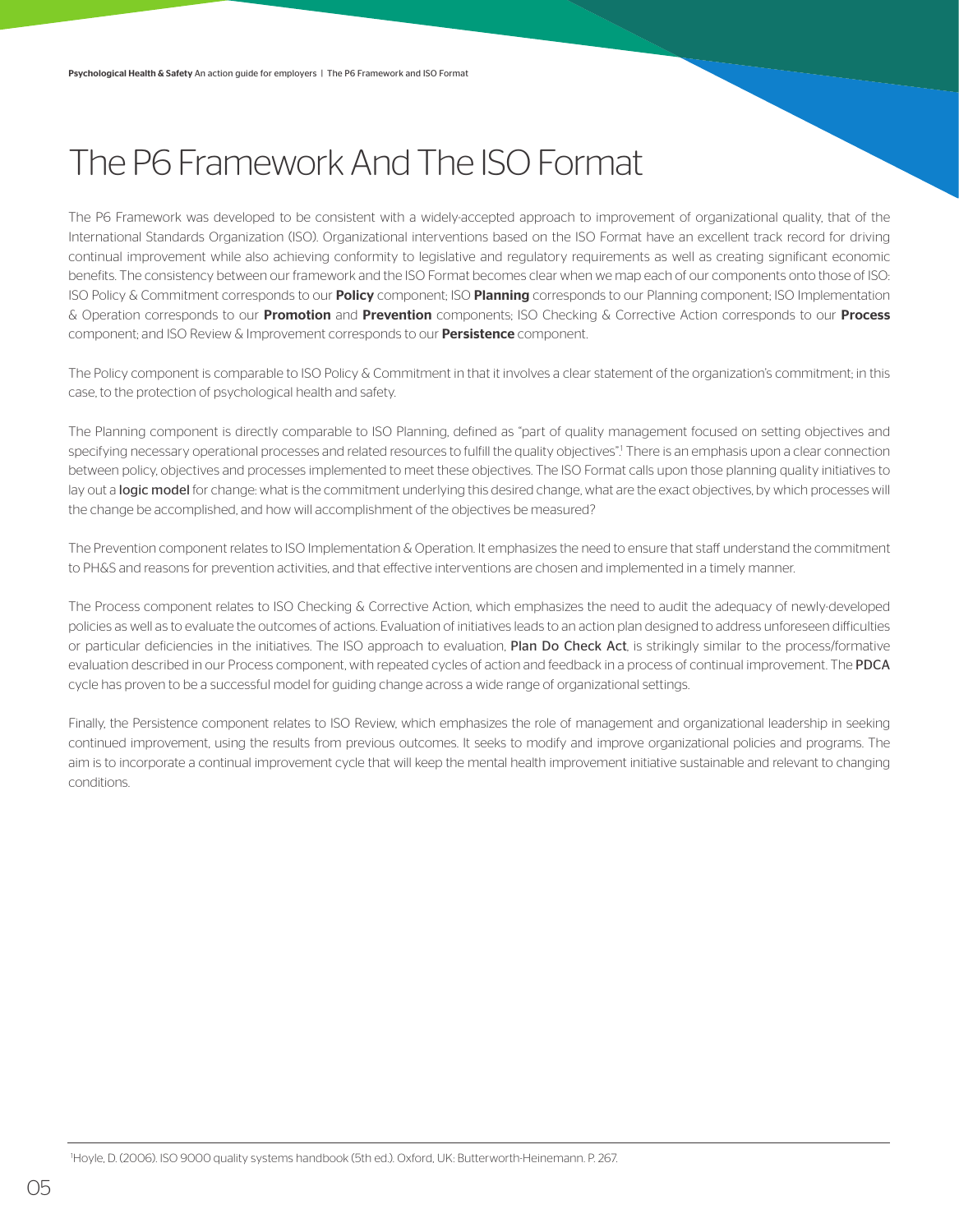# The P6 Framework And The ISO Format

The P6 Framework was developed to be consistent with a widely-accepted approach to improvement of organizational quality, that of the International Standards Organization (ISO). Organizational interventions based on the ISO Format have an excellent track record for driving continual improvement while also achieving conformity to legislative and regulatory requirements as well as creating significant economic benefits. The consistency between our framework and the ISO Format becomes clear when we map each of our components onto those of ISO: ISO Policy & Commitment corresponds to our **Policy** component; ISO **Planning** corresponds to our Planning component; ISO Implementation & Operation corresponds to our **Promotion** and **Prevention** components; ISO Checking & Corrective Action corresponds to our **Process** component; and ISO Review & Improvement corresponds to our **Persistence** component.

The Policy component is comparable to ISO Policy & Commitment in that it involves a clear statement of the organization's commitment; in this case, to the protection of psychological health and safety.

The Planning component is directly comparable to ISO Planning, defined as "part of quality management focused on setting objectives and specifying necessary operational processes and related resources to fulfill the quality objectives".[1] There is an emphasis upon a clear connection between policy, objectives and processes implemented to meet these objectives. The ISO Format calls upon those planning quality initiatives to lay out a **logic model** for change: what is the commitment underlying this desired change, what are the exact objectives, by which processes will the change be accomplished, and how will accomplishment of the objectives be measured?

The Prevention component relates to ISO Implementation & Operation. It emphasizes the need to ensure that staff understand the commitment to PH&S and reasons for prevention activities, and that effective interventions are chosen and implemented in a timely manner.

The Process component relates to ISO Checking & Corrective Action, which emphasizes the need to audit the adequacy of newly-developed policies as well as to evaluate the outcomes of actions. Evaluation of initiatives leads to an action plan designed to address unforeseen difficulties or particular deficiencies in the initiatives. The ISO approach to evaluation, **Plan Do Check Act**, is strikingly similar to the process/formative evaluation described in our Process component, with repeated cycles of action and feedback in a process of continual improvement. The **PDCA** cycle has proven to be a successful model for guiding change across a wide range of organizational settings.

Finally, the Persistence component relates to ISO Review, which emphasizes the role of management and organizational leadership in seeking continued improvement, using the results from previous outcomes. It seeks to modify and improve organizational policies and programs. The aim is to incorporate a continual improvement cycle that will keep the mental health improvement initiative sustainable and relevant to changing conditions.

---

[1] Hoyle, D. (2006). ISO 9000 quality systems handbook (5th ed.). Oxford, UK: Butterworth-Heinemann. P. 267.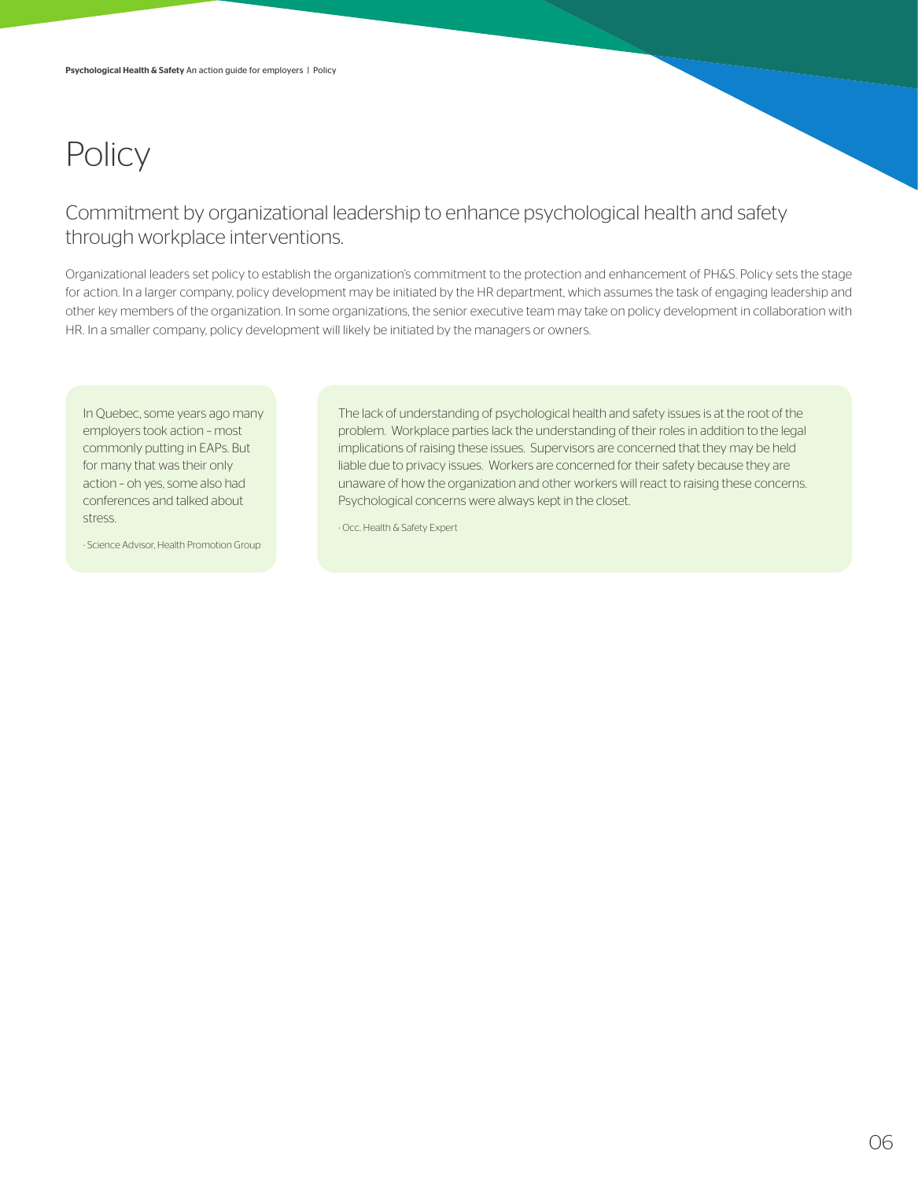# Policy

## Commitment by organizational leadership to enhance psychological health and safety through workplace interventions.

Organizational leaders set policy to establish the organization's commitment to the protection and enhancement of PH&S. Policy sets the stage for action. In a larger company, policy development may be initiated by the HR department, which assumes the task of engaging leadership and other key members of the organization. In some organizations, the senior executive team may take on policy development in collaboration with HR. In a smaller company, policy development will likely be initiated by the managers or owners.

> In Quebec, some years ago many employers took action – most commonly putting in EAPs. But for many that was their only action – oh yes, some also had conferences and talked about stress.
>
> - Science Advisor, Health Promotion Group

> The lack of understanding of psychological health and safety issues is at the root of the problem. Workplace parties lack the understanding of their roles in addition to the legal implications of raising these issues. Supervisors are concerned that they may be held liable due to privacy issues. Workers are concerned for their safety because they are unaware of how the organization and other workers will react to raising these concerns. Psychological concerns were always kept in the closet.
>
> - Occ. Health & Safety Expert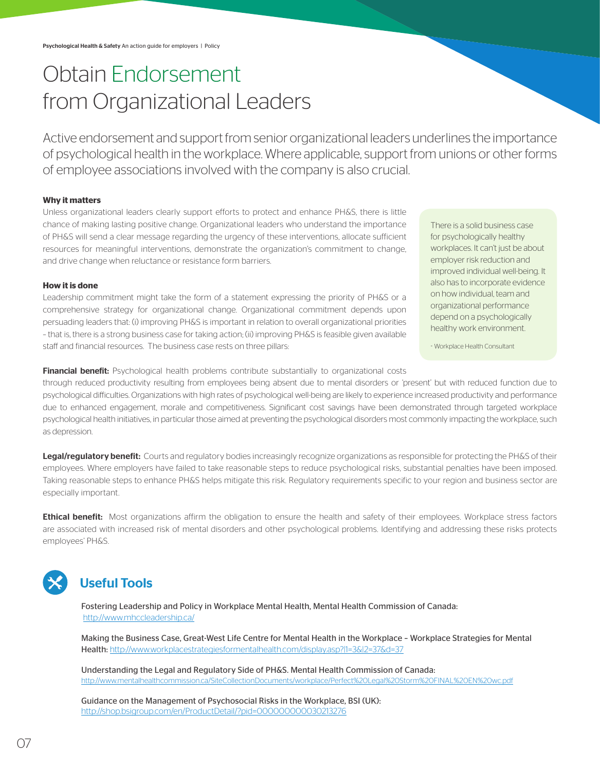# Obtain Endorsement from Organizational Leaders

Active endorsement and support from senior organizational leaders underlines the importance of psychological health in the workplace. Where applicable, support from unions or other forms of employee associations involved with the company is also crucial.

**Why it matters**

Unless organizational leaders clearly support efforts to protect and enhance PH&S, there is little chance of making lasting positive change. Organizational leaders who understand the importance of PH&S will send a clear message regarding the urgency of these interventions, allocate sufficient resources for meaningful interventions, demonstrate the organization's commitment to change, and drive change when reluctance or resistance form barriers.

**How it is done**

Leadership commitment might take the form of a statement expressing the priority of PH&S or a comprehensive strategy for organizational change. Organizational commitment depends upon persuading leaders that: (i) improving PH&S is important in relation to overall organizational priorities – that is, there is a strong business case for taking action; (ii) improving PH&S is feasible given available staff and financial resources. The business case rests on three pillars:

> There is a solid business case for psychologically healthy workplaces. It can't just be about employer risk reduction and improved individual well-being. It also has to incorporate evidence on how individual, team and organizational performance depend on a psychologically healthy work environment.
>
> - Workplace Health Consultant

**Financial benefit:** Psychological health problems contribute substantially to organizational costs through reduced productivity resulting from employees being absent due to mental disorders or 'present' but with reduced function due to psychological difficulties. Organizations with high rates of psychological well-being are likely to experience increased productivity and performance due to enhanced engagement, morale and competitiveness. Significant cost savings have been demonstrated through targeted workplace psychological health initiatives, in particular those aimed at preventing the psychological disorders most commonly impacting the workplace, such as depression.

**Legal/regulatory benefit:** Courts and regulatory bodies increasingly recognize organizations as responsible for protecting the PH&S of their employees. Where employers have failed to take reasonable steps to reduce psychological risks, substantial penalties have been imposed. Taking reasonable steps to enhance PH&S helps mitigate this risk. Regulatory requirements specific to your region and business sector are especially important.

**Ethical benefit:** Most organizations affirm the obligation to ensure the health and safety of their employees. Workplace stress factors are associated with increased risk of mental disorders and other psychological problems. Identifying and addressing these risks protects employees' PH&S.

## Useful Tools

Fostering Leadership and Policy in Workplace Mental Health, Mental Health Commission of Canada: http://www.mhccleadership.ca/

Making the Business Case, Great-West Life Centre for Mental Health in the Workplace – Workplace Strategies for Mental Health: http://www.workplacestrategiesformentalhealth.com/display.asp?l1=3&l2=37&d=37

Understanding the Legal and Regulatory Side of PH&S. Mental Health Commission of Canada: http://www.mentalhealthcommission.ca/SiteCollectionDocuments/workplace/Perfect%20Legal%20Storm%20FINAL%20EN%20wc.pdf

Guidance on the Management of Psychosocial Risks in the Workplace, BSI (UK): http://shop.bsigroup.com/en/ProductDetail/?pid=000000000030213276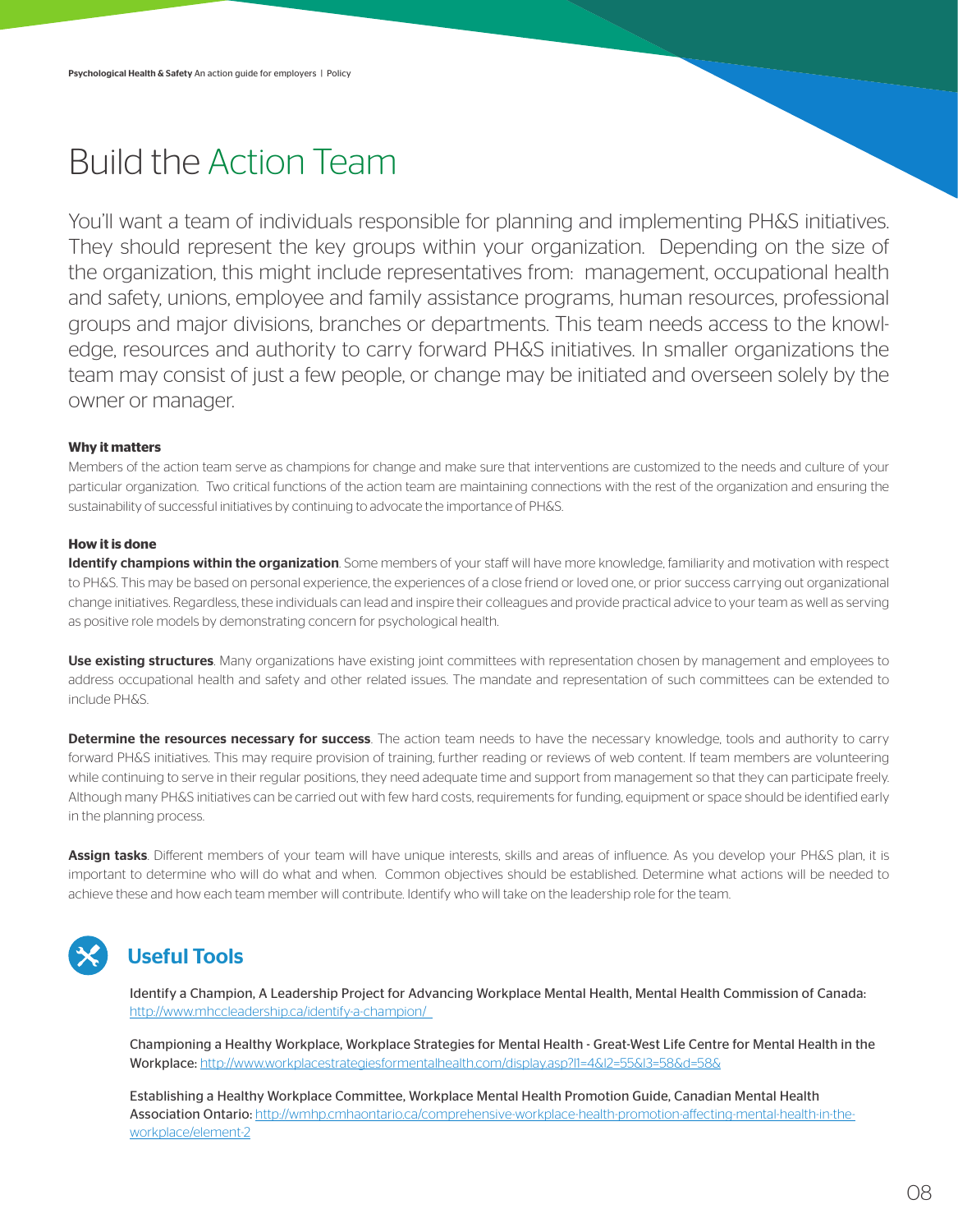# Build the Action Team

You'll want a team of individuals responsible for planning and implementing PH&S initiatives. They should represent the key groups within your organization. Depending on the size of the organization, this might include representatives from: management, occupational health and safety, unions, employee and family assistance programs, human resources, professional groups and major divisions, branches or departments. This team needs access to the knowledge, resources and authority to carry forward PH&S initiatives. In smaller organizations the team may consist of just a few people, or change may be initiated and overseen solely by the owner or manager.

**Why it matters**

Members of the action team serve as champions for change and make sure that interventions are customized to the needs and culture of your particular organization. Two critical functions of the action team are maintaining connections with the rest of the organization and ensuring the sustainability of successful initiatives by continuing to advocate the importance of PH&S.

**How it is done**

**Identify champions within the organization**. Some members of your staff will have more knowledge, familiarity and motivation with respect to PH&S. This may be based on personal experience, the experiences of a close friend or loved one, or prior success carrying out organizational change initiatives. Regardless, these individuals can lead and inspire their colleagues and provide practical advice to your team as well as serving as positive role models by demonstrating concern for psychological health.

**Use existing structures**. Many organizations have existing joint committees with representation chosen by management and employees to address occupational health and safety and other related issues. The mandate and representation of such committees can be extended to include PH&S.

**Determine the resources necessary for success**. The action team needs to have the necessary knowledge, tools and authority to carry forward PH&S initiatives. This may require provision of training, further reading or reviews of web content. If team members are volunteering while continuing to serve in their regular positions, they need adequate time and support from management so that they can participate freely. Although many PH&S initiatives can be carried out with few hard costs, requirements for funding, equipment or space should be identified early in the planning process.

**Assign tasks**. Different members of your team will have unique interests, skills and areas of influence. As you develop your PH&S plan, it is important to determine who will do what and when. Common objectives should be established. Determine what actions will be needed to achieve these and how each team member will contribute. Identify who will take on the leadership role for the team.

## Useful Tools

Identify a Champion, A Leadership Project for Advancing Workplace Mental Health, Mental Health Commission of Canada: http://www.mhccleadership.ca/identify-a-champion/

Championing a Healthy Workplace, Workplace Strategies for Mental Health - Great-West Life Centre for Mental Health in the Workplace: http://www.workplacestrategiesformentalhealth.com/display.asp?l1=4&l2=55&l3=58&d=58&

Establishing a Healthy Workplace Committee, Workplace Mental Health Promotion Guide, Canadian Mental Health Association Ontario: http://wmhp.cmhaontario.ca/comprehensive-workplace-health-promotion-affecting-mental-health-in-the-workplace/element-2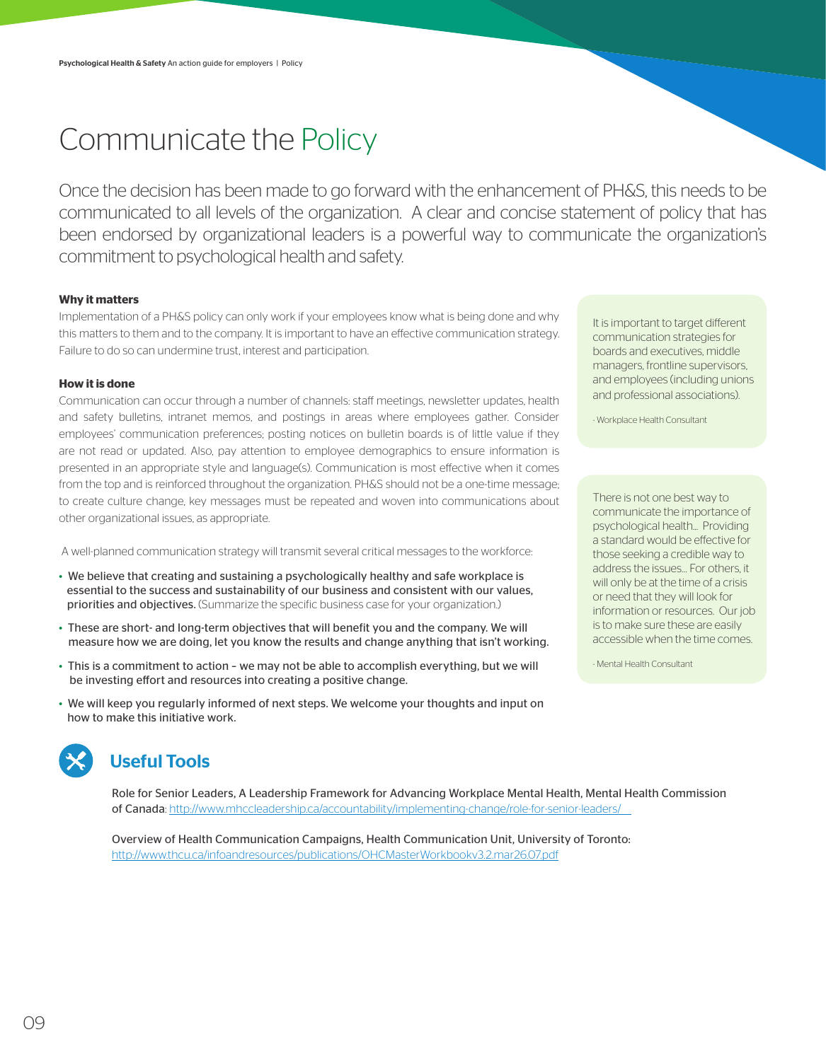# Communicate the Policy

Once the decision has been made to go forward with the enhancement of PH&S, this needs to be communicated to all levels of the organization. A clear and concise statement of policy that has been endorsed by organizational leaders is a powerful way to communicate the organization's commitment to psychological health and safety.

**Why it matters**

Implementation of a PH&S policy can only work if your employees know what is being done and why this matters to them and to the company. It is important to have an effective communication strategy. Failure to do so can undermine trust, interest and participation.

**How it is done**

Communication can occur through a number of channels: staff meetings, newsletter updates, health and safety bulletins, intranet memos, and postings in areas where employees gather. Consider employees' communication preferences; posting notices on bulletin boards is of little value if they are not read or updated. Also, pay attention to employee demographics to ensure information is presented in an appropriate style and language(s). Communication is most effective when it comes from the top and is reinforced throughout the organization. PH&S should not be a one-time message; to create culture change, key messages must be repeated and woven into communications about other organizational issues, as appropriate.

A well-planned communication strategy will transmit several critical messages to the workforce:

- We believe that creating and sustaining a psychologically healthy and safe workplace is essential to the success and sustainability of our business and consistent with our values, priorities and objectives. (Summarize the specific business case for your organization.)
- These are short- and long-term objectives that will benefit you and the company. We will measure how we are doing, let you know the results and change anything that isn't working.
- This is a commitment to action – we may not be able to accomplish everything, but we will be investing effort and resources into creating a positive change.
- We will keep you regularly informed of next steps. We welcome your thoughts and input on how to make this initiative work.

> It is important to target different communication strategies for boards and executives, middle managers, frontline supervisors, and employees (including unions and professional associations).
>
> - Workplace Health Consultant

> There is not one best way to communicate the importance of psychological health... Providing a standard would be effective for those seeking a credible way to address the issues... For others, it will only be at the time of a crisis or need that they will look for information or resources. Our job is to make sure these are easily accessible when the time comes.
>
> - Mental Health Consultant

## Useful Tools

Role for Senior Leaders, A Leadership Framework for Advancing Workplace Mental Health, Mental Health Commission of Canada: http://www.mhccleadership.ca/accountability/implementing-change/role-for-senior-leaders/

Overview of Health Communication Campaigns, Health Communication Unit, University of Toronto: http://www.thcu.ca/infoandresources/publications/OHCMasterWorkbookv3.2.mar26.07.pdf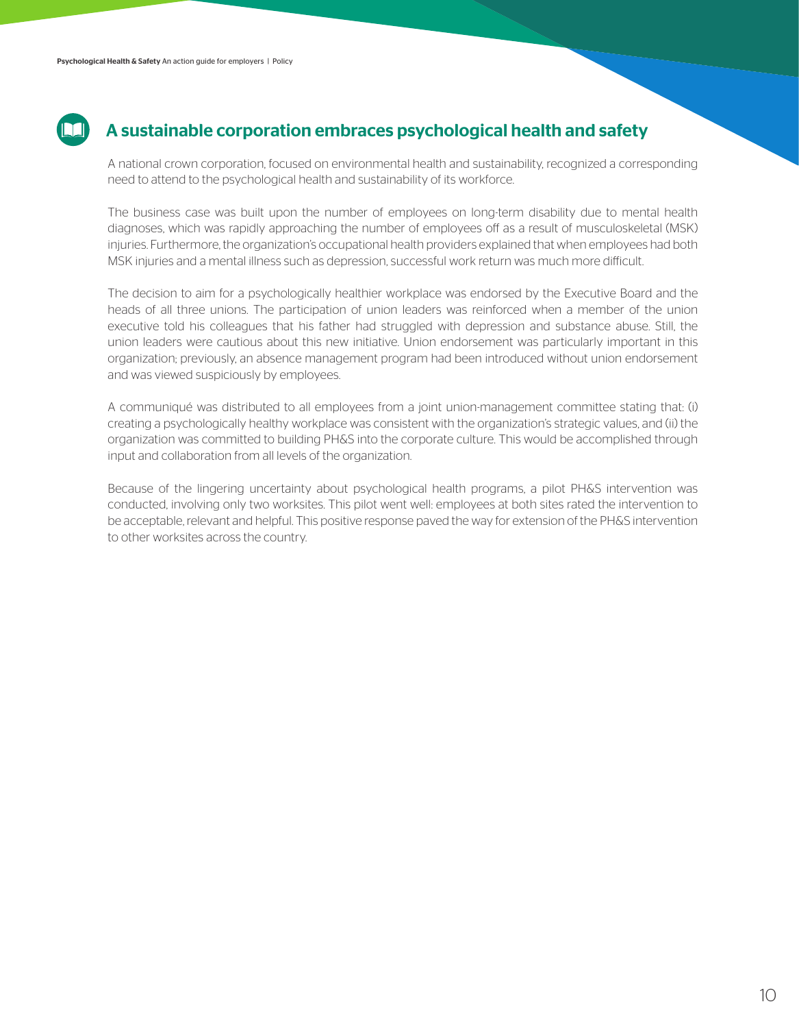## A sustainable corporation embraces psychological health and safety

A national crown corporation, focused on environmental health and sustainability, recognized a corresponding need to attend to the psychological health and sustainability of its workforce.

The business case was built upon the number of employees on long-term disability due to mental health diagnoses, which was rapidly approaching the number of employees off as a result of musculoskeletal (MSK) injuries. Furthermore, the organization's occupational health providers explained that when employees had both MSK injuries and a mental illness such as depression, successful work return was much more difficult.

The decision to aim for a psychologically healthier workplace was endorsed by the Executive Board and the heads of all three unions. The participation of union leaders was reinforced when a member of the union executive told his colleagues that his father had struggled with depression and substance abuse. Still, the union leaders were cautious about this new initiative. Union endorsement was particularly important in this organization; previously, an absence management program had been introduced without union endorsement and was viewed suspiciously by employees.

A communiqué was distributed to all employees from a joint union-management committee stating that: (i) creating a psychologically healthy workplace was consistent with the organization's strategic values, and (ii) the organization was committed to building PH&S into the corporate culture. This would be accomplished through input and collaboration from all levels of the organization.

Because of the lingering uncertainty about psychological health programs, a pilot PH&S intervention was conducted, involving only two worksites. This pilot went well: employees at both sites rated the intervention to be acceptable, relevant and helpful. This positive response paved the way for extension of the PH&S intervention to other worksites across the country.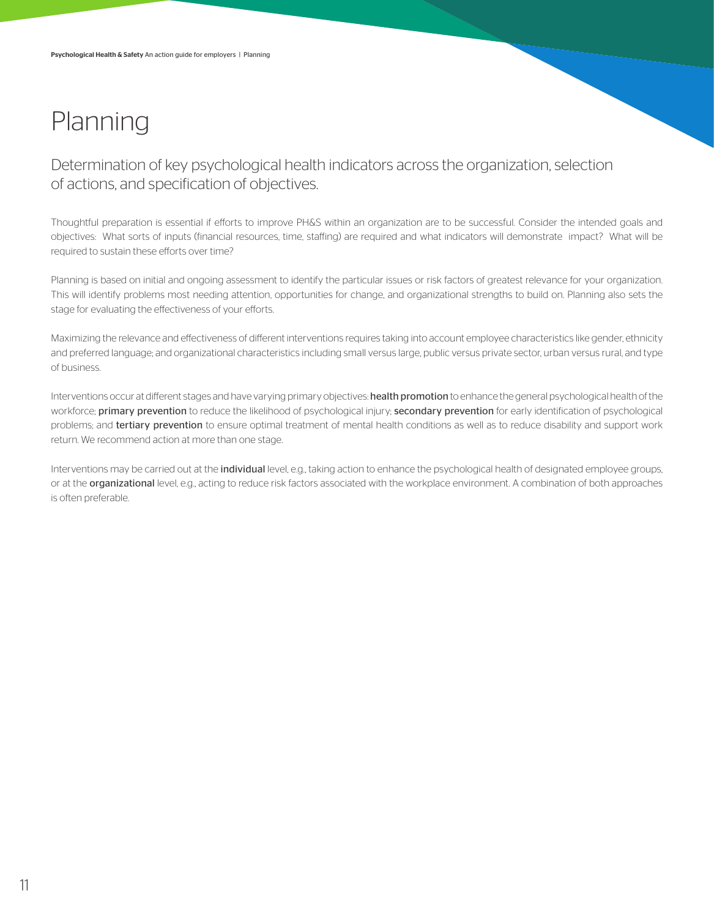# Planning

## Determination of key psychological health indicators across the organization, selection of actions, and specification of objectives.

Thoughtful preparation is essential if efforts to improve PH&S within an organization are to be successful. Consider the intended goals and objectives: What sorts of inputs (financial resources, time, staffing) are required and what indicators will demonstrate impact? What will be required to sustain these efforts over time?

Planning is based on initial and ongoing assessment to identify the particular issues or risk factors of greatest relevance for your organization. This will identify problems most needing attention, opportunities for change, and organizational strengths to build on. Planning also sets the stage for evaluating the effectiveness of your efforts.

Maximizing the relevance and effectiveness of different interventions requires taking into account employee characteristics like gender, ethnicity and preferred language; and organizational characteristics including small versus large, public versus private sector, urban versus rural, and type of business.

Interventions occur at different stages and have varying primary objectives: **health promotion** to enhance the general psychological health of the workforce; **primary prevention** to reduce the likelihood of psychological injury; **secondary prevention** for early identification of psychological problems; and **tertiary prevention** to ensure optimal treatment of mental health conditions as well as to reduce disability and support work return. We recommend action at more than one stage.

Interventions may be carried out at the **individual** level, e.g., taking action to enhance the psychological health of designated employee groups, or at the **organizational** level, e.g., acting to reduce risk factors associated with the workplace environment. A combination of both approaches is often preferable.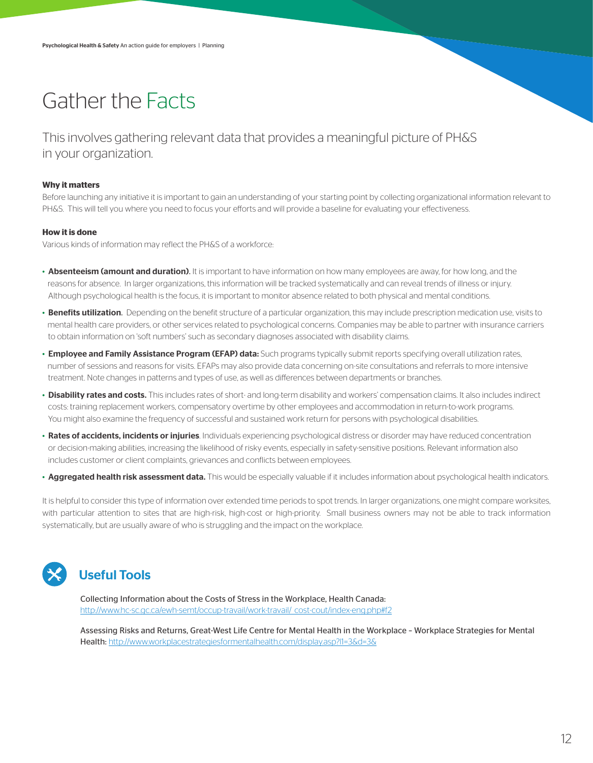# Gather the Facts

This involves gathering relevant data that provides a meaningful picture of PH&S in your organization.

**Why it matters**

Before launching any initiative it is important to gain an understanding of your starting point by collecting organizational information relevant to PH&S. This will tell you where you need to focus your efforts and will provide a baseline for evaluating your effectiveness.

**How it is done**

Various kinds of information may reflect the PH&S of a workforce:

- **Absenteeism (amount and duration)**. It is important to have information on how many employees are away, for how long, and the reasons for absence. In larger organizations, this information will be tracked systematically and can reveal trends of illness or injury. Although psychological health is the focus, it is important to monitor absence related to both physical and mental conditions.
- **Benefits utilization.** Depending on the benefit structure of a particular organization, this may include prescription medication use, visits to mental health care providers, or other services related to psychological concerns. Companies may be able to partner with insurance carriers to obtain information on 'soft numbers' such as secondary diagnoses associated with disability claims.
- **Employee and Family Assistance Program (EFAP) data:** Such programs typically submit reports specifying overall utilization rates, number of sessions and reasons for visits. EFAPs may also provide data concerning on-site consultations and referrals to more intensive treatment. Note changes in patterns and types of use, as well as differences between departments or branches.
- **Disability rates and costs.** This includes rates of short- and long-term disability and workers' compensation claims. It also includes indirect costs: training replacement workers, compensatory overtime by other employees and accommodation in return-to-work programs. You might also examine the frequency of successful and sustained work return for persons with psychological disabilities.
- **Rates of accidents, incidents or injuries**. Individuals experiencing psychological distress or disorder may have reduced concentration or decision-making abilities, increasing the likelihood of risky events, especially in safety-sensitive positions. Relevant information also includes customer or client complaints, grievances and conflicts between employees.
- **Aggregated health risk assessment data.** This would be especially valuable if it includes information about psychological health indicators.

It is helpful to consider this type of information over extended time periods to spot trends. In larger organizations, one might compare worksites, with particular attention to sites that are high-risk, high-cost or high-priority. Small business owners may not be able to track information systematically, but are usually aware of who is struggling and the impact on the workplace.

## Useful Tools

Collecting Information about the Costs of Stress in the Workplace, Health Canada: http://www.hc-sc.gc.ca/ewh-semt/occup-travail/work-travail/_cost-cout/index-eng.php#f2

Assessing Risks and Returns, Great-West Life Centre for Mental Health in the Workplace – Workplace Strategies for Mental Health: http://www.workplacestrategiesformentalhealth.com/display.asp?l1=3&d=3&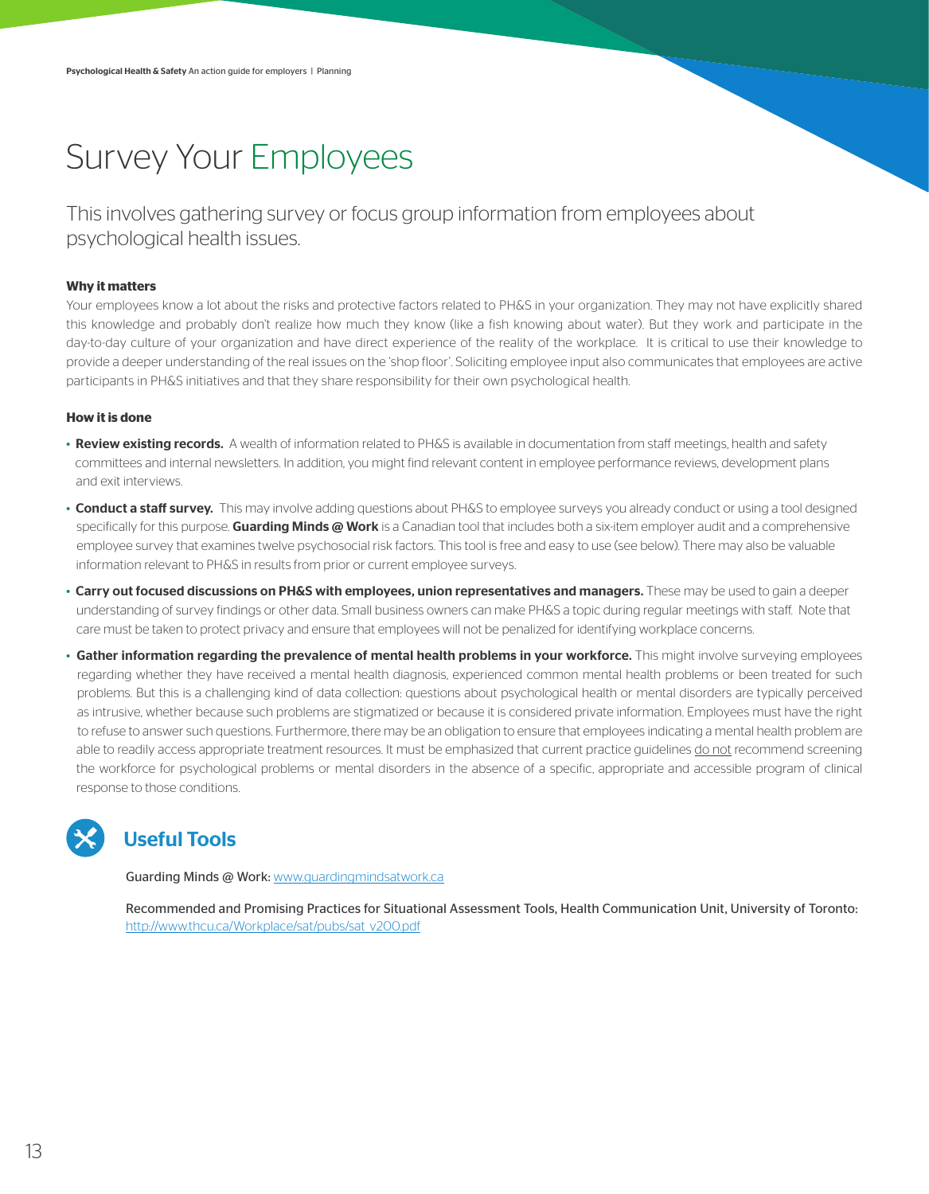# Survey Your Employees

This involves gathering survey or focus group information from employees about psychological health issues.

**Why it matters**

Your employees know a lot about the risks and protective factors related to PH&S in your organization. They may not have explicitly shared this knowledge and probably don't realize how much they know (like a fish knowing about water). But they work and participate in the day-to-day culture of your organization and have direct experience of the reality of the workplace. It is critical to use their knowledge to provide a deeper understanding of the real issues on the 'shop floor'. Soliciting employee input also communicates that employees are active participants in PH&S initiatives and that they share responsibility for their own psychological health.

**How it is done**

- **Review existing records.** A wealth of information related to PH&S is available in documentation from staff meetings, health and safety committees and internal newsletters. In addition, you might find relevant content in employee performance reviews, development plans and exit interviews.
- **Conduct a staff survey.** This may involve adding questions about PH&S to employee surveys you already conduct or using a tool designed specifically for this purpose. **Guarding Minds @ Work** is a Canadian tool that includes both a six-item employer audit and a comprehensive employee survey that examines twelve psychosocial risk factors. This tool is free and easy to use (see below). There may also be valuable information relevant to PH&S in results from prior or current employee surveys.
- **Carry out focused discussions on PH&S with employees, union representatives and managers.** These may be used to gain a deeper understanding of survey findings or other data. Small business owners can make PH&S a topic during regular meetings with staff. Note that care must be taken to protect privacy and ensure that employees will not be penalized for identifying workplace concerns.
- **Gather information regarding the prevalence of mental health problems in your workforce.** This might involve surveying employees regarding whether they have received a mental health diagnosis, experienced common mental health problems or been treated for such problems. But this is a challenging kind of data collection: questions about psychological health or mental disorders are typically perceived as intrusive, whether because such problems are stigmatized or because it is considered private information. Employees must have the right to refuse to answer such questions. Furthermore, there may be an obligation to ensure that employees indicating a mental health problem are able to readily access appropriate treatment resources. It must be emphasized that current practice guidelines do not recommend screening the workforce for psychological problems or mental disorders in the absence of a specific, appropriate and accessible program of clinical response to those conditions.

## Useful Tools

Guarding Minds @ Work: www.guardingmindsatwork.ca

Recommended and Promising Practices for Situational Assessment Tools, Health Communication Unit, University of Toronto: http://www.thcu.ca/Workplace/sat/pubs/sat_v200.pdf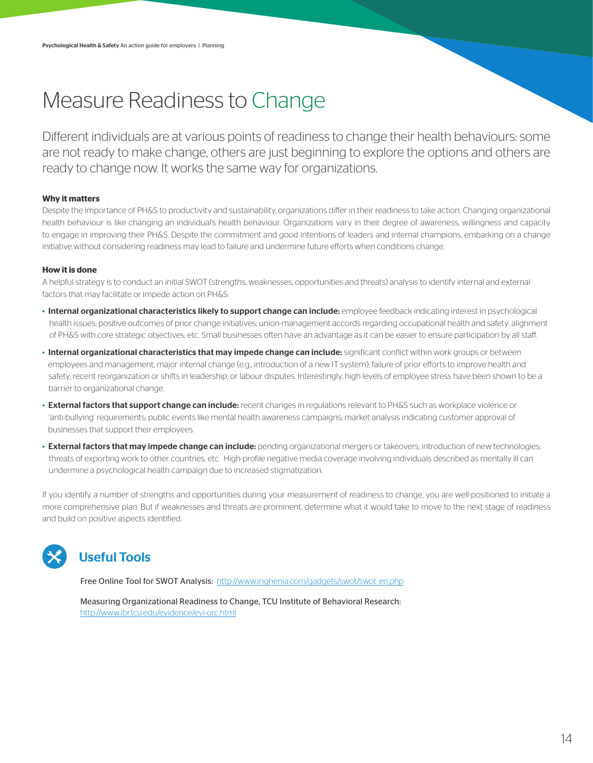# Measure Readiness to Change

Different individuals are at various points of readiness to change their health behaviours: some are not ready to make change, others are just beginning to explore the options and others are ready to change now. It works the same way for organizations.

**Why it matters**

Despite the importance of PH&S to productivity and sustainability, organizations differ in their readiness to take action. Changing organizational health behaviour is like changing an individual's health behaviour. Organizations vary in their degree of awareness, willingness and capacity to engage in improving their PH&S. Despite the commitment and good intentions of leaders and internal champions, embarking on a change initiative without considering readiness may lead to failure and undermine future efforts when conditions change.

**How it is done**

A helpful strategy is to conduct an initial SWOT (strengths, weaknesses, opportunities and threats) analysis to identify internal and external factors that may facilitate or impede action on PH&S:

- **Internal organizational characteristics likely to support change can include:** employee feedback indicating interest in psychological health issues; positive outcomes of prior change initiatives; union-management accords regarding occupational health and safety; alignment of PH&S with core strategic objectives; etc. Small businesses often have an advantage as it can be easier to ensure participation by all staff.
- **Internal organizational characteristics that may impede change can include:** significant conflict within work groups or between employees and management; major internal change (e.g., introduction of a new IT system); failure of prior efforts to improve health and safety; recent reorganization or shifts in leadership; or labour disputes. Interestingly, high levels of employee stress have been shown to be a barrier to organizational change.
- **External factors that support change can include:** recent changes in regulations relevant to PH&S such as workplace violence or 'anti-bullying' requirements; public events like mental health awareness campaigns; market analysis indicating customer approval of businesses that support their employees.
- **External factors that may impede change can include:** pending organizational mergers or takeovers; introduction of new technologies; threats of exporting work to other countries, etc. High-profile negative media coverage involving individuals described as mentally ill can undermine a psychological health campaign due to increased stigmatization.

If you identify a number of strengths and opportunities during your measurement of readiness to change, you are well-positioned to initiate a more comprehensive plan. But if weaknesses and threats are prominent, determine what it would take to move to the next stage of readiness and build on positive aspects identified.

## Useful Tools

Free Online Tool for SWOT Analysis: http://www.inghenia.com/gadgets/swot/swot_en.php

Measuring Organizational Readiness to Change, TCU Institute of Behavioral Research: http://www.ibr.tcu.edu/evidence/evi-orc.html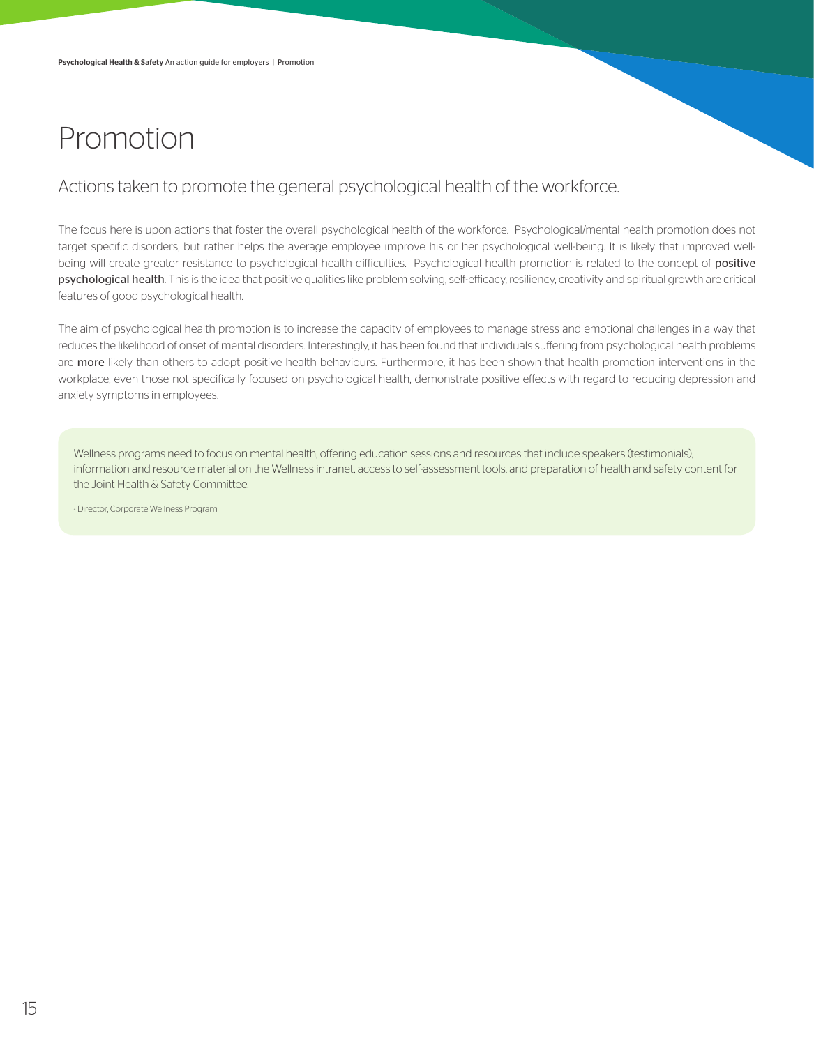# Promotion

## Actions taken to promote the general psychological health of the workforce.

The focus here is upon actions that foster the overall psychological health of the workforce. Psychological/mental health promotion does not target specific disorders, but rather helps the average employee improve his or her psychological well-being. It is likely that improved well-being will create greater resistance to psychological health difficulties. Psychological health promotion is related to the concept of positive psychological health. This is the idea that positive qualities like problem solving, self-efficacy, resiliency, creativity and spiritual growth are critical features of good psychological health.

The aim of psychological health promotion is to increase the capacity of employees to manage stress and emotional challenges in a way that reduces the likelihood of onset of mental disorders. Interestingly, it has been found that individuals suffering from psychological health problems are more likely than others to adopt positive health behaviours. Furthermore, it has been shown that health promotion interventions in the workplace, even those not specifically focused on psychological health, demonstrate positive effects with regard to reducing depression and anxiety symptoms in employees.

> Wellness programs need to focus on mental health, offering education sessions and resources that include speakers (testimonials), information and resource material on the Wellness intranet, access to self-assessment tools, and preparation of health and safety content for the Joint Health & Safety Committee.
>
> - Director, Corporate Wellness Program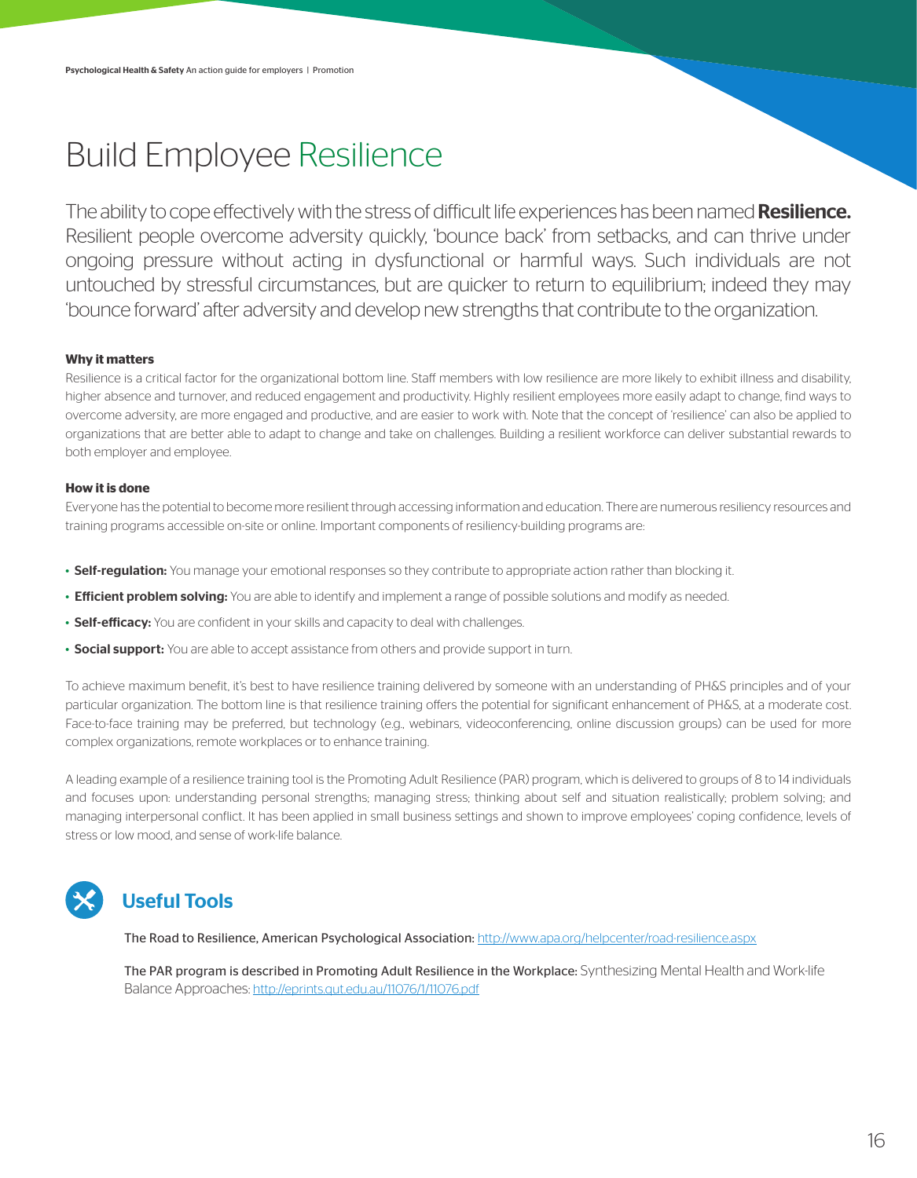# Build Employee Resilience

The ability to cope effectively with the stress of difficult life experiences has been named **Resilience.** Resilient people overcome adversity quickly, 'bounce back' from setbacks, and can thrive under ongoing pressure without acting in dysfunctional or harmful ways. Such individuals are not untouched by stressful circumstances, but are quicker to return to equilibrium; indeed they may 'bounce forward' after adversity and develop new strengths that contribute to the organization.

**Why it matters**

Resilience is a critical factor for the organizational bottom line. Staff members with low resilience are more likely to exhibit illness and disability, higher absence and turnover, and reduced engagement and productivity. Highly resilient employees more easily adapt to change, find ways to overcome adversity, are more engaged and productive, and are easier to work with. Note that the concept of 'resilience' can also be applied to organizations that are better able to adapt to change and take on challenges. Building a resilient workforce can deliver substantial rewards to both employer and employee.

**How it is done**

Everyone has the potential to become more resilient through accessing information and education. There are numerous resiliency resources and training programs accessible on-site or online. Important components of resiliency-building programs are:

- **Self-regulation:** You manage your emotional responses so they contribute to appropriate action rather than blocking it.
- **Efficient problem solving:** You are able to identify and implement a range of possible solutions and modify as needed.
- **Self-efficacy:** You are confident in your skills and capacity to deal with challenges.
- **Social support:** You are able to accept assistance from others and provide support in turn.

To achieve maximum benefit, it's best to have resilience training delivered by someone with an understanding of PH&S principles and of your particular organization. The bottom line is that resilience training offers the potential for significant enhancement of PH&S, at a moderate cost. Face-to-face training may be preferred, but technology (e.g., webinars, videoconferencing, online discussion groups) can be used for more complex organizations, remote workplaces or to enhance training.

A leading example of a resilience training tool is the Promoting Adult Resilience (PAR) program, which is delivered to groups of 8 to 14 individuals and focuses upon: understanding personal strengths; managing stress; thinking about self and situation realistically; problem solving; and managing interpersonal conflict. It has been applied in small business settings and shown to improve employees' coping confidence, levels of stress or low mood, and sense of work-life balance.

## Useful Tools

The Road to Resilience, American Psychological Association: http://www.apa.org/helpcenter/road-resilience.aspx

The PAR program is described in Promoting Adult Resilience in the Workplace: Synthesizing Mental Health and Work-life Balance Approaches: http://eprints.qut.edu.au/11076/1/11076.pdf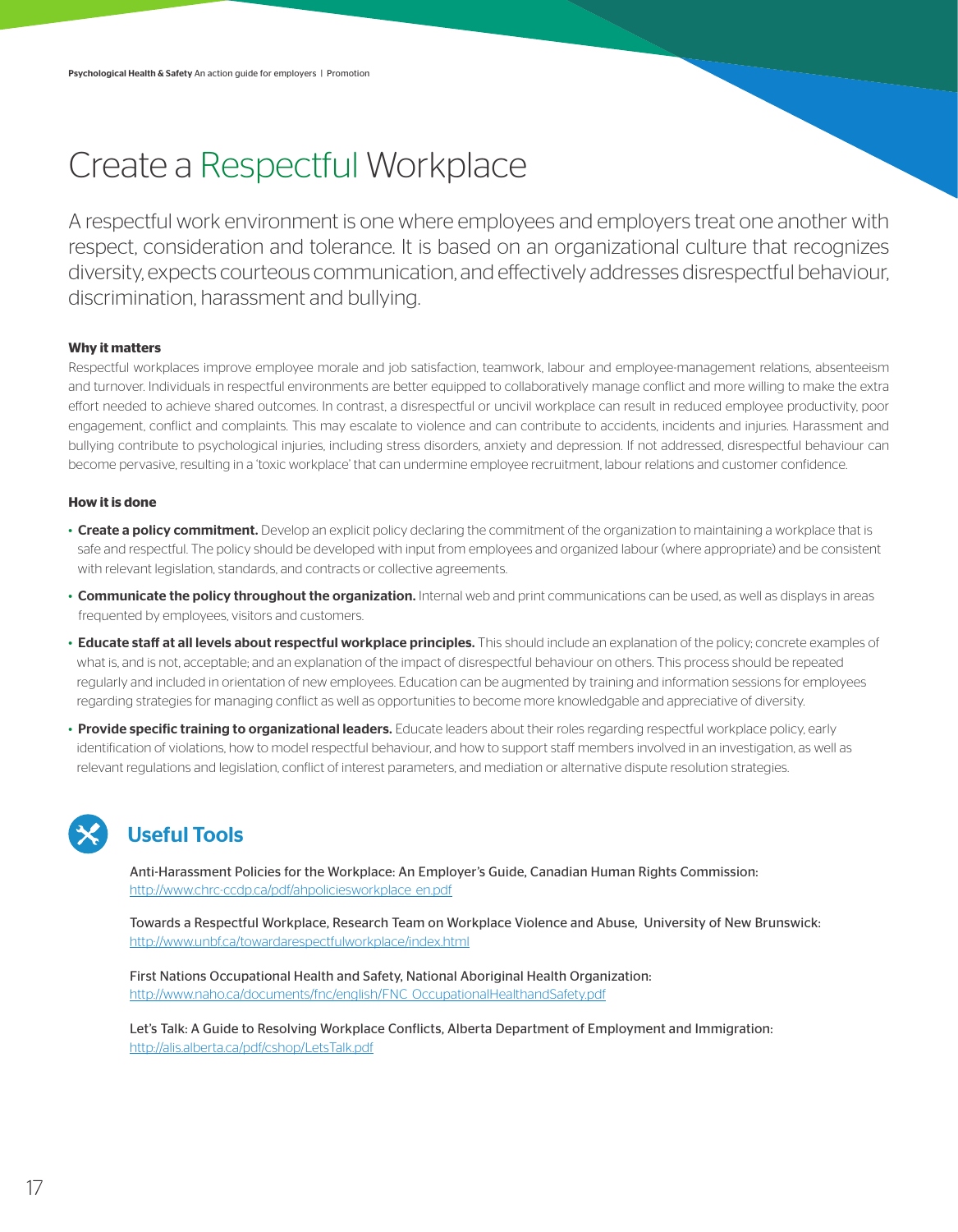# Create a Respectful Workplace

A respectful work environment is one where employees and employers treat one another with respect, consideration and tolerance. It is based on an organizational culture that recognizes diversity, expects courteous communication, and effectively addresses disrespectful behaviour, discrimination, harassment and bullying.

**Why it matters**

Respectful workplaces improve employee morale and job satisfaction, teamwork, labour and employee-management relations, absenteeism and turnover. Individuals in respectful environments are better equipped to collaboratively manage conflict and more willing to make the extra effort needed to achieve shared outcomes. In contrast, a disrespectful or uncivil workplace can result in reduced employee productivity, poor engagement, conflict and complaints. This may escalate to violence and can contribute to accidents, incidents and injuries. Harassment and bullying contribute to psychological injuries, including stress disorders, anxiety and depression. If not addressed, disrespectful behaviour can become pervasive, resulting in a 'toxic workplace' that can undermine employee recruitment, labour relations and customer confidence.

**How it is done**

- **Create a policy commitment.** Develop an explicit policy declaring the commitment of the organization to maintaining a workplace that is safe and respectful. The policy should be developed with input from employees and organized labour (where appropriate) and be consistent with relevant legislation, standards, and contracts or collective agreements.
- **Communicate the policy throughout the organization.** Internal web and print communications can be used, as well as displays in areas frequented by employees, visitors and customers.
- **Educate staff at all levels about respectful workplace principles.** This should include an explanation of the policy; concrete examples of what is, and is not, acceptable; and an explanation of the impact of disrespectful behaviour on others. This process should be repeated regularly and included in orientation of new employees. Education can be augmented by training and information sessions for employees regarding strategies for managing conflict as well as opportunities to become more knowledgable and appreciative of diversity.
- **Provide specific training to organizational leaders.** Educate leaders about their roles regarding respectful workplace policy, early identification of violations, how to model respectful behaviour, and how to support staff members involved in an investigation, as well as relevant regulations and legislation, conflict of interest parameters, and mediation or alternative dispute resolution strategies.

## Useful Tools

Anti-Harassment Policies for the Workplace: An Employer's Guide, Canadian Human Rights Commission:
http://www.chrc-ccdp.ca/pdf/ahpoliciesworkplace_en.pdf

Towards a Respectful Workplace, Research Team on Workplace Violence and Abuse, University of New Brunswick:
http://www.unbf.ca/towardarespectfulworkplace/index.html

First Nations Occupational Health and Safety, National Aboriginal Health Organization:
http://www.naho.ca/documents/fnc/english/FNC_OccupationalHealthandSafety.pdf

Let's Talk: A Guide to Resolving Workplace Conflicts, Alberta Department of Employment and Immigration:
http://alis.alberta.ca/pdf/cshop/LetsTalk.pdf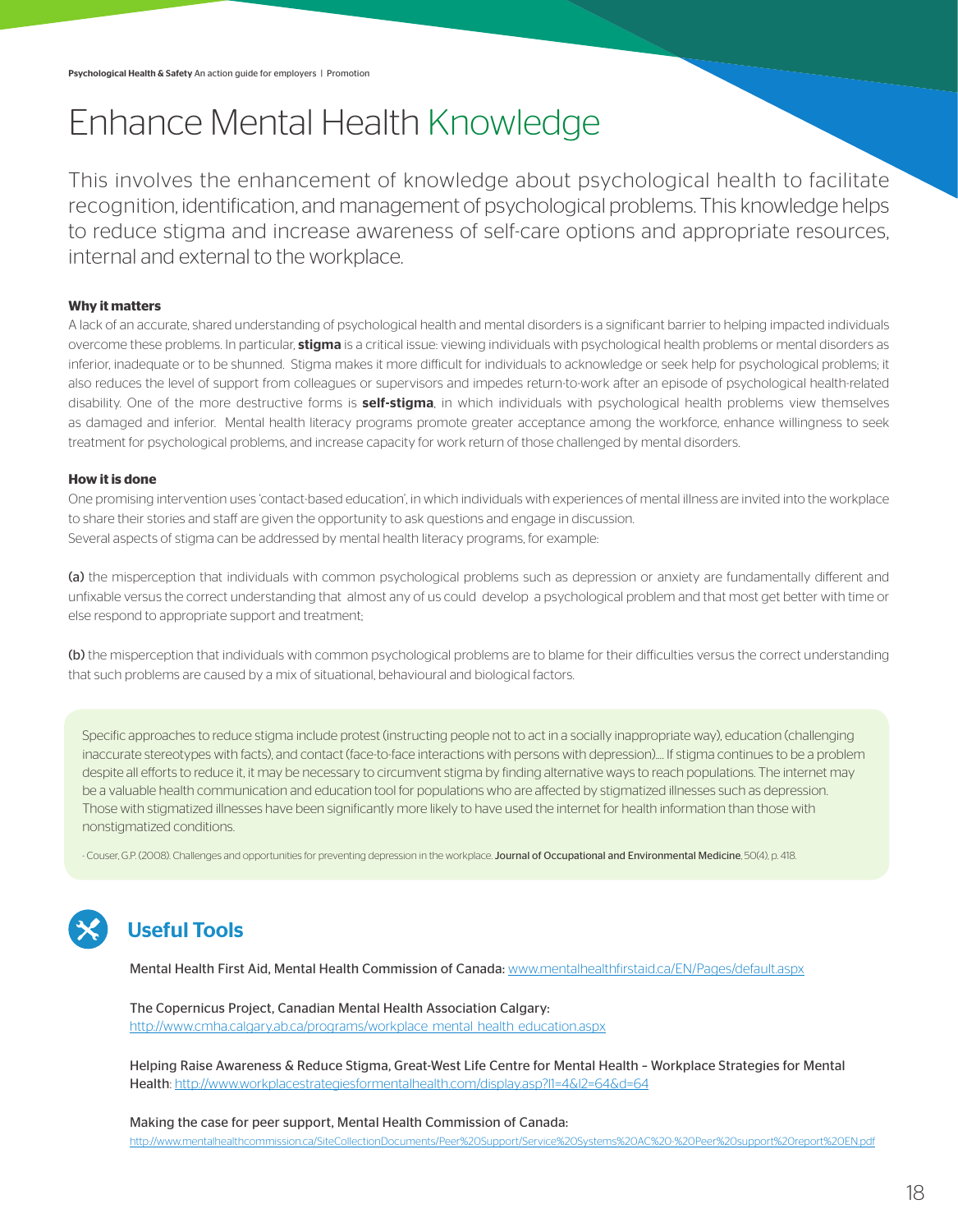# Enhance Mental Health Knowledge

This involves the enhancement of knowledge about psychological health to facilitate recognition, identification, and management of psychological problems. This knowledge helps to reduce stigma and increase awareness of self-care options and appropriate resources, internal and external to the workplace.

**Why it matters**

A lack of an accurate, shared understanding of psychological health and mental disorders is a significant barrier to helping impacted individuals overcome these problems. In particular, **stigma** is a critical issue: viewing individuals with psychological health problems or mental disorders as inferior, inadequate or to be shunned. Stigma makes it more difficult for individuals to acknowledge or seek help for psychological problems; it also reduces the level of support from colleagues or supervisors and impedes return-to-work after an episode of psychological health-related disability. One of the more destructive forms is **self-stigma**, in which individuals with psychological health problems view themselves as damaged and inferior. Mental health literacy programs promote greater acceptance among the workforce, enhance willingness to seek treatment for psychological problems, and increase capacity for work return of those challenged by mental disorders.

**How it is done**

One promising intervention uses 'contact-based education', in which individuals with experiences of mental illness are invited into the workplace to share their stories and staff are given the opportunity to ask questions and engage in discussion.
Several aspects of stigma can be addressed by mental health literacy programs, for example:

(a) the misperception that individuals with common psychological problems such as depression or anxiety are fundamentally different and unfixable versus the correct understanding that almost any of us could develop a psychological problem and that most get better with time or else respond to appropriate support and treatment;

(b) the misperception that individuals with common psychological problems are to blame for their difficulties versus the correct understanding that such problems are caused by a mix of situational, behavioural and biological factors.

> Specific approaches to reduce stigma include protest (instructing people not to act in a socially inappropriate way), education (challenging inaccurate stereotypes with facts), and contact (face-to-face interactions with persons with depression)…. If stigma continues to be a problem despite all efforts to reduce it, it may be necessary to circumvent stigma by finding alternative ways to reach populations. The internet may be a valuable health communication and education tool for populations who are affected by stigmatized illnesses such as depression. Those with stigmatized illnesses have been significantly more likely to have used the internet for health information than those with nonstigmatized conditions.
>
> - Couser, G.P. (2008). Challenges and opportunities for preventing depression in the workplace. Journal of Occupational and Environmental Medicine, 50(4), p. 418.

## Useful Tools

Mental Health First Aid, Mental Health Commission of Canada: www.mentalhealthfirstaid.ca/EN/Pages/default.aspx

The Copernicus Project, Canadian Mental Health Association Calgary:
http://www.cmha.calgary.ab.ca/programs/workplace_mental_health_education.aspx

Helping Raise Awareness & Reduce Stigma, Great-West Life Centre for Mental Health – Workplace Strategies for Mental Health: http://www.workplacestrategiesformentalhealth.com/display.asp?l1=4&l2=64&d=64

Making the case for peer support, Mental Health Commission of Canada:
http://www.mentalhealthcommission.ca/SiteCollectionDocuments/Peer%20Support/Service%20Systems%20AC%20-%20Peer%20support%20report%20EN.pdf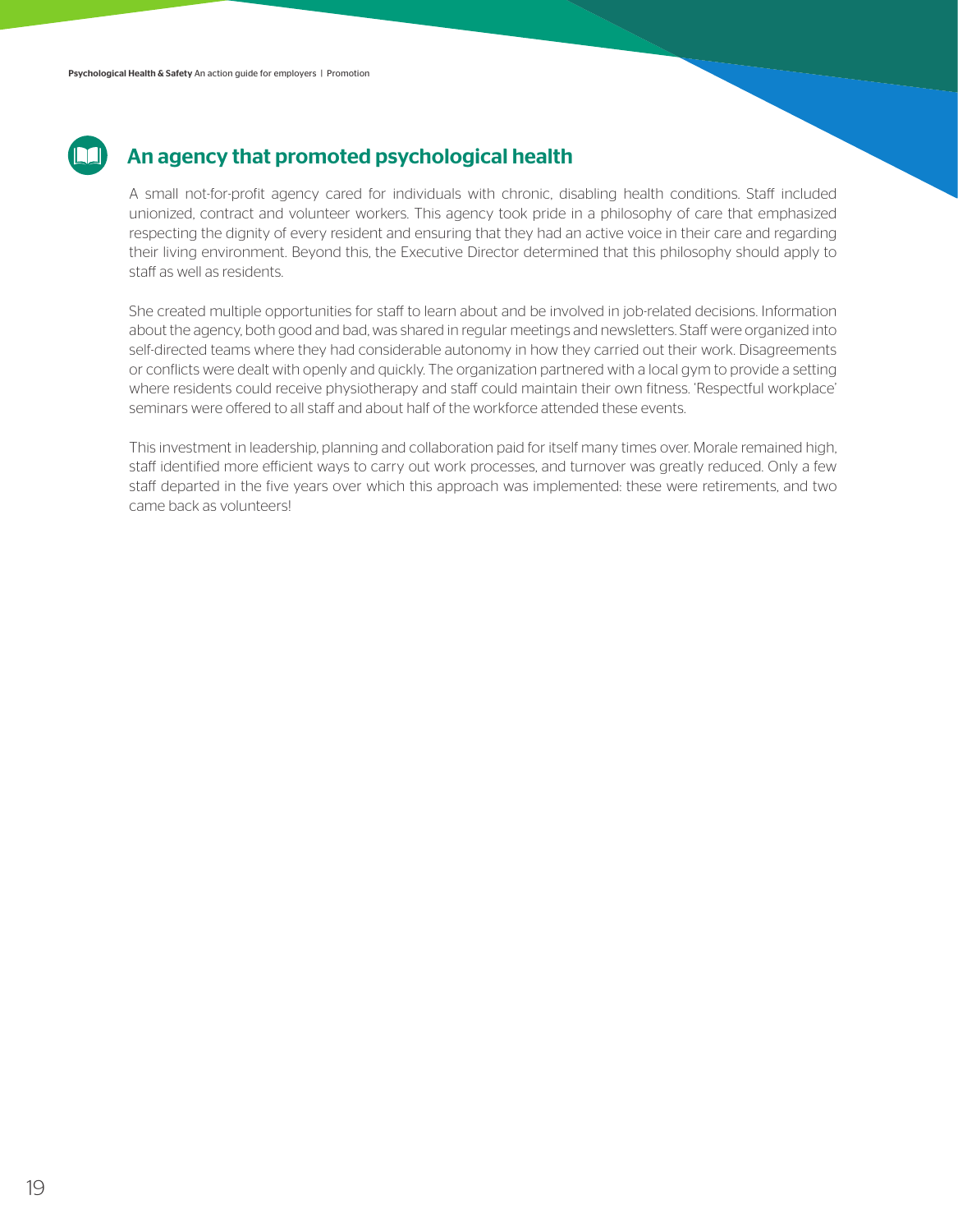## An agency that promoted psychological health

A small not-for-profit agency cared for individuals with chronic, disabling health conditions. Staff included unionized, contract and volunteer workers. This agency took pride in a philosophy of care that emphasized respecting the dignity of every resident and ensuring that they had an active voice in their care and regarding their living environment. Beyond this, the Executive Director determined that this philosophy should apply to staff as well as residents.

She created multiple opportunities for staff to learn about and be involved in job-related decisions. Information about the agency, both good and bad, was shared in regular meetings and newsletters. Staff were organized into self-directed teams where they had considerable autonomy in how they carried out their work. Disagreements or conflicts were dealt with openly and quickly. The organization partnered with a local gym to provide a setting where residents could receive physiotherapy and staff could maintain their own fitness. 'Respectful workplace' seminars were offered to all staff and about half of the workforce attended these events.

This investment in leadership, planning and collaboration paid for itself many times over. Morale remained high, staff identified more efficient ways to carry out work processes, and turnover was greatly reduced. Only a few staff departed in the five years over which this approach was implemented: these were retirements, and two came back as volunteers!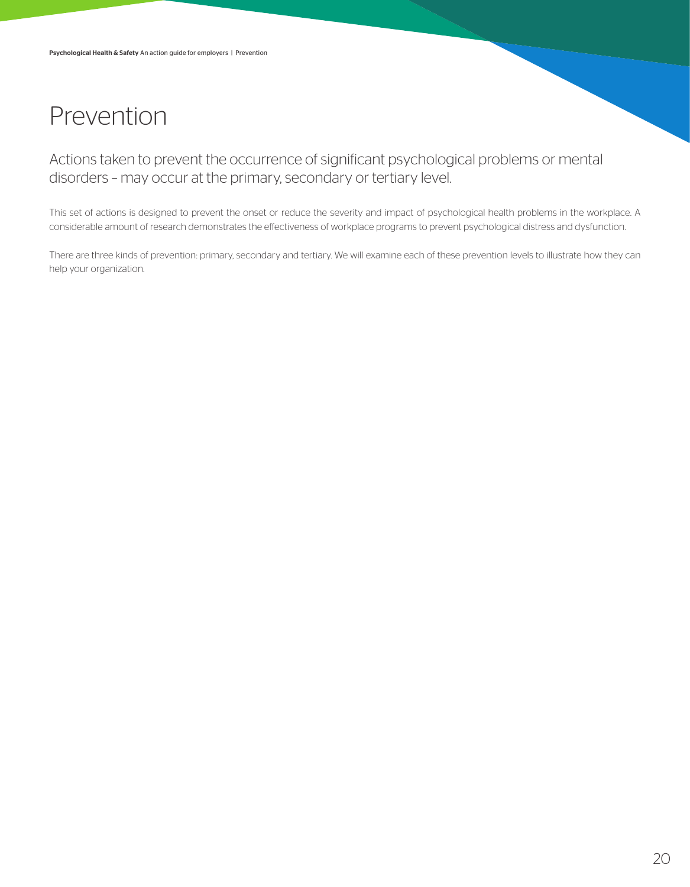# Prevention

## Actions taken to prevent the occurrence of significant psychological problems or mental disorders – may occur at the primary, secondary or tertiary level.

This set of actions is designed to prevent the onset or reduce the severity and impact of psychological health problems in the workplace. A considerable amount of research demonstrates the effectiveness of workplace programs to prevent psychological distress and dysfunction.

There are three kinds of prevention: primary, secondary and tertiary. We will examine each of these prevention levels to illustrate how they can help your organization.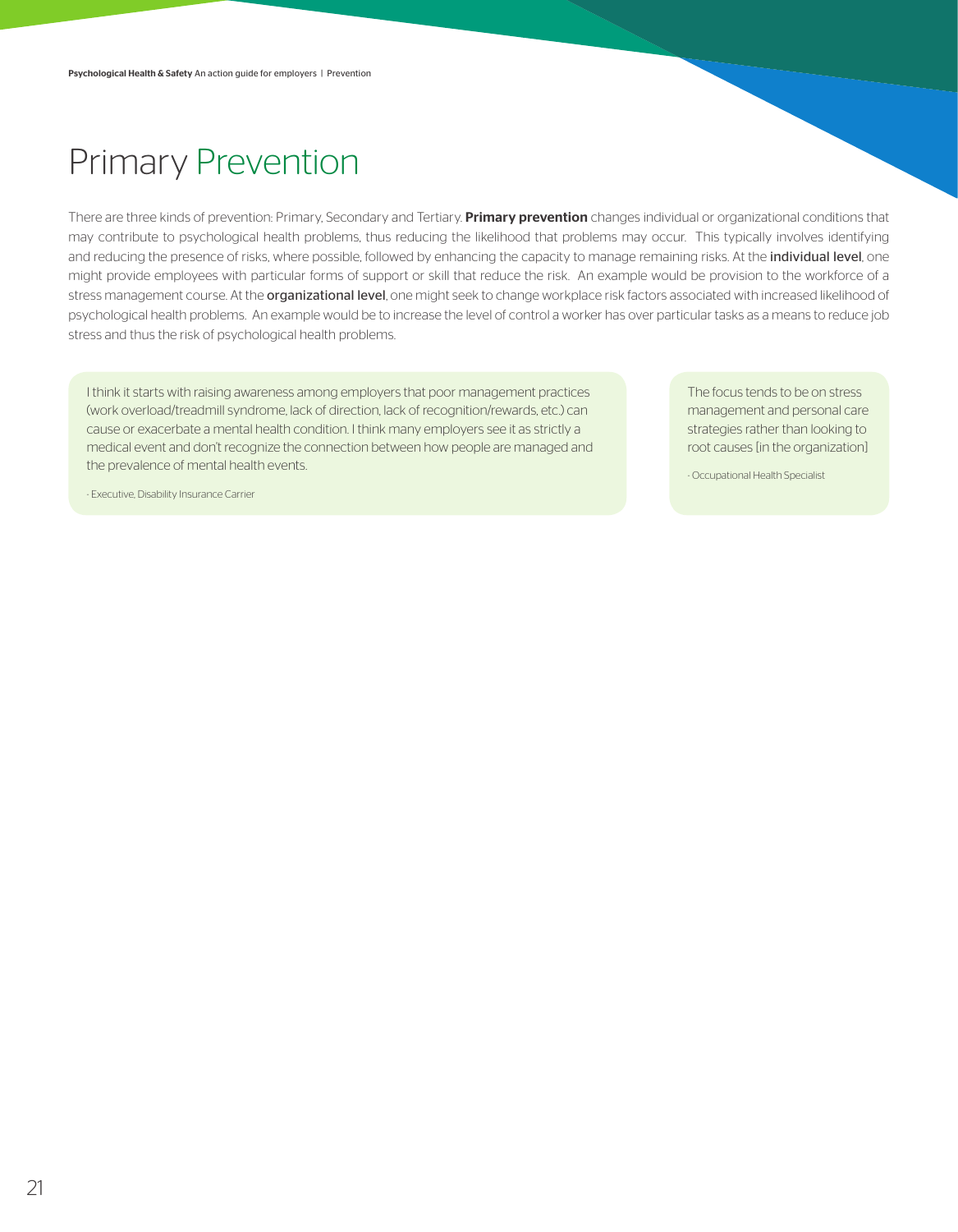# Primary Prevention

There are three kinds of prevention: Primary, Secondary and Tertiary. **Primary prevention** changes individual or organizational conditions that may contribute to psychological health problems, thus reducing the likelihood that problems may occur. This typically involves identifying and reducing the presence of risks, where possible, followed by enhancing the capacity to manage remaining risks. At the individual level, one might provide employees with particular forms of support or skill that reduce the risk. An example would be provision to the workforce of a stress management course. At the organizational level, one might seek to change workplace risk factors associated with increased likelihood of psychological health problems. An example would be to increase the level of control a worker has over particular tasks as a means to reduce job stress and thus the risk of psychological health problems.

> I think it starts with raising awareness among employers that poor management practices (work overload/treadmill syndrome, lack of direction, lack of recognition/rewards, etc.) can cause or exacerbate a mental health condition. I think many employers see it as strictly a medical event and don't recognize the connection between how people are managed and the prevalence of mental health events.
>
> - Executive, Disability Insurance Carrier

> The focus tends to be on stress management and personal care strategies rather than looking to root causes [in the organization]
>
> - Occupational Health Specialist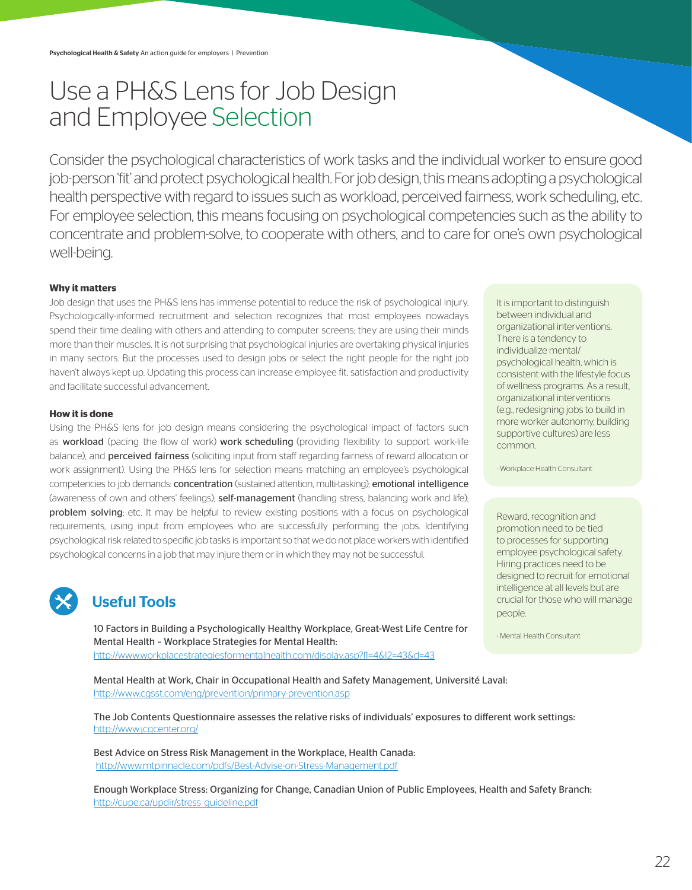# Use a PH&S Lens for Job Design and Employee Selection

Consider the psychological characteristics of work tasks and the individual worker to ensure good job-person 'fit' and protect psychological health. For job design, this means adopting a psychological health perspective with regard to issues such as workload, perceived fairness, work scheduling, etc. For employee selection, this means focusing on psychological competencies such as the ability to concentrate and problem-solve, to cooperate with others, and to care for one's own psychological well-being.

**Why it matters**

Job design that uses the PH&S lens has immense potential to reduce the risk of psychological injury. Psychologically-informed recruitment and selection recognizes that most employees nowadays spend their time dealing with others and attending to computer screens; they are using their minds more than their muscles. It is not surprising that psychological injuries are overtaking physical injuries in many sectors. But the processes used to design jobs or select the right people for the right job haven't always kept up. Updating this process can increase employee fit, satisfaction and productivity and facilitate successful advancement.

**How it is done**

Using the PH&S lens for job design means considering the psychological impact of factors such as workload (pacing the flow of work) work scheduling (providing flexibility to support work-life balance), and perceived fairness (soliciting input from staff regarding fairness of reward allocation or work assignment). Using the PH&S lens for selection means matching an employee's psychological competencies to job demands: concentration (sustained attention, multi-tasking); emotional intelligence (awareness of own and others' feelings); self-management (handling stress, balancing work and life); problem solving; etc. It may be helpful to review existing positions with a focus on psychological requirements, using input from employees who are successfully performing the jobs. Identifying psychological risk related to specific job tasks is important so that we do not place workers with identified psychological concerns in a job that may injure them or in which they may not be successful.

> It is important to distinguish between individual and organizational interventions. There is a tendency to individualize mental/psychological health, which is consistent with the lifestyle focus of wellness programs. As a result, organizational interventions (e.g., redesigning jobs to build in more worker autonomy, building supportive cultures) are less common.
>
> - Workplace Health Consultant

> Reward, recognition and promotion need to be tied to processes for supporting employee psychological safety. Hiring practices need to be designed to recruit for emotional intelligence at all levels but are crucial for those who will manage people.
>
> - Mental Health Consultant

## Useful Tools

10 Factors in Building a Psychologically Healthy Workplace, Great-West Life Centre for Mental Health – Workplace Strategies for Mental Health:
http://www.workplacestrategiesformentalhealth.com/display.asp?l1=4&l2=43&d=43

Mental Health at Work, Chair in Occupational Health and Safety Management, Université Laval:
http://www.cgsst.com/eng/prevention/primary-prevention.asp

The Job Contents Questionnaire assesses the relative risks of individuals' exposures to different work settings:
http://www.jcqcenter.org/

Best Advice on Stress Risk Management in the Workplace, Health Canada:
http://www.mtpinnacle.com/pdfs/Best-Advise-on-Stress-Management.pdf

Enough Workplace Stress: Organizing for Change, Canadian Union of Public Employees, Health and Safety Branch:
http://cupe.ca/updir/stress_guideline.pdf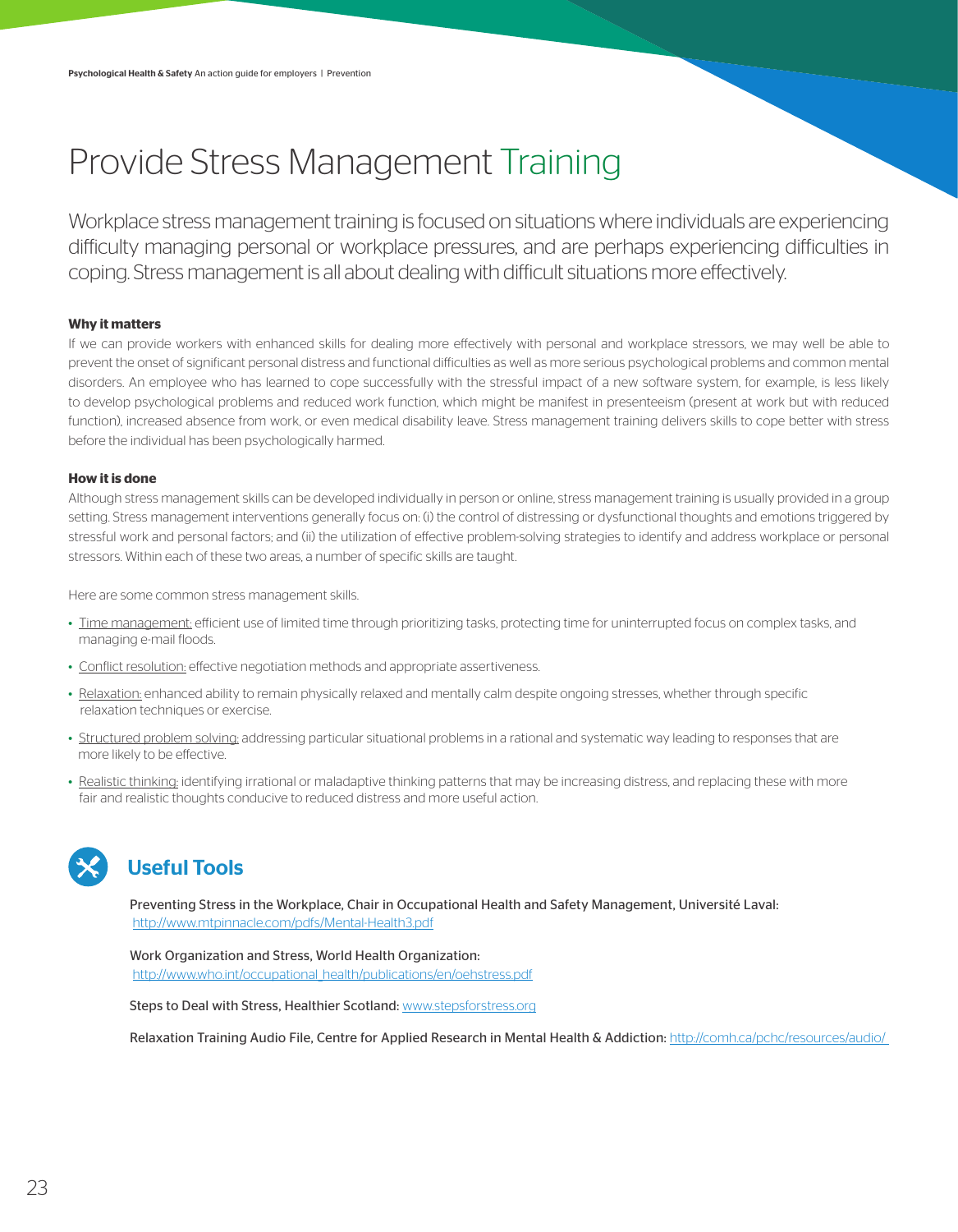# Provide Stress Management Training

Workplace stress management training is focused on situations where individuals are experiencing difficulty managing personal or workplace pressures, and are perhaps experiencing difficulties in coping. Stress management is all about dealing with difficult situations more effectively.

**Why it matters**

If we can provide workers with enhanced skills for dealing more effectively with personal and workplace stressors, we may well be able to prevent the onset of significant personal distress and functional difficulties as well as more serious psychological problems and common mental disorders. An employee who has learned to cope successfully with the stressful impact of a new software system, for example, is less likely to develop psychological problems and reduced work function, which might be manifest in presenteeism (present at work but with reduced function), increased absence from work, or even medical disability leave. Stress management training delivers skills to cope better with stress before the individual has been psychologically harmed.

**How it is done**

Although stress management skills can be developed individually in person or online, stress management training is usually provided in a group setting. Stress management interventions generally focus on: (i) the control of distressing or dysfunctional thoughts and emotions triggered by stressful work and personal factors; and (ii) the utilization of effective problem-solving strategies to identify and address workplace or personal stressors. Within each of these two areas, a number of specific skills are taught.

Here are some common stress management skills.

- Time management: efficient use of limited time through prioritizing tasks, protecting time for uninterrupted focus on complex tasks, and managing e-mail floods.
- Conflict resolution: effective negotiation methods and appropriate assertiveness.
- Relaxation: enhanced ability to remain physically relaxed and mentally calm despite ongoing stresses, whether through specific relaxation techniques or exercise.
- Structured problem solving: addressing particular situational problems in a rational and systematic way leading to responses that are more likely to be effective.
- Realistic thinking: identifying irrational or maladaptive thinking patterns that may be increasing distress, and replacing these with more fair and realistic thoughts conducive to reduced distress and more useful action.

## Useful Tools

Preventing Stress in the Workplace, Chair in Occupational Health and Safety Management, Université Laval: http://www.mtpinnacle.com/pdfs/Mental-Health3.pdf

Work Organization and Stress, World Health Organization: http://www.who.int/occupational_health/publications/en/oehstress.pdf

Steps to Deal with Stress, Healthier Scotland: www.stepsforstress.org

Relaxation Training Audio File, Centre for Applied Research in Mental Health & Addiction: http://comh.ca/pchc/resources/audio/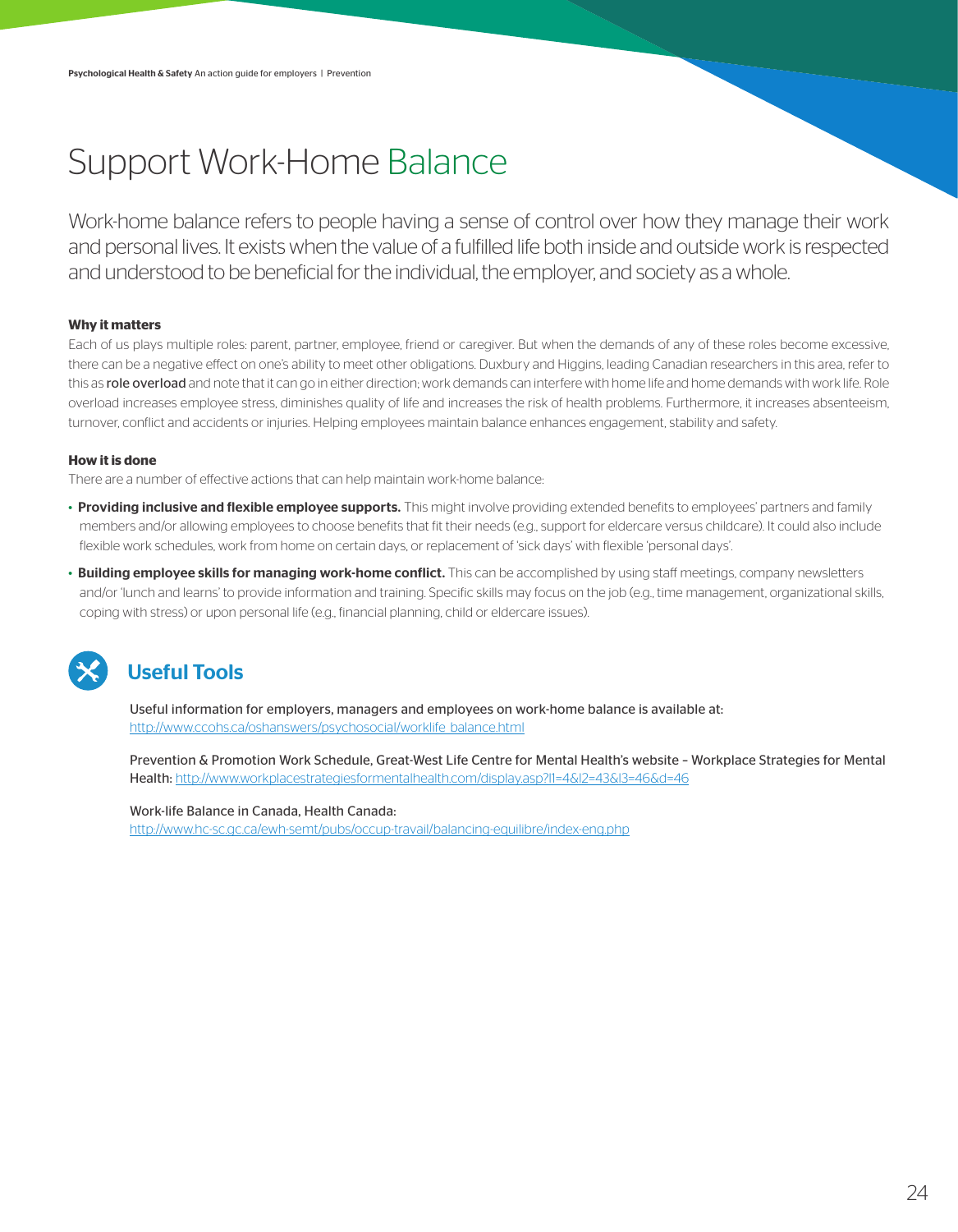# Support Work-Home Balance

Work-home balance refers to people having a sense of control over how they manage their work and personal lives. It exists when the value of a fulfilled life both inside and outside work is respected and understood to be beneficial for the individual, the employer, and society as a whole.

**Why it matters**

Each of us plays multiple roles: parent, partner, employee, friend or caregiver. But when the demands of any of these roles become excessive, there can be a negative effect on one's ability to meet other obligations. Duxbury and Higgins, leading Canadian researchers in this area, refer to this as role overload and note that it can go in either direction; work demands can interfere with home life and home demands with work life. Role overload increases employee stress, diminishes quality of life and increases the risk of health problems. Furthermore, it increases absenteeism, turnover, conflict and accidents or injuries. Helping employees maintain balance enhances engagement, stability and safety.

**How it is done**

There are a number of effective actions that can help maintain work-home balance:

- **Providing inclusive and flexible employee supports.** This might involve providing extended benefits to employees' partners and family members and/or allowing employees to choose benefits that fit their needs (e.g., support for eldercare versus childcare). It could also include flexible work schedules, work from home on certain days, or replacement of 'sick days' with flexible 'personal days'.
- **Building employee skills for managing work-home conflict.** This can be accomplished by using staff meetings, company newsletters and/or 'lunch and learns' to provide information and training. Specific skills may focus on the job (e.g., time management, organizational skills, coping with stress) or upon personal life (e.g., financial planning, child or eldercare issues).

## Useful Tools

Useful information for employers, managers and employees on work-home balance is available at:
http://www.ccohs.ca/oshanswers/psychosocial/worklife_balance.html

Prevention & Promotion Work Schedule, Great-West Life Centre for Mental Health's website – Workplace Strategies for Mental Health: http://www.workplacestrategiesformentalhealth.com/display.asp?l1=4&l2=43&l3=46&d=46

Work-life Balance in Canada, Health Canada:
http://www.hc-sc.gc.ca/ewh-semt/pubs/occup-travail/balancing-equilibre/index-eng.php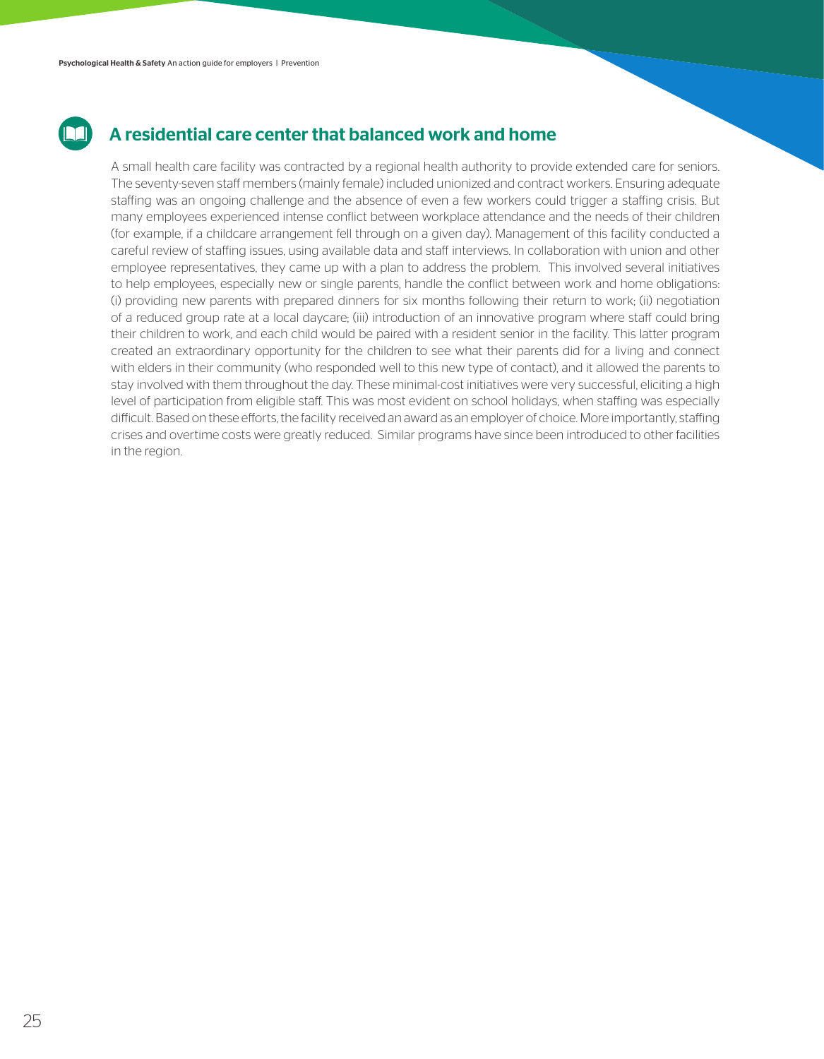## A residential care center that balanced work and home

A small health care facility was contracted by a regional health authority to provide extended care for seniors. The seventy-seven staff members (mainly female) included unionized and contract workers. Ensuring adequate staffing was an ongoing challenge and the absence of even a few workers could trigger a staffing crisis. But many employees experienced intense conflict between workplace attendance and the needs of their children (for example, if a childcare arrangement fell through on a given day). Management of this facility conducted a careful review of staffing issues, using available data and staff interviews. In collaboration with union and other employee representatives, they came up with a plan to address the problem. This involved several initiatives to help employees, especially new or single parents, handle the conflict between work and home obligations: (i) providing new parents with prepared dinners for six months following their return to work; (ii) negotiation of a reduced group rate at a local daycare; (iii) introduction of an innovative program where staff could bring their children to work, and each child would be paired with a resident senior in the facility. This latter program created an extraordinary opportunity for the children to see what their parents did for a living and connect with elders in their community (who responded well to this new type of contact), and it allowed the parents to stay involved with them throughout the day. These minimal-cost initiatives were very successful, eliciting a high level of participation from eligible staff. This was most evident on school holidays, when staffing was especially difficult. Based on these efforts, the facility received an award as an employer of choice. More importantly, staffing crises and overtime costs were greatly reduced. Similar programs have since been introduced to other facilities in the region.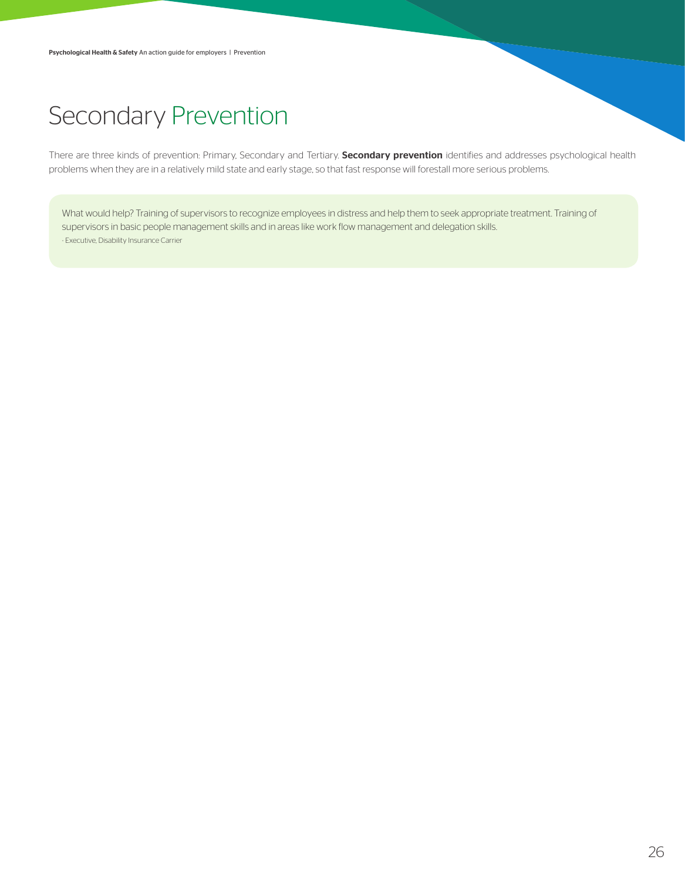# Secondary Prevention

There are three kinds of prevention: Primary, Secondary and Tertiary. **Secondary prevention** identifies and addresses psychological health problems when they are in a relatively mild state and early stage, so that fast response will forestall more serious problems.

> What would help? Training of supervisors to recognize employees in distress and help them to seek appropriate treatment. Training of supervisors in basic people management skills and in areas like work flow management and delegation skills.
>
> - Executive, Disability Insurance Carrier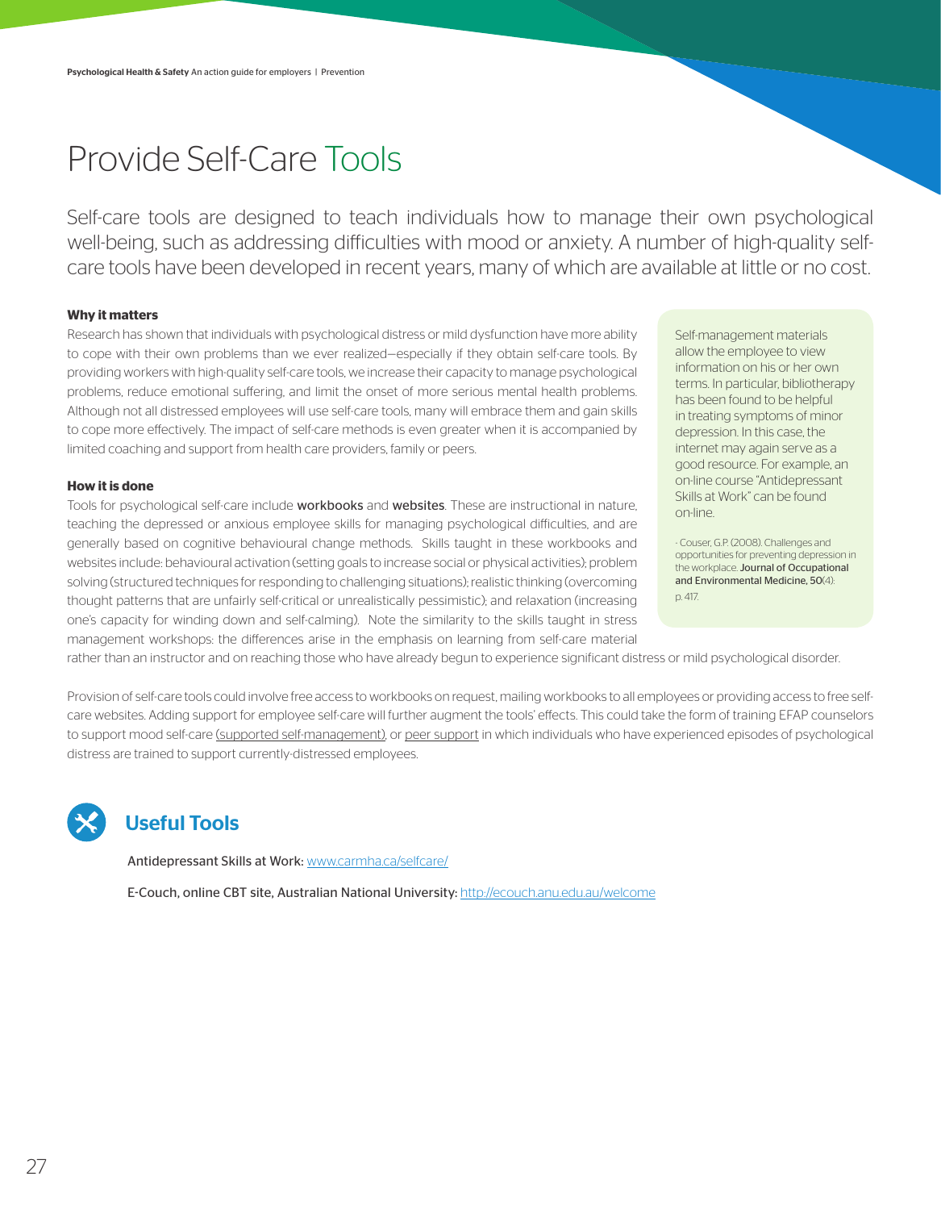# Provide Self-Care Tools

Self-care tools are designed to teach individuals how to manage their own psychological well-being, such as addressing difficulties with mood or anxiety. A number of high-quality self-care tools have been developed in recent years, many of which are available at little or no cost.

**Why it matters**

Research has shown that individuals with psychological distress or mild dysfunction have more ability to cope with their own problems than we ever realized—especially if they obtain self-care tools. By providing workers with high-quality self-care tools, we increase their capacity to manage psychological problems, reduce emotional suffering, and limit the onset of more serious mental health problems. Although not all distressed employees will use self-care tools, many will embrace them and gain skills to cope more effectively. The impact of self-care methods is even greater when it is accompanied by limited coaching and support from health care providers, family or peers.

**How it is done**

Tools for psychological self-care include workbooks and websites. These are instructional in nature, teaching the depressed or anxious employee skills for managing psychological difficulties, and are generally based on cognitive behavioural change methods. Skills taught in these workbooks and websites include: behavioural activation (setting goals to increase social or physical activities); problem solving (structured techniques for responding to challenging situations); realistic thinking (overcoming thought patterns that are unfairly self-critical or unrealistically pessimistic); and relaxation (increasing one's capacity for winding down and self-calming). Note the similarity to the skills taught in stress management workshops: the differences arise in the emphasis on learning from self-care material rather than an instructor and on reaching those who have already begun to experience significant distress or mild psychological disorder.

Provision of self-care tools could involve free access to workbooks on request, mailing workbooks to all employees or providing access to free self-care websites. Adding support for employee self-care will further augment the tools' effects. This could take the form of training EFAP counselors to support mood self-care (supported self-management), or peer support in which individuals who have experienced episodes of psychological distress are trained to support currently-distressed employees.

> Self-management materials allow the employee to view information on his or her own terms. In particular, bibliotherapy has been found to be helpful in treating symptoms of minor depression. In this case, the internet may again serve as a good resource. For example, an on-line course "Antidepressant Skills at Work" can be found on-line.
>
> - Couser, G.P. (2008). Challenges and opportunities for preventing depression in the workplace. Journal of Occupational and Environmental Medicine, 50(4): p. 417.

## Useful Tools

Antidepressant Skills at Work: www.carmha.ca/selfcare/

E-Couch, online CBT site, Australian National University: http://ecouch.anu.edu.au/welcome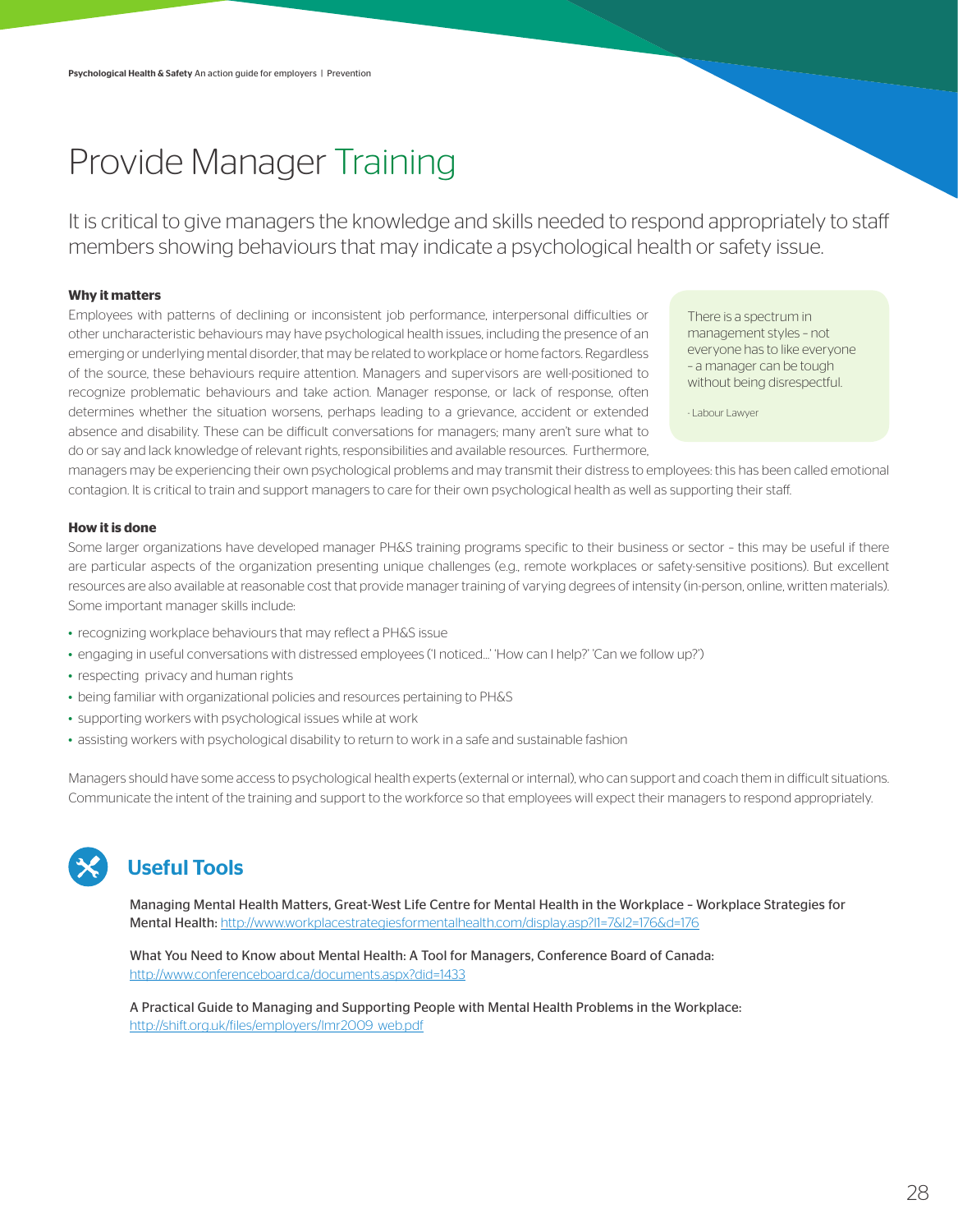# Provide Manager Training

It is critical to give managers the knowledge and skills needed to respond appropriately to staff members showing behaviours that may indicate a psychological health or safety issue.

**Why it matters**

Employees with patterns of declining or inconsistent job performance, interpersonal difficulties or other uncharacteristic behaviours may have psychological health issues, including the presence of an emerging or underlying mental disorder, that may be related to workplace or home factors. Regardless of the source, these behaviours require attention. Managers and supervisors are well-positioned to recognize problematic behaviours and take action. Manager response, or lack of response, often determines whether the situation worsens, perhaps leading to a grievance, accident or extended absence and disability. These can be difficult conversations for managers; many aren't sure what to do or say and lack knowledge of relevant rights, responsibilities and available resources. Furthermore, managers may be experiencing their own psychological problems and may transmit their distress to employees: this has been called emotional contagion. It is critical to train and support managers to care for their own psychological health as well as supporting their staff.

> There is a spectrum in management styles – not everyone has to like everyone – a manager can be tough without being disrespectful.
>
> - Labour Lawyer

**How it is done**

Some larger organizations have developed manager PH&S training programs specific to their business or sector – this may be useful if there are particular aspects of the organization presenting unique challenges (e.g., remote workplaces or safety-sensitive positions). But excellent resources are also available at reasonable cost that provide manager training of varying degrees of intensity (in-person, online, written materials). Some important manager skills include:

- recognizing workplace behaviours that may reflect a PH&S issue
- engaging in useful conversations with distressed employees ('I noticed...' 'How can I help?' 'Can we follow up?')
- respecting privacy and human rights
- being familiar with organizational policies and resources pertaining to PH&S
- supporting workers with psychological issues while at work
- assisting workers with psychological disability to return to work in a safe and sustainable fashion

Managers should have some access to psychological health experts (external or internal), who can support and coach them in difficult situations. Communicate the intent of the training and support to the workforce so that employees will expect their managers to respond appropriately.

## Useful Tools

Managing Mental Health Matters, Great-West Life Centre for Mental Health in the Workplace – Workplace Strategies for Mental Health: http://www.workplacestrategiesformentalhealth.com/display.asp?l1=7&l2=176&d=176

What You Need to Know about Mental Health: A Tool for Managers, Conference Board of Canada: http://www.conferenceboard.ca/documents.aspx?did=1433

A Practical Guide to Managing and Supporting People with Mental Health Problems in the Workplace: http://shift.org.uk/files/employers/lmr2009_web.pdf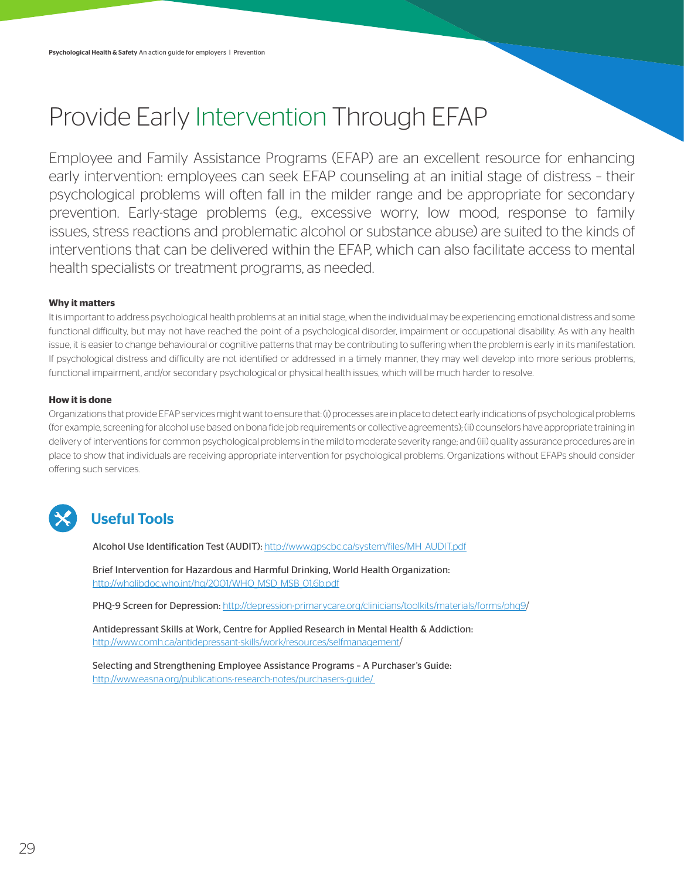# Provide Early Intervention Through EFAP

Employee and Family Assistance Programs (EFAP) are an excellent resource for enhancing early intervention: employees can seek EFAP counseling at an initial stage of distress – their psychological problems will often fall in the milder range and be appropriate for secondary prevention. Early-stage problems (e.g., excessive worry, low mood, response to family issues, stress reactions and problematic alcohol or substance abuse) are suited to the kinds of interventions that can be delivered within the EFAP, which can also facilitate access to mental health specialists or treatment programs, as needed.

**Why it matters**

It is important to address psychological health problems at an initial stage, when the individual may be experiencing emotional distress and some functional difficulty, but may not have reached the point of a psychological disorder, impairment or occupational disability. As with any health issue, it is easier to change behavioural or cognitive patterns that may be contributing to suffering when the problem is early in its manifestation. If psychological distress and difficulty are not identified or addressed in a timely manner, they may well develop into more serious problems, functional impairment, and/or secondary psychological or physical health issues, which will be much harder to resolve.

**How it is done**

Organizations that provide EFAP services might want to ensure that: (i) processes are in place to detect early indications of psychological problems (for example, screening for alcohol use based on bona fide job requirements or collective agreements); (ii) counselors have appropriate training in delivery of interventions for common psychological problems in the mild to moderate severity range; and (iii) quality assurance procedures are in place to show that individuals are receiving appropriate intervention for psychological problems. Organizations without EFAPs should consider offering such services.

## Useful Tools

Alcohol Use Identification Test (AUDIT): http://www.gpscbc.ca/system/files/MH_AUDIT.pdf

Brief Intervention for Hazardous and Harmful Drinking, World Health Organization: http://whqlibdoc.who.int/hq/2001/WHO_MSD_MSB_01.6b.pdf

PHQ-9 Screen for Depression: http://depression-primarycare.org/clinicians/toolkits/materials/forms/phq9/

Antidepressant Skills at Work, Centre for Applied Research in Mental Health & Addiction: http://www.comh.ca/antidepressant-skills/work/resources/selfmanagement/

Selecting and Strengthening Employee Assistance Programs – A Purchaser's Guide: http://www.easna.org/publications-research-notes/purchasers-guide/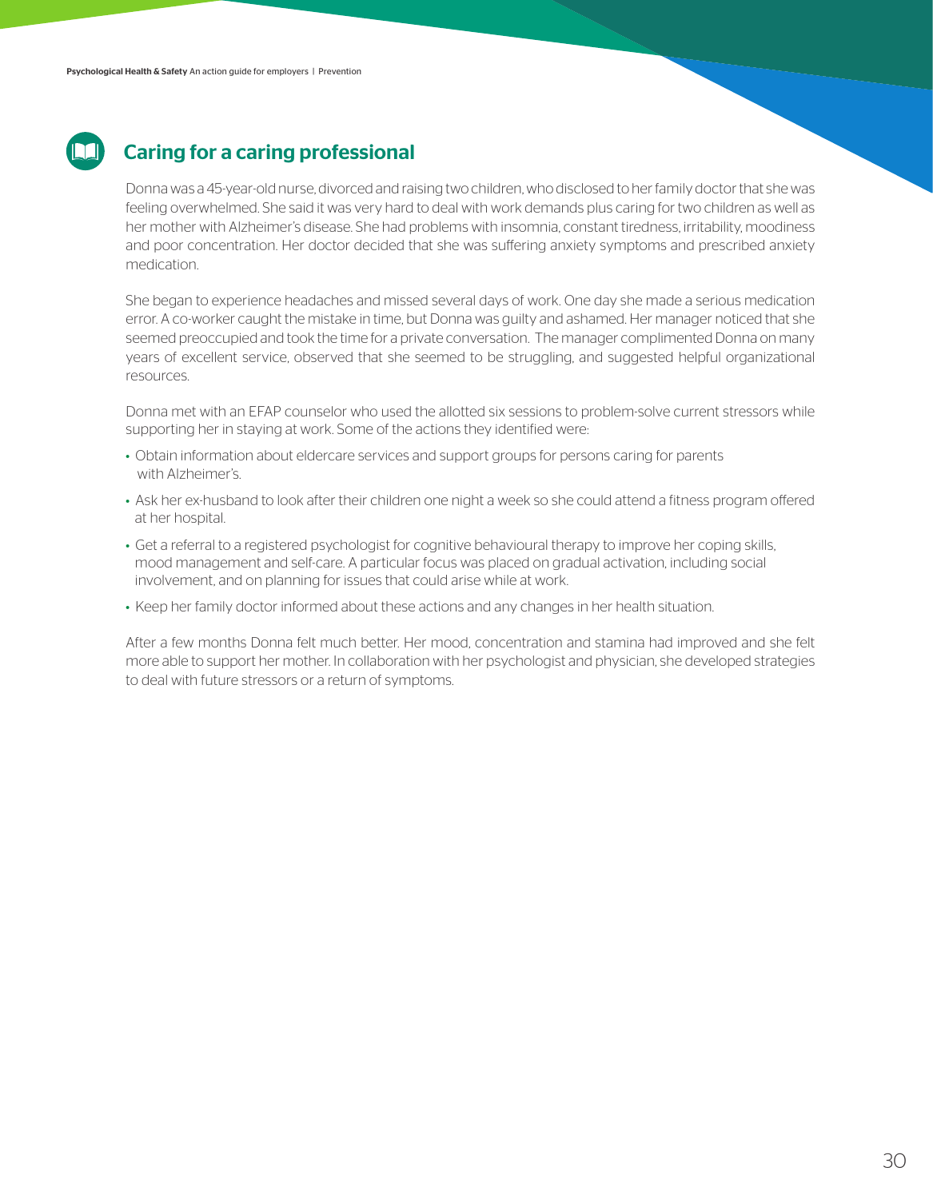## Caring for a caring professional

Donna was a 45-year-old nurse, divorced and raising two children, who disclosed to her family doctor that she was feeling overwhelmed. She said it was very hard to deal with work demands plus caring for two children as well as her mother with Alzheimer's disease. She had problems with insomnia, constant tiredness, irritability, moodiness and poor concentration. Her doctor decided that she was suffering anxiety symptoms and prescribed anxiety medication.

She began to experience headaches and missed several days of work. One day she made a serious medication error. A co-worker caught the mistake in time, but Donna was guilty and ashamed. Her manager noticed that she seemed preoccupied and took the time for a private conversation. The manager complimented Donna on many years of excellent service, observed that she seemed to be struggling, and suggested helpful organizational resources.

Donna met with an EFAP counselor who used the allotted six sessions to problem-solve current stressors while supporting her in staying at work. Some of the actions they identified were:

- Obtain information about eldercare services and support groups for persons caring for parents with Alzheimer's.
- Ask her ex-husband to look after their children one night a week so she could attend a fitness program offered at her hospital.
- Get a referral to a registered psychologist for cognitive behavioural therapy to improve her coping skills, mood management and self-care. A particular focus was placed on gradual activation, including social involvement, and on planning for issues that could arise while at work.
- Keep her family doctor informed about these actions and any changes in her health situation.

After a few months Donna felt much better. Her mood, concentration and stamina had improved and she felt more able to support her mother. In collaboration with her psychologist and physician, she developed strategies to deal with future stressors or a return of symptoms.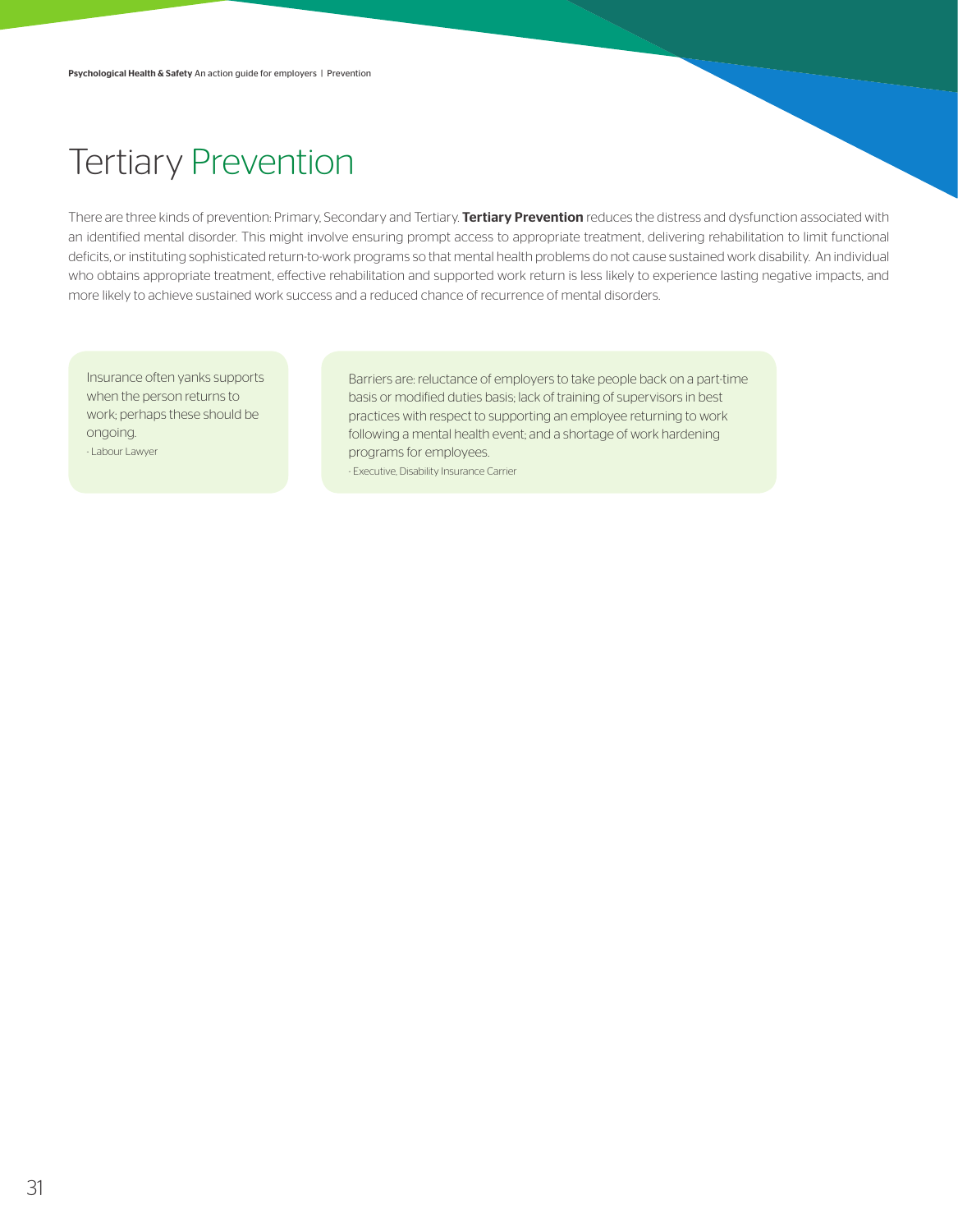# Tertiary Prevention

There are three kinds of prevention: Primary, Secondary and Tertiary. **Tertiary Prevention** reduces the distress and dysfunction associated with an identified mental disorder. This might involve ensuring prompt access to appropriate treatment, delivering rehabilitation to limit functional deficits, or instituting sophisticated return-to-work programs so that mental health problems do not cause sustained work disability. An individual who obtains appropriate treatment, effective rehabilitation and supported work return is less likely to experience lasting negative impacts, and more likely to achieve sustained work success and a reduced chance of recurrence of mental disorders.

> Insurance often yanks supports when the person returns to work; perhaps these should be ongoing.
>
> - Labour Lawyer

> Barriers are: reluctance of employers to take people back on a part-time basis or modified duties basis; lack of training of supervisors in best practices with respect to supporting an employee returning to work following a mental health event; and a shortage of work hardening programs for employees.
>
> - Executive, Disability Insurance Carrier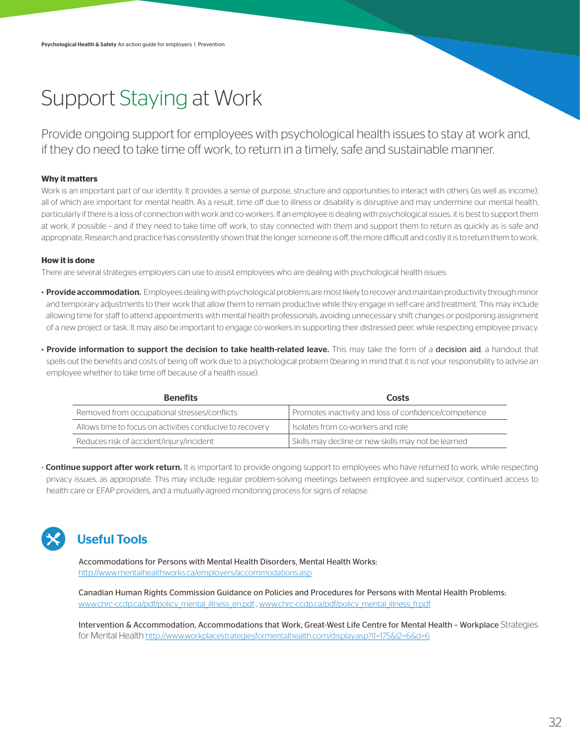# Support Staying at Work

Provide ongoing support for employees with psychological health issues to stay at work and, if they do need to take time off work, to return in a timely, safe and sustainable manner.

**Why it matters**

Work is an important part of our identity. It provides a sense of purpose, structure and opportunities to interact with others (as well as income), all of which are important for mental health. As a result, time off due to illness or disability is disruptive and may undermine our mental health, particularly if there is a loss of connection with work and co-workers. If an employee is dealing with psychological issues, it is best to support them at work, if possible – and if they need to take time off work, to stay connected with them and support them to return as quickly as is safe and appropriate. Research and practice has consistently shown that the longer someone is off, the more difficult and costly it is to return them to work.

**How it is done**

There are several strategies employers can use to assist employees who are dealing with psychological health issues:

- **Provide accommodation.** Employees dealing with psychological problems are most likely to recover and maintain productivity through minor and temporary adjustments to their work that allow them to remain productive while they engage in self-care and treatment. This may include allowing time for staff to attend appointments with mental health professionals, avoiding unnecessary shift changes or postponing assignment of a new project or task. It may also be important to engage co-workers in supporting their distressed peer, while respecting employee privacy.
- **Provide information to support the decision to take health-related leave.** This may take the form of a decision aid, a handout that spells out the benefits and costs of being off work due to a psychological problem (bearing in mind that it is not your responsibility to advise an employee whether to take time off because of a health issue).

| Benefits | Costs |
|---|---|
| Removed from occupational stresses/conflicts | Promotes inactivity and loss of confidence/competence |
| Allows time to focus on activities conducive to recovery | Isolates from co-workers and role |
| Reduces risk of accident/injury/incident | Skills may decline or new skills may not be learned |

- **Continue support after work return.** It is important to provide ongoing support to employees who have returned to work, while respecting privacy issues, as appropriate. This may include regular problem-solving meetings between employee and supervisor, continued access to health care or EFAP providers, and a mutually-agreed monitoring process for signs of relapse.

## Useful Tools

Accommodations for Persons with Mental Health Disorders, Mental Health Works:
http://www.mentalhealthworks.ca/employers/accommodations.asp

Canadian Human Rights Commission Guidance on Policies and Procedures for Persons with Mental Health Problems:
www.chrc-ccdp.ca/pdf/policy_mental_illness_en.pdf , www.chrc-ccdp.ca/pdf/policy_mental_illness_fr.pdf

Intervention & Accommodation, Accommodations that Work, Great-West Life Centre for Mental Health – Workplace Strategies for Mental Health http://www.workplacestrategiesformentalhealth.com/display.asp?l1=175&l2=6&d=6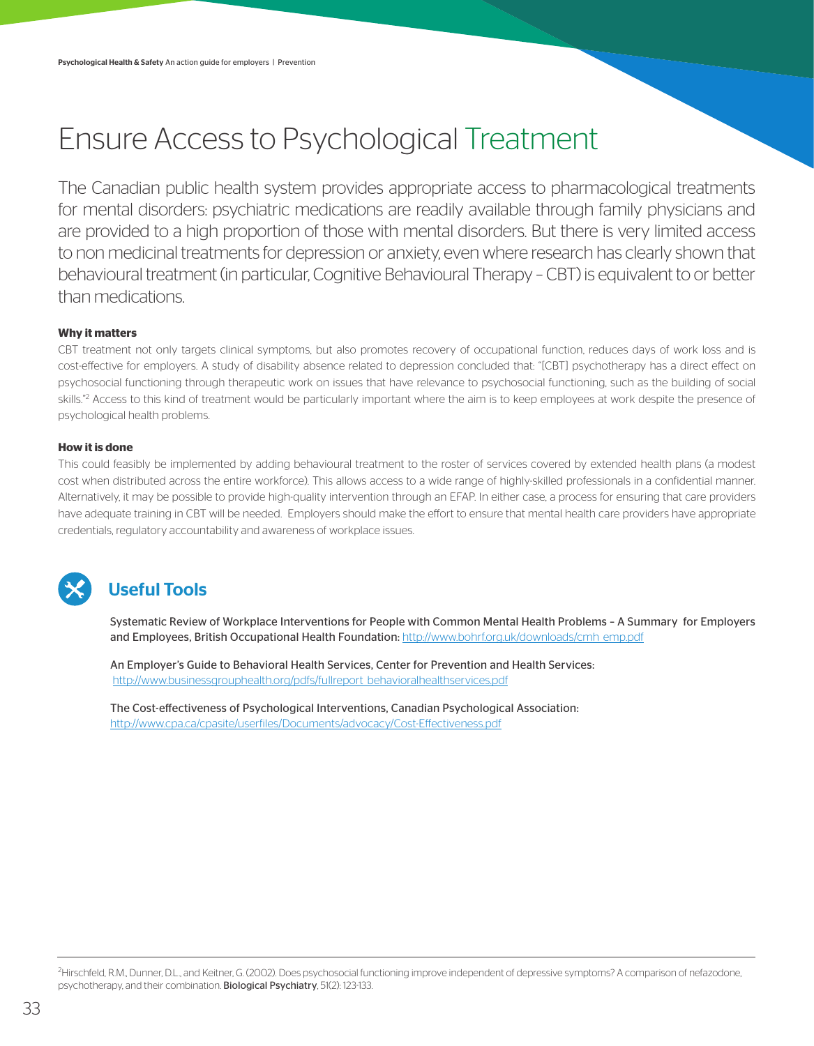# Ensure Access to Psychological Treatment

The Canadian public health system provides appropriate access to pharmacological treatments for mental disorders: psychiatric medications are readily available through family physicians and are provided to a high proportion of those with mental disorders. But there is very limited access to non medicinal treatments for depression or anxiety, even where research has clearly shown that behavioural treatment (in particular, Cognitive Behavioural Therapy – CBT) is equivalent to or better than medications.

**Why it matters**

CBT treatment not only targets clinical symptoms, but also promotes recovery of occupational function, reduces days of work loss and is cost-effective for employers. A study of disability absence related to depression concluded that: "[CBT] psychotherapy has a direct effect on psychosocial functioning through therapeutic work on issues that have relevance to psychosocial functioning, such as the building of social skills."[2] Access to this kind of treatment would be particularly important where the aim is to keep employees at work despite the presence of psychological health problems.

**How it is done**

This could feasibly be implemented by adding behavioural treatment to the roster of services covered by extended health plans (a modest cost when distributed across the entire workforce). This allows access to a wide range of highly-skilled professionals in a confidential manner. Alternatively, it may be possible to provide high-quality intervention through an EFAP. In either case, a process for ensuring that care providers have adequate training in CBT will be needed. Employers should make the effort to ensure that mental health care providers have appropriate credentials, regulatory accountability and awareness of workplace issues.

## Useful Tools

Systematic Review of Workplace Interventions for People with Common Mental Health Problems – A Summary for Employers and Employees, British Occupational Health Foundation: http://www.bohrf.org.uk/downloads/cmh_emp.pdf

An Employer's Guide to Behavioral Health Services, Center for Prevention and Health Services: http://www.businessgrouphealth.org/pdfs/fullreport_behavioralhealthservices.pdf

The Cost-effectiveness of Psychological Interventions, Canadian Psychological Association: http://www.cpa.ca/cpasite/userfiles/Documents/advocacy/Cost-Effectiveness.pdf

---

[2] Hirschfeld, R.M., Dunner, D.L., and Keitner, G. (2002). Does psychosocial functioning improve independent of depressive symptoms? A comparison of nefazodone, psychotherapy, and their combination. **Biological Psychiatry**, 51(2): 123-133.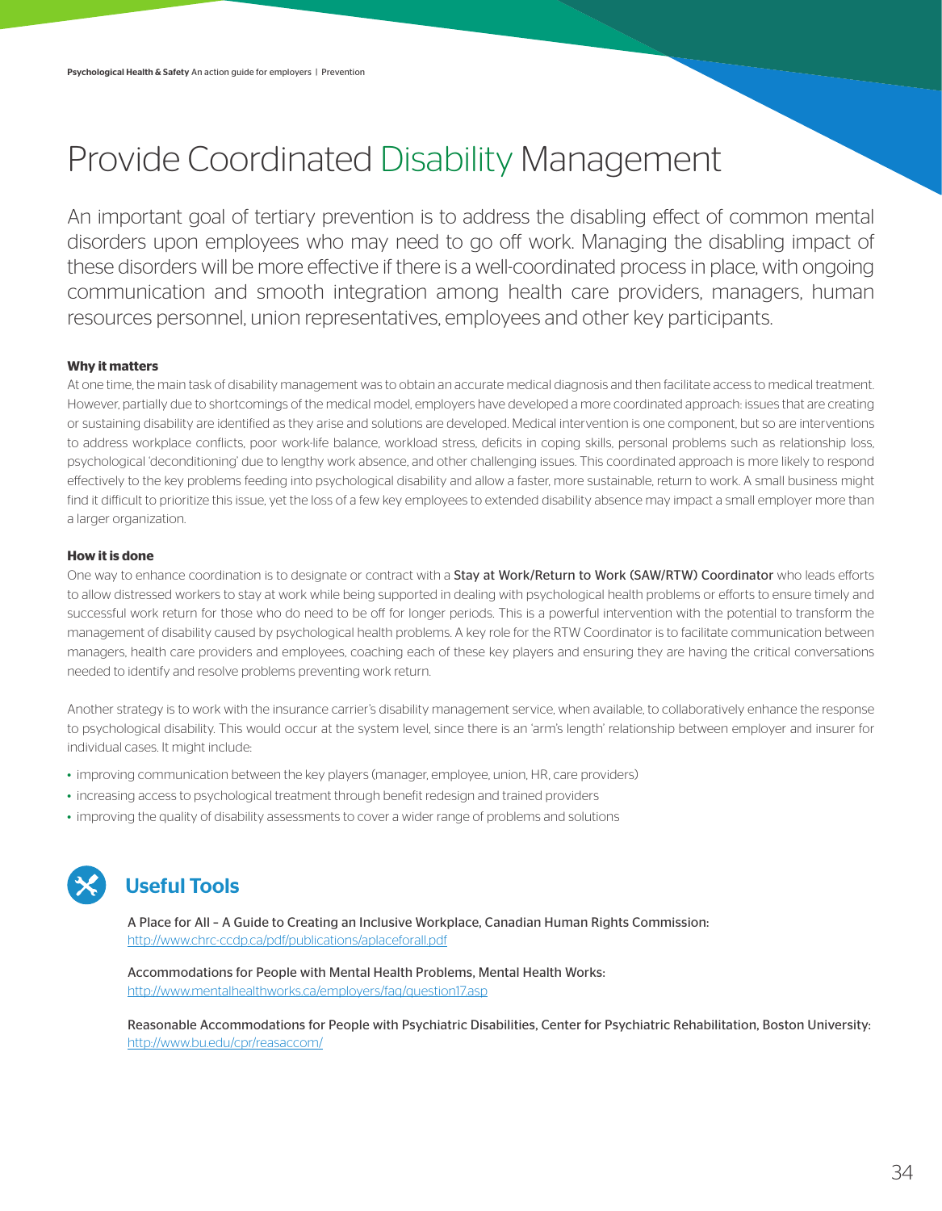# Provide Coordinated Disability Management

An important goal of tertiary prevention is to address the disabling effect of common mental disorders upon employees who may need to go off work. Managing the disabling impact of these disorders will be more effective if there is a well-coordinated process in place, with ongoing communication and smooth integration among health care providers, managers, human resources personnel, union representatives, employees and other key participants.

**Why it matters**

At one time, the main task of disability management was to obtain an accurate medical diagnosis and then facilitate access to medical treatment. However, partially due to shortcomings of the medical model, employers have developed a more coordinated approach: issues that are creating or sustaining disability are identified as they arise and solutions are developed. Medical intervention is one component, but so are interventions to address workplace conflicts, poor work-life balance, workload stress, deficits in coping skills, personal problems such as relationship loss, psychological 'deconditioning' due to lengthy work absence, and other challenging issues. This coordinated approach is more likely to respond effectively to the key problems feeding into psychological disability and allow a faster, more sustainable, return to work. A small business might find it difficult to prioritize this issue, yet the loss of a few key employees to extended disability absence may impact a small employer more than a larger organization.

**How it is done**

One way to enhance coordination is to designate or contract with a Stay at Work/Return to Work (SAW/RTW) Coordinator who leads efforts to allow distressed workers to stay at work while being supported in dealing with psychological health problems or efforts to ensure timely and successful work return for those who do need to be off for longer periods. This is a powerful intervention with the potential to transform the management of disability caused by psychological health problems. A key role for the RTW Coordinator is to facilitate communication between managers, health care providers and employees, coaching each of these key players and ensuring they are having the critical conversations needed to identify and resolve problems preventing work return.

Another strategy is to work with the insurance carrier's disability management service, when available, to collaboratively enhance the response to psychological disability. This would occur at the system level, since there is an 'arm's length' relationship between employer and insurer for individual cases. It might include:

- improving communication between the key players (manager, employee, union, HR, care providers)
- increasing access to psychological treatment through benefit redesign and trained providers
- improving the quality of disability assessments to cover a wider range of problems and solutions

## Useful Tools

A Place for All – A Guide to Creating an Inclusive Workplace, Canadian Human Rights Commission:
http://www.chrc-ccdp.ca/pdf/publications/aplaceforall.pdf

Accommodations for People with Mental Health Problems, Mental Health Works:
http://www.mentalhealthworks.ca/employers/faq/question17.asp

Reasonable Accommodations for People with Psychiatric Disabilities, Center for Psychiatric Rehabilitation, Boston University:
http://www.bu.edu/cpr/reasaccom/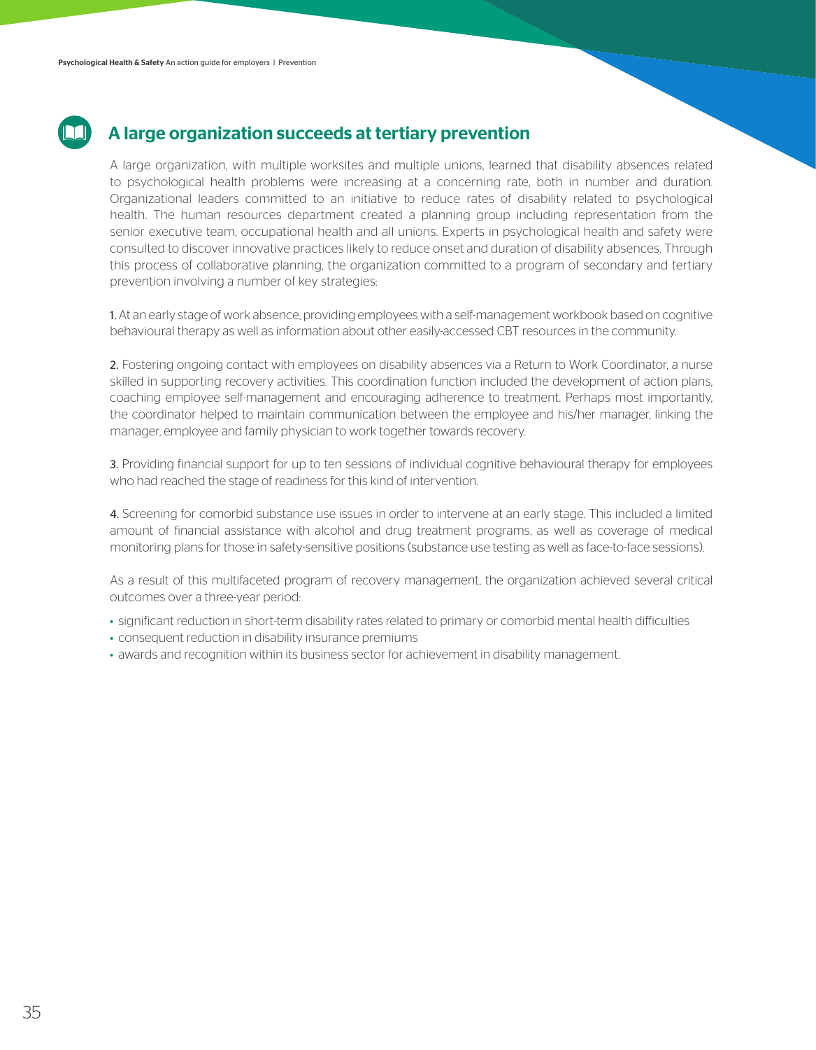## A large organization succeeds at tertiary prevention

A large organization, with multiple worksites and multiple unions, learned that disability absences related to psychological health problems were increasing at a concerning rate, both in number and duration. Organizational leaders committed to an initiative to reduce rates of disability related to psychological health. The human resources department created a planning group including representation from the senior executive team, occupational health and all unions. Experts in psychological health and safety were consulted to discover innovative practices likely to reduce onset and duration of disability absences. Through this process of collaborative planning, the organization committed to a program of secondary and tertiary prevention involving a number of key strategies:

**1.** At an early stage of work absence, providing employees with a self-management workbook based on cognitive behavioural therapy as well as information about other easily-accessed CBT resources in the community.

**2.** Fostering ongoing contact with employees on disability absences via a Return to Work Coordinator, a nurse skilled in supporting recovery activities. This coordination function included the development of action plans, coaching employee self-management and encouraging adherence to treatment. Perhaps most importantly, the coordinator helped to maintain communication between the employee and his/her manager, linking the manager, employee and family physician to work together towards recovery.

**3.** Providing financial support for up to ten sessions of individual cognitive behavioural therapy for employees who had reached the stage of readiness for this kind of intervention.

**4.** Screening for comorbid substance use issues in order to intervene at an early stage. This included a limited amount of financial assistance with alcohol and drug treatment programs, as well as coverage of medical monitoring plans for those in safety-sensitive positions (substance use testing as well as face-to-face sessions).

As a result of this multifaceted program of recovery management, the organization achieved several critical outcomes over a three-year period:

- significant reduction in short-term disability rates related to primary or comorbid mental health difficulties
- consequent reduction in disability insurance premiums
- awards and recognition within its business sector for achievement in disability management.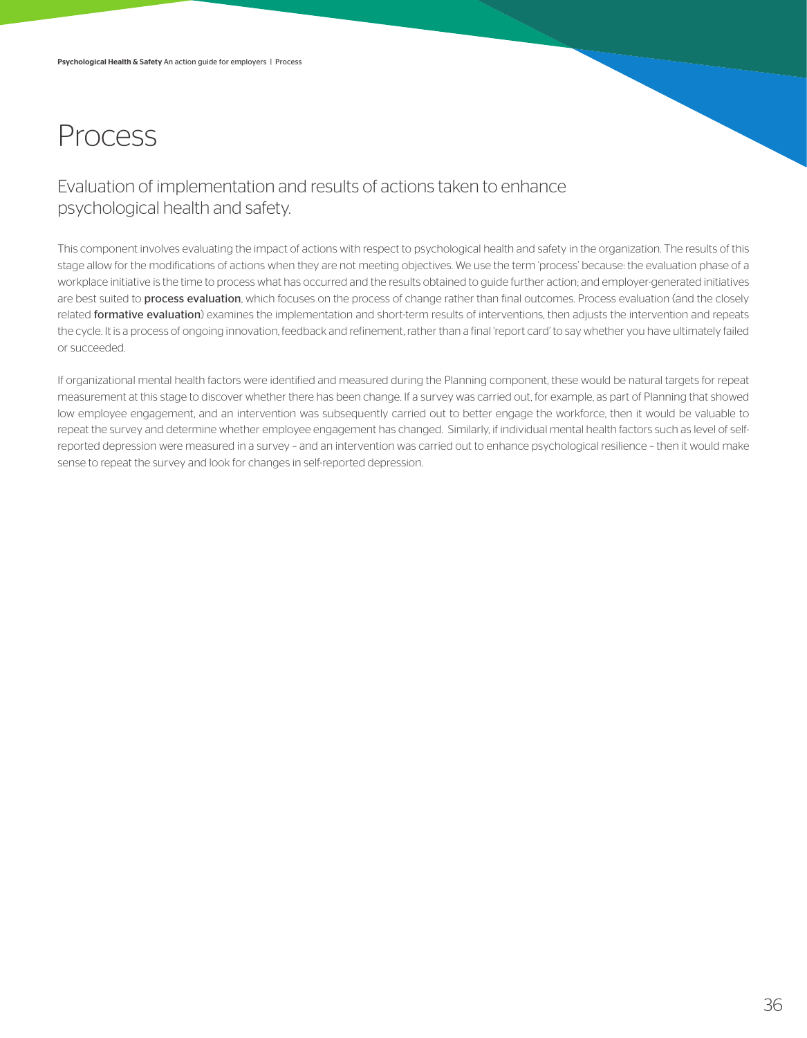# Process

## Evaluation of implementation and results of actions taken to enhance psychological health and safety.

This component involves evaluating the impact of actions with respect to psychological health and safety in the organization. The results of this stage allow for the modifications of actions when they are not meeting objectives. We use the term 'process' because: the evaluation phase of a workplace initiative is the time to process what has occurred and the results obtained to guide further action; and employer-generated initiatives are best suited to **process evaluation**, which focuses on the process of change rather than final outcomes. Process evaluation (and the closely related **formative evaluation**) examines the implementation and short-term results of interventions, then adjusts the intervention and repeats the cycle. It is a process of ongoing innovation, feedback and refinement, rather than a final 'report card' to say whether you have ultimately failed or succeeded.

If organizational mental health factors were identified and measured during the Planning component, these would be natural targets for repeat measurement at this stage to discover whether there has been change. If a survey was carried out, for example, as part of Planning that showed low employee engagement, and an intervention was subsequently carried out to better engage the workforce, then it would be valuable to repeat the survey and determine whether employee engagement has changed. Similarly, if individual mental health factors such as level of self-reported depression were measured in a survey – and an intervention was carried out to enhance psychological resilience – then it would make sense to repeat the survey and look for changes in self-reported depression.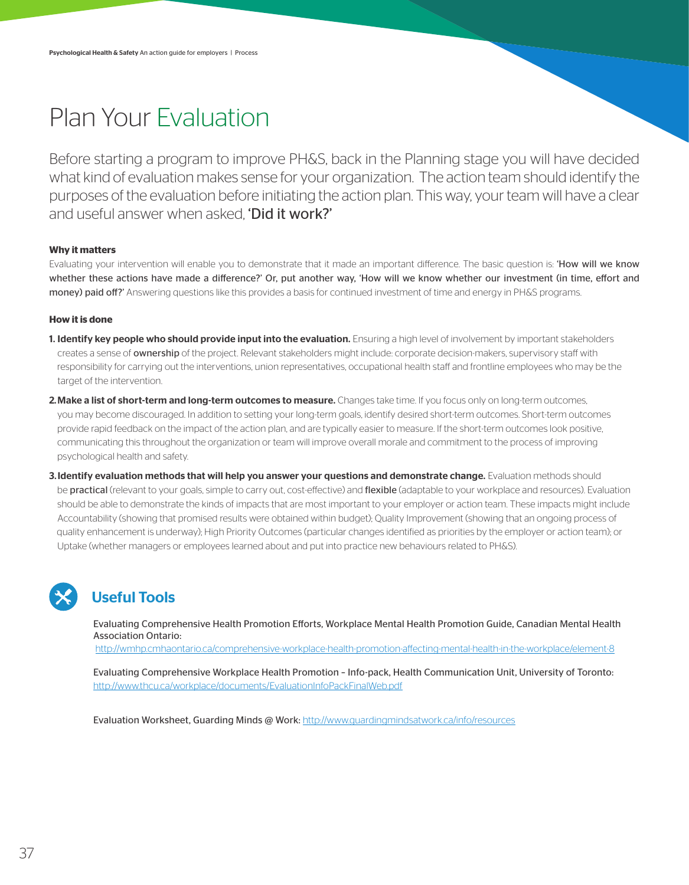# Plan Your Evaluation

Before starting a program to improve PH&S, back in the Planning stage you will have decided what kind of evaluation makes sense for your organization. The action team should identify the purposes of the evaluation before initiating the action plan. This way, your team will have a clear and useful answer when asked, 'Did it work?'

**Why it matters**

Evaluating your intervention will enable you to demonstrate that it made an important difference. The basic question is: 'How will we know whether these actions have made a difference?' Or, put another way, 'How will we know whether our investment (in time, effort and money) paid off?' Answering questions like this provides a basis for continued investment of time and energy in PH&S programs.

**How it is done**

1. **Identify key people who should provide input into the evaluation.** Ensuring a high level of involvement by important stakeholders creates a sense of ownership of the project. Relevant stakeholders might include: corporate decision-makers, supervisory staff with responsibility for carrying out the interventions, union representatives, occupational health staff and frontline employees who may be the target of the intervention.
2. **Make a list of short-term and long-term outcomes to measure.** Changes take time. If you focus only on long-term outcomes, you may become discouraged. In addition to setting your long-term goals, identify desired short-term outcomes. Short-term outcomes provide rapid feedback on the impact of the action plan, and are typically easier to measure. If the short-term outcomes look positive, communicating this throughout the organization or team will improve overall morale and commitment to the process of improving psychological health and safety.
3. **Identify evaluation methods that will help you answer your questions and demonstrate change.** Evaluation methods should be practical (relevant to your goals, simple to carry out, cost-effective) and flexible (adaptable to your workplace and resources). Evaluation should be able to demonstrate the kinds of impacts that are most important to your employer or action team. These impacts might include Accountability (showing that promised results were obtained within budget); Quality Improvement (showing that an ongoing process of quality enhancement is underway); High Priority Outcomes (particular changes identified as priorities by the employer or action team); or Uptake (whether managers or employees learned about and put into practice new behaviours related to PH&S).

## Useful Tools

Evaluating Comprehensive Health Promotion Efforts, Workplace Mental Health Promotion Guide, Canadian Mental Health Association Ontario:
http://wmhp.cmhaontario.ca/comprehensive-workplace-health-promotion-affecting-mental-health-in-the-workplace/element-8

Evaluating Comprehensive Workplace Health Promotion – Info-pack, Health Communication Unit, University of Toronto:
http://www.thcu.ca/workplace/documents/EvaluationInfoPackFinalWeb.pdf

Evaluation Worksheet, Guarding Minds @ Work: http://www.guardingmindsatwork.ca/info/resources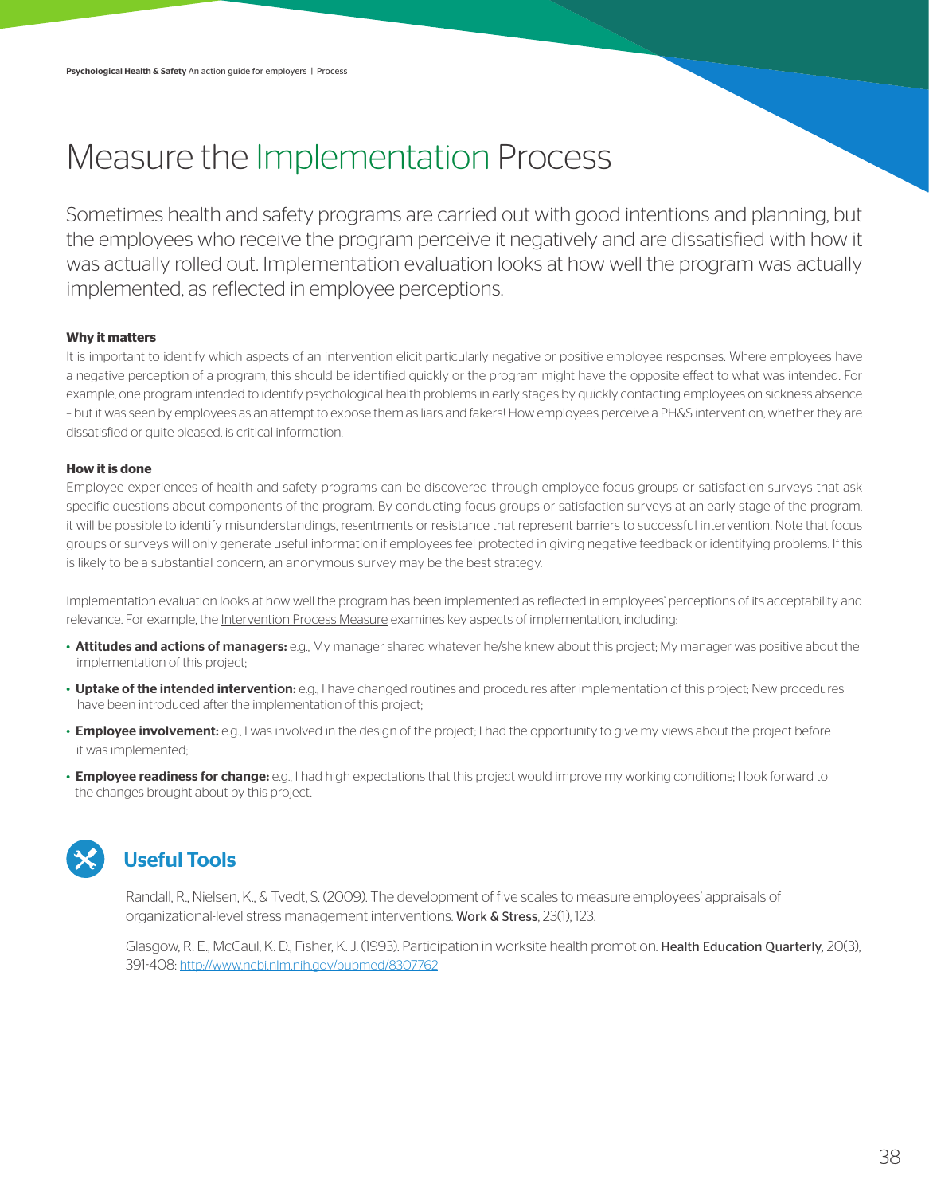# Measure the Implementation Process

Sometimes health and safety programs are carried out with good intentions and planning, but the employees who receive the program perceive it negatively and are dissatisfied with how it was actually rolled out. Implementation evaluation looks at how well the program was actually implemented, as reflected in employee perceptions.

**Why it matters**

It is important to identify which aspects of an intervention elicit particularly negative or positive employee responses. Where employees have a negative perception of a program, this should be identified quickly or the program might have the opposite effect to what was intended. For example, one program intended to identify psychological health problems in early stages by quickly contacting employees on sickness absence – but it was seen by employees as an attempt to expose them as liars and fakers! How employees perceive a PH&S intervention, whether they are dissatisfied or quite pleased, is critical information.

**How it is done**

Employee experiences of health and safety programs can be discovered through employee focus groups or satisfaction surveys that ask specific questions about components of the program. By conducting focus groups or satisfaction surveys at an early stage of the program, it will be possible to identify misunderstandings, resentments or resistance that represent barriers to successful intervention. Note that focus groups or surveys will only generate useful information if employees feel protected in giving negative feedback or identifying problems. If this is likely to be a substantial concern, an anonymous survey may be the best strategy.

Implementation evaluation looks at how well the program has been implemented as reflected in employees' perceptions of its acceptability and relevance. For example, the Intervention Process Measure examines key aspects of implementation, including:

- **Attitudes and actions of managers:** e.g., My manager shared whatever he/she knew about this project; My manager was positive about the implementation of this project;
- **Uptake of the intended intervention:** e.g., I have changed routines and procedures after implementation of this project; New procedures have been introduced after the implementation of this project;
- **Employee involvement:** e.g., I was involved in the design of the project; I had the opportunity to give my views about the project before it was implemented;
- **Employee readiness for change:** e.g., I had high expectations that this project would improve my working conditions; I look forward to the changes brought about by this project.

## Useful Tools

Randall, R., Nielsen, K., & Tvedt, S. (2009). The development of five scales to measure employees' appraisals of organizational-level stress management interventions. Work & Stress, 23(1), 123.

Glasgow, R. E., McCaul, K. D., Fisher, K. J. (1993). Participation in worksite health promotion. Health Education Quarterly, 20(3), 391-408: http://www.ncbi.nlm.nih.gov/pubmed/8307762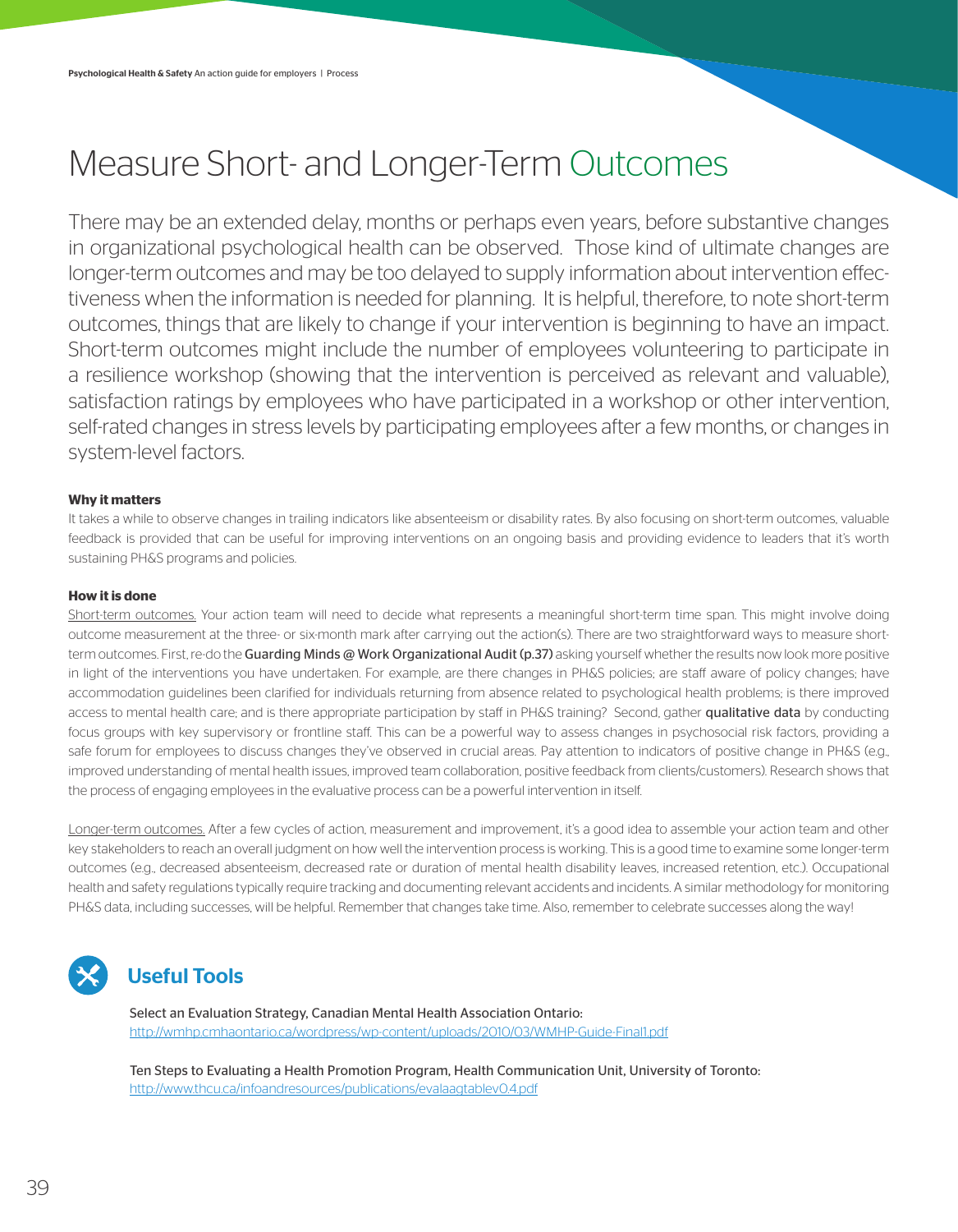# Measure Short- and Longer-Term Outcomes

There may be an extended delay, months or perhaps even years, before substantive changes in organizational psychological health can be observed. Those kind of ultimate changes are longer-term outcomes and may be too delayed to supply information about intervention effectiveness when the information is needed for planning. It is helpful, therefore, to note short-term outcomes, things that are likely to change if your intervention is beginning to have an impact. Short-term outcomes might include the number of employees volunteering to participate in a resilience workshop (showing that the intervention is perceived as relevant and valuable), satisfaction ratings by employees who have participated in a workshop or other intervention, self-rated changes in stress levels by participating employees after a few months, or changes in system-level factors.

**Why it matters**

It takes a while to observe changes in trailing indicators like absenteeism or disability rates. By also focusing on short-term outcomes, valuable feedback is provided that can be useful for improving interventions on an ongoing basis and providing evidence to leaders that it's worth sustaining PH&S programs and policies.

**How it is done**

Short-term outcomes. Your action team will need to decide what represents a meaningful short-term time span. This might involve doing outcome measurement at the three- or six-month mark after carrying out the action(s). There are two straightforward ways to measure short-term outcomes. First, re-do the Guarding Minds @ Work Organizational Audit (p.37) asking yourself whether the results now look more positive in light of the interventions you have undertaken. For example, are there changes in PH&S policies; are staff aware of policy changes; have accommodation guidelines been clarified for individuals returning from absence related to psychological health problems; is there improved access to mental health care; and is there appropriate participation by staff in PH&S training? Second, gather qualitative data by conducting focus groups with key supervisory or frontline staff. This can be a powerful way to assess changes in psychosocial risk factors, providing a safe forum for employees to discuss changes they've observed in crucial areas. Pay attention to indicators of positive change in PH&S (e.g., improved understanding of mental health issues, improved team collaboration, positive feedback from clients/customers). Research shows that the process of engaging employees in the evaluative process can be a powerful intervention in itself.

Longer-term outcomes. After a few cycles of action, measurement and improvement, it's a good idea to assemble your action team and other key stakeholders to reach an overall judgment on how well the intervention process is working. This is a good time to examine some longer-term outcomes (e.g., decreased absenteeism, decreased rate or duration of mental health disability leaves, increased retention, etc.). Occupational health and safety regulations typically require tracking and documenting relevant accidents and incidents. A similar methodology for monitoring PH&S data, including successes, will be helpful. Remember that changes take time. Also, remember to celebrate successes along the way!

## Useful Tools

Select an Evaluation Strategy, Canadian Mental Health Association Ontario:
http://wmhp.cmhaontario.ca/wordpress/wp-content/uploads/2010/03/WMHP-Guide-Final1.pdf

Ten Steps to Evaluating a Health Promotion Program, Health Communication Unit, University of Toronto:
http://www.thcu.ca/infoandresources/publications/evalaagtablev0.4.pdf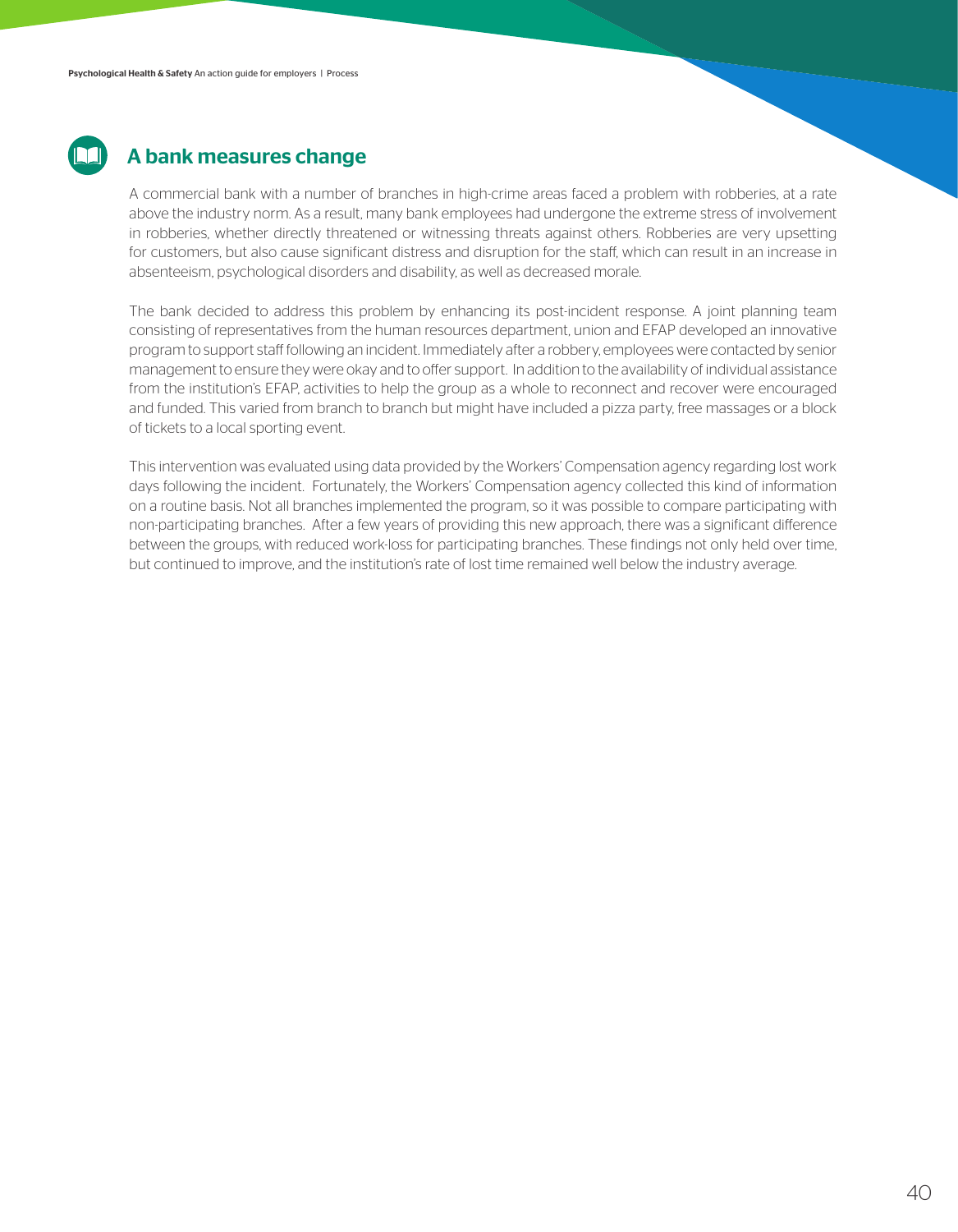## A bank measures change

A commercial bank with a number of branches in high-crime areas faced a problem with robberies, at a rate above the industry norm. As a result, many bank employees had undergone the extreme stress of involvement in robberies, whether directly threatened or witnessing threats against others. Robberies are very upsetting for customers, but also cause significant distress and disruption for the staff, which can result in an increase in absenteeism, psychological disorders and disability, as well as decreased morale.

The bank decided to address this problem by enhancing its post-incident response. A joint planning team consisting of representatives from the human resources department, union and EFAP developed an innovative program to support staff following an incident. Immediately after a robbery, employees were contacted by senior management to ensure they were okay and to offer support. In addition to the availability of individual assistance from the institution's EFAP, activities to help the group as a whole to reconnect and recover were encouraged and funded. This varied from branch to branch but might have included a pizza party, free massages or a block of tickets to a local sporting event.

This intervention was evaluated using data provided by the Workers' Compensation agency regarding lost work days following the incident. Fortunately, the Workers' Compensation agency collected this kind of information on a routine basis. Not all branches implemented the program, so it was possible to compare participating with non-participating branches. After a few years of providing this new approach, there was a significant difference between the groups, with reduced work-loss for participating branches. These findings not only held over time, but continued to improve, and the institution's rate of lost time remained well below the industry average.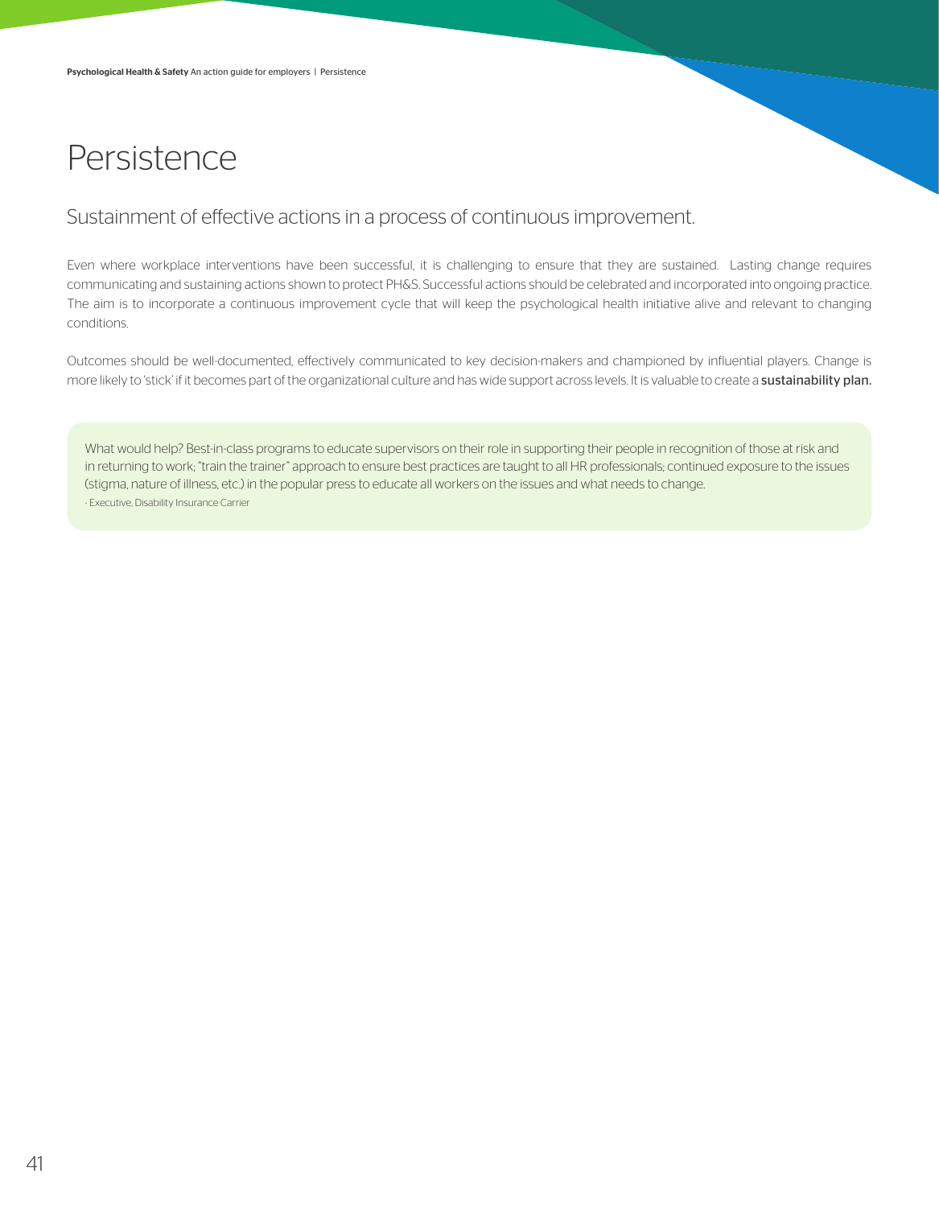# Persistence

## Sustainment of effective actions in a process of continuous improvement.

Even where workplace interventions have been successful, it is challenging to ensure that they are sustained. Lasting change requires communicating and sustaining actions shown to protect PH&S. Successful actions should be celebrated and incorporated into ongoing practice. The aim is to incorporate a continuous improvement cycle that will keep the psychological health initiative alive and relevant to changing conditions.

Outcomes should be well-documented, effectively communicated to key decision-makers and championed by influential players. Change is more likely to 'stick' if it becomes part of the organizational culture and has wide support across levels. It is valuable to create a sustainability plan.

> What would help? Best-in-class programs to educate supervisors on their role in supporting their people in recognition of those at risk and in returning to work; "train the trainer" approach to ensure best practices are taught to all HR professionals; continued exposure to the issues (stigma, nature of illness, etc.) in the popular press to educate all workers on the issues and what needs to change.
>
> \- Executive, Disability Insurance Carrier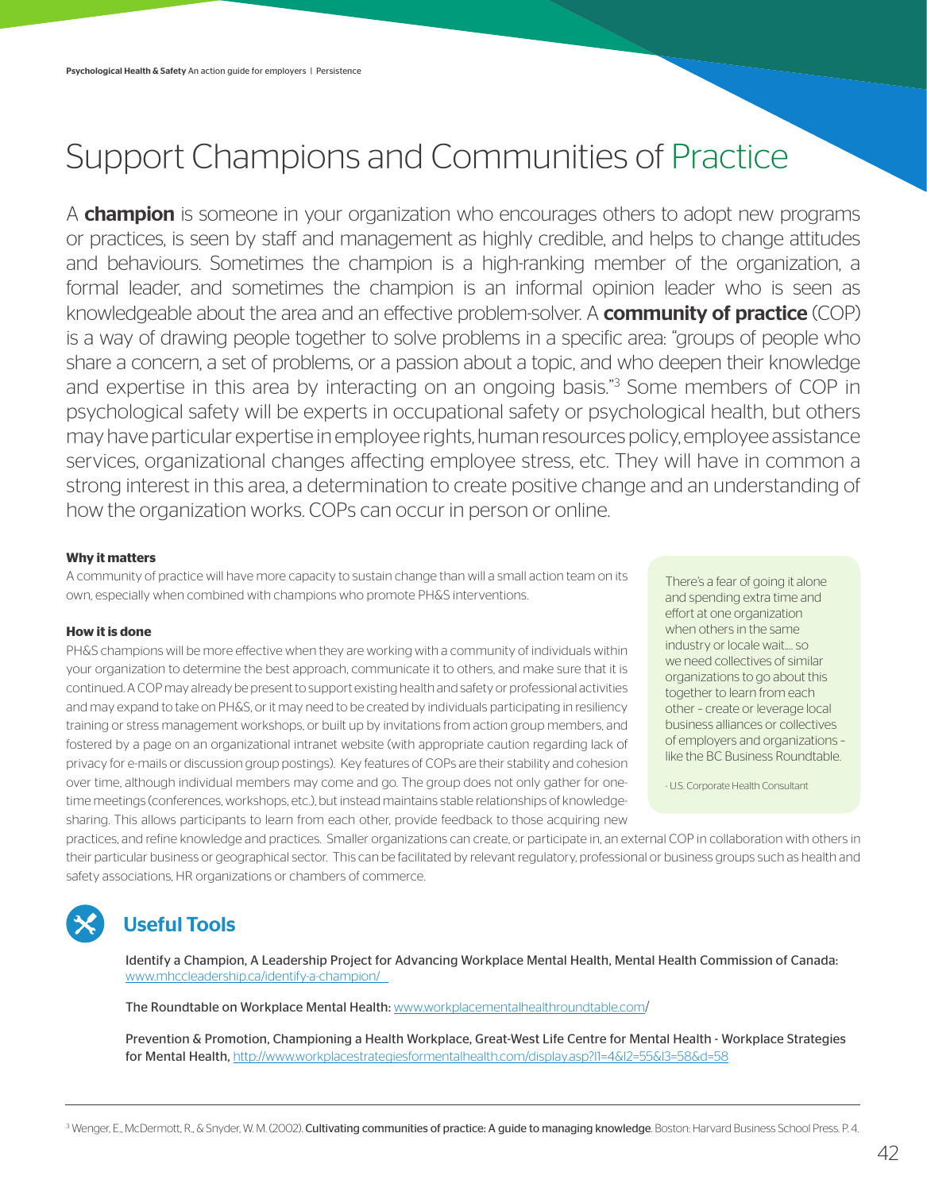# Support Champions and Communities of Practice

A **champion** is someone in your organization who encourages others to adopt new programs or practices, is seen by staff and management as highly credible, and helps to change attitudes and behaviours. Sometimes the champion is a high-ranking member of the organization, a formal leader, and sometimes the champion is an informal opinion leader who is seen as knowledgeable about the area and an effective problem-solver. A **community of practice** (COP) is a way of drawing people together to solve problems in a specific area: "groups of people who share a concern, a set of problems, or a passion about a topic, and who deepen their knowledge and expertise in this area by interacting on an ongoing basis."[3] Some members of COP in psychological safety will be experts in occupational safety or psychological health, but others may have particular expertise in employee rights, human resources policy, employee assistance services, organizational changes affecting employee stress, etc. They will have in common a strong interest in this area, a determination to create positive change and an understanding of how the organization works. COPs can occur in person or online.

**Why it matters**

A community of practice will have more capacity to sustain change than will a small action team on its own, especially when combined with champions who promote PH&S interventions.

**How it is done**

PH&S champions will be more effective when they are working with a community of individuals within your organization to determine the best approach, communicate it to others, and make sure that it is continued. A COP may already be present to support existing health and safety or professional activities and may expand to take on PH&S, or it may need to be created by individuals participating in resiliency training or stress management workshops, or built up by invitations from action group members, and fostered by a page on an organizational intranet website (with appropriate caution regarding lack of privacy for e-mails or discussion group postings). Key features of COPs are their stability and cohesion over time, although individual members may come and go. The group does not only gather for one-time meetings (conferences, workshops, etc.), but instead maintains stable relationships of knowledge-sharing. This allows participants to learn from each other, provide feedback to those acquiring new practices, and refine knowledge and practices. Smaller organizations can create, or participate in, an external COP in collaboration with others in their particular business or geographical sector. This can be facilitated by relevant regulatory, professional or business groups such as health and safety associations, HR organizations or chambers of commerce.

> There's a fear of going it alone and spending extra time and effort at one organization when others in the same industry or locale wait.... so we need collectives of similar organizations to go about this together to learn from each other – create or leverage local business alliances or collectives of employers and organizations – like the BC Business Roundtable.
>
> - U.S. Corporate Health Consultant

## Useful Tools

Identify a Champion, A Leadership Project for Advancing Workplace Mental Health, Mental Health Commission of Canada: www.mhccleadership.ca/identify-a-champion/

The Roundtable on Workplace Mental Health: www.workplacementalhealthroundtable.com/

Prevention & Promotion, Championing a Health Workplace, Great-West Life Centre for Mental Health - Workplace Strategies for Mental Health, http://www.workplacestrategiesformentalhealth.com/display.asp?l1=4&l2=55&l3=58&d=58

---

[3] Wenger, E., McDermott, R., & Snyder, W. M. (2002). **Cultivating communities of practice: A guide to managing knowledge**. Boston: Harvard Business School Press. P. 4.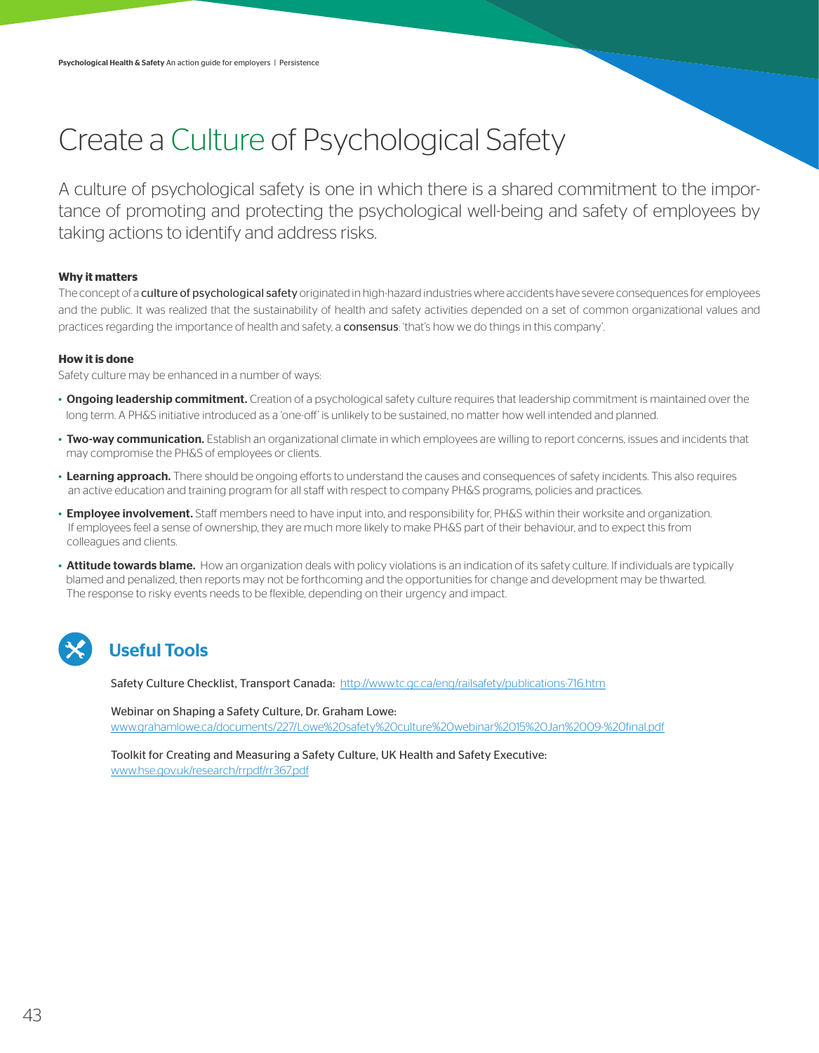# Create a Culture of Psychological Safety

A culture of psychological safety is one in which there is a shared commitment to the importance of promoting and protecting the psychological well-being and safety of employees by taking actions to identify and address risks.

**Why it matters**

The concept of a culture of psychological safety originated in high-hazard industries where accidents have severe consequences for employees and the public. It was realized that the sustainability of health and safety activities depended on a set of common organizational values and practices regarding the importance of health and safety, a consensus: 'that's how we do things in this company'.

**How it is done**

Safety culture may be enhanced in a number of ways:

- **Ongoing leadership commitment.** Creation of a psychological safety culture requires that leadership commitment is maintained over the long term. A PH&S initiative introduced as a 'one-off' is unlikely to be sustained, no matter how well intended and planned.
- **Two-way communication.** Establish an organizational climate in which employees are willing to report concerns, issues and incidents that may compromise the PH&S of employees or clients.
- **Learning approach.** There should be ongoing efforts to understand the causes and consequences of safety incidents. This also requires an active education and training program for all staff with respect to company PH&S programs, policies and practices.
- **Employee involvement.** Staff members need to have input into, and responsibility for, PH&S within their worksite and organization. If employees feel a sense of ownership, they are much more likely to make PH&S part of their behaviour, and to expect this from colleagues and clients.
- **Attitude towards blame.** How an organization deals with policy violations is an indication of its safety culture. If individuals are typically blamed and penalized, then reports may not be forthcoming and the opportunities for change and development may be thwarted. The response to risky events needs to be flexible, depending on their urgency and impact.

## Useful Tools

Safety Culture Checklist, Transport Canada: http://www.tc.gc.ca/eng/railsafety/publications-716.htm

Webinar on Shaping a Safety Culture, Dr. Graham Lowe:
www.grahamlowe.ca/documents/227/Lowe%20safety%20culture%20webinar%2015%20Jan%2009-%20final.pdf

Toolkit for Creating and Measuring a Safety Culture, UK Health and Safety Executive:
www.hse.gov.uk/research/rrpdf/rr367.pdf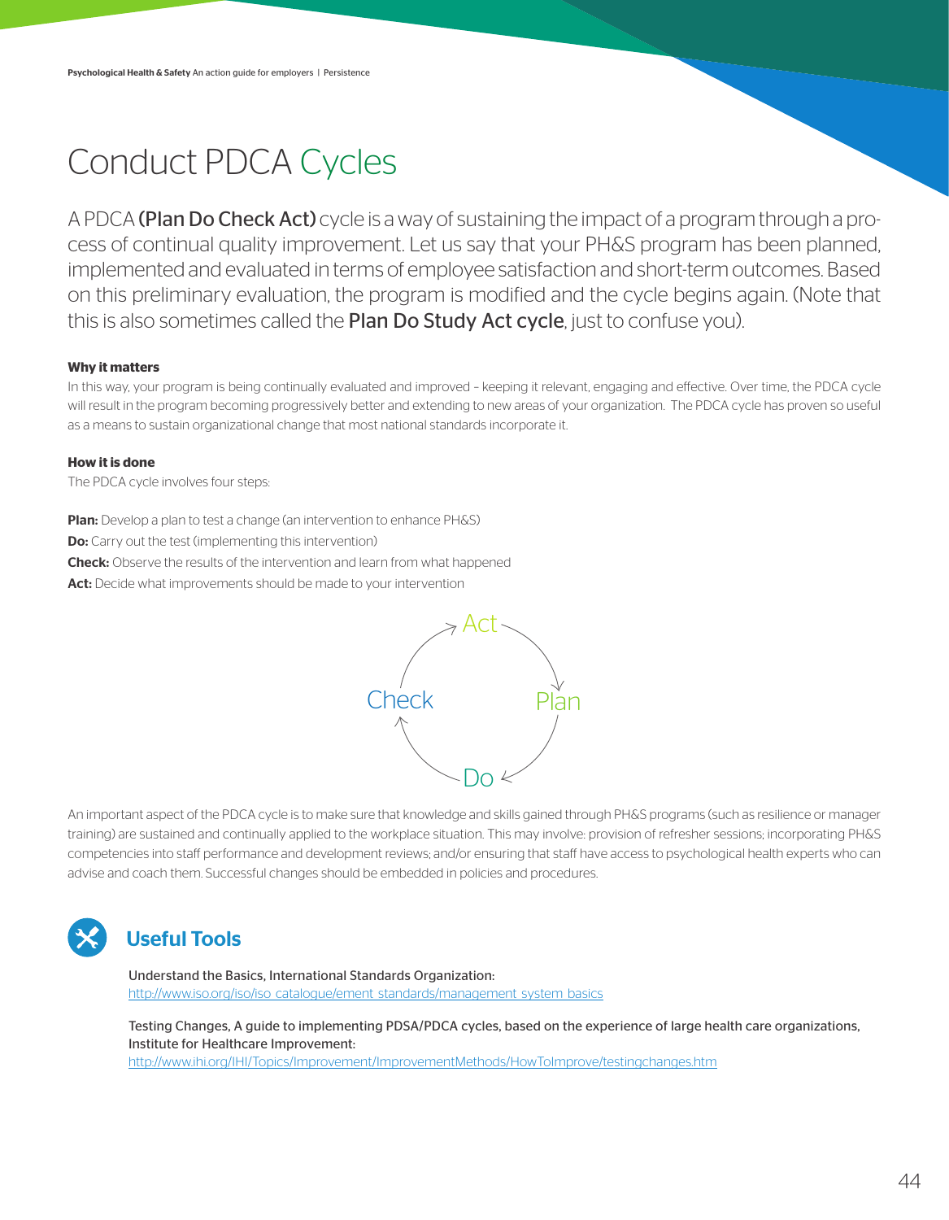# Conduct PDCA Cycles

A PDCA **(Plan Do Check Act)** cycle is a way of sustaining the impact of a program through a process of continual quality improvement. Let us say that your PH&S program has been planned, implemented and evaluated in terms of employee satisfaction and short-term outcomes. Based on this preliminary evaluation, the program is modified and the cycle begins again. (Note that this is also sometimes called the **Plan Do Study Act cycle**, just to confuse you).

**Why it matters**

In this way, your program is being continually evaluated and improved – keeping it relevant, engaging and effective. Over time, the PDCA cycle will result in the program becoming progressively better and extending to new areas of your organization. The PDCA cycle has proven so useful as a means to sustain organizational change that most national standards incorporate it.

**How it is done**

The PDCA cycle involves four steps:

**Plan:** Develop a plan to test a change (an intervention to enhance PH&S)
**Do:** Carry out the test (implementing this intervention)
**Check:** Observe the results of the intervention and learn from what happened
**Act:** Decide what improvements should be made to your intervention

Act → Plan → Do → Check → Act

An important aspect of the PDCA cycle is to make sure that knowledge and skills gained through PH&S programs (such as resilience or manager training) are sustained and continually applied to the workplace situation. This may involve: provision of refresher sessions; incorporating PH&S competencies into staff performance and development reviews; and/or ensuring that staff have access to psychological health experts who can advise and coach them. Successful changes should be embedded in policies and procedures.

## Useful Tools

Understand the Basics, International Standards Organization:
http://www.iso.org/iso/iso_catalogue/ement_standards/management_system_basics

Testing Changes, A guide to implementing PDSA/PDCA cycles, based on the experience of large health care organizations, Institute for Healthcare Improvement:
http://www.ihi.org/IHI/Topics/Improvement/ImprovementMethods/HowToImprove/testingchanges.htm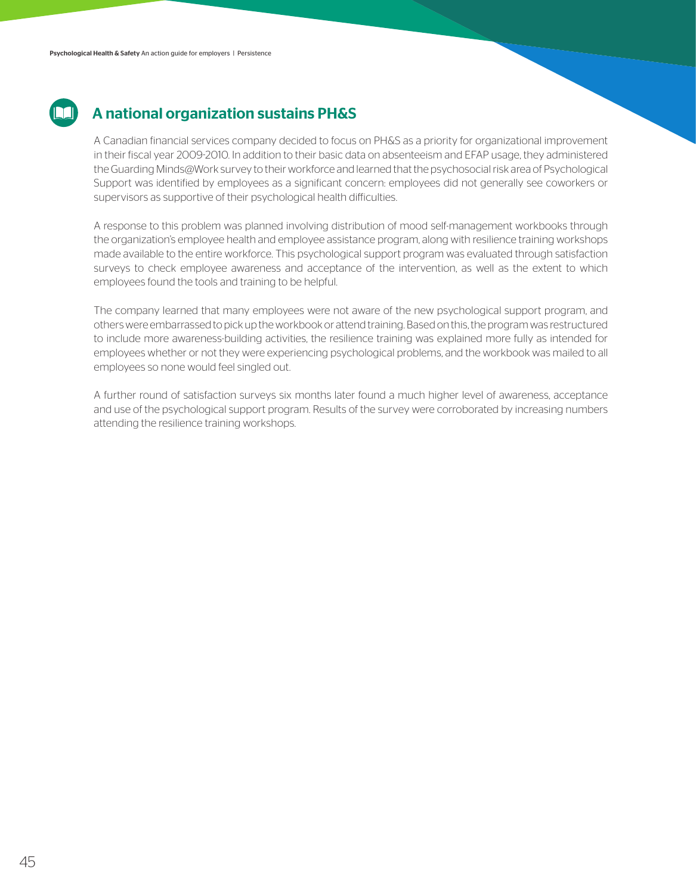## A national organization sustains PH&S

A Canadian financial services company decided to focus on PH&S as a priority for organizational improvement in their fiscal year 2009-2010. In addition to their basic data on absenteeism and EFAP usage, they administered the Guarding Minds@Work survey to their workforce and learned that the psychosocial risk area of Psychological Support was identified by employees as a significant concern: employees did not generally see coworkers or supervisors as supportive of their psychological health difficulties.

A response to this problem was planned involving distribution of mood self-management workbooks through the organization's employee health and employee assistance program, along with resilience training workshops made available to the entire workforce. This psychological support program was evaluated through satisfaction surveys to check employee awareness and acceptance of the intervention, as well as the extent to which employees found the tools and training to be helpful.

The company learned that many employees were not aware of the new psychological support program, and others were embarrassed to pick up the workbook or attend training. Based on this, the program was restructured to include more awareness-building activities, the resilience training was explained more fully as intended for employees whether or not they were experiencing psychological problems, and the workbook was mailed to all employees so none would feel singled out.

A further round of satisfaction surveys six months later found a much higher level of awareness, acceptance and use of the psychological support program. Results of the survey were corroborated by increasing numbers attending the resilience training workshops.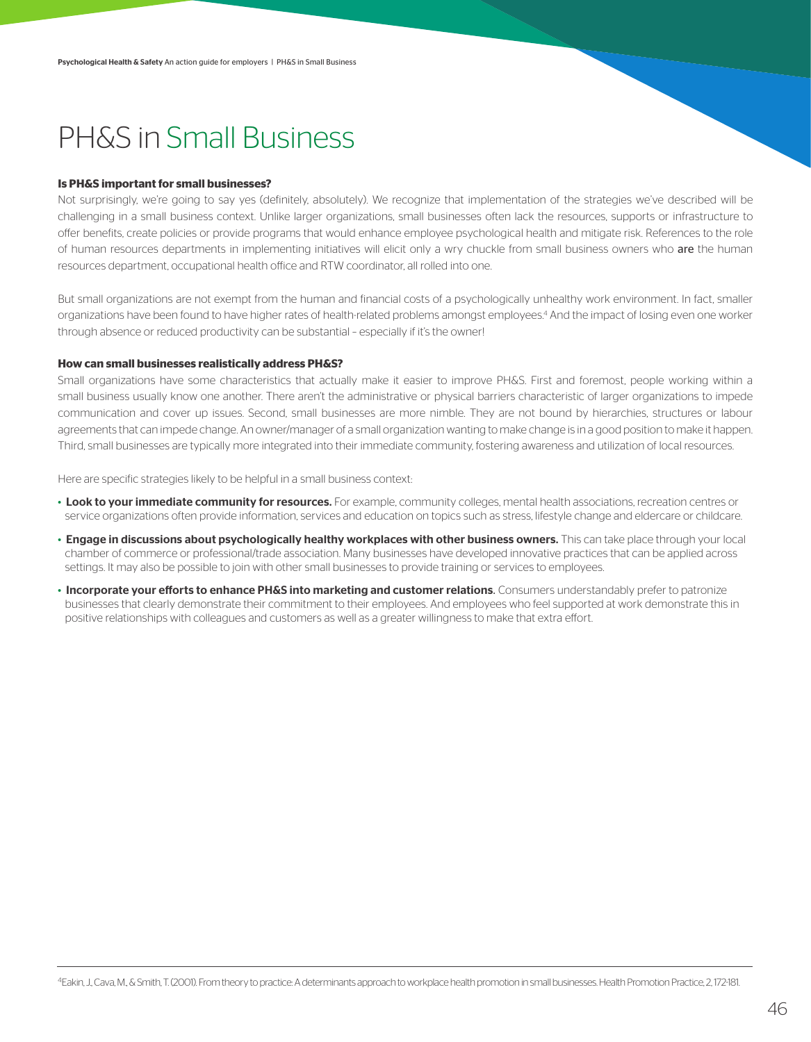# PH&S in Small Business

**Is PH&S important for small businesses?**

Not surprisingly, we're going to say yes (definitely, absolutely). We recognize that implementation of the strategies we've described will be challenging in a small business context. Unlike larger organizations, small businesses often lack the resources, supports or infrastructure to offer benefits, create policies or provide programs that would enhance employee psychological health and mitigate risk. References to the role of human resources departments in implementing initiatives will elicit only a wry chuckle from small business owners who **are** the human resources department, occupational health office and RTW coordinator, all rolled into one.

But small organizations are not exempt from the human and financial costs of a psychologically unhealthy work environment. In fact, smaller organizations have been found to have higher rates of health-related problems amongst employees.[4] And the impact of losing even one worker through absence or reduced productivity can be substantial – especially if it's the owner!

**How can small businesses realistically address PH&S?**

Small organizations have some characteristics that actually make it easier to improve PH&S. First and foremost, people working within a small business usually know one another. There aren't the administrative or physical barriers characteristic of larger organizations to impede communication and cover up issues. Second, small businesses are more nimble. They are not bound by hierarchies, structures or labour agreements that can impede change. An owner/manager of a small organization wanting to make change is in a good position to make it happen. Third, small businesses are typically more integrated into their immediate community, fostering awareness and utilization of local resources.

Here are specific strategies likely to be helpful in a small business context:

- **Look to your immediate community for resources.** For example, community colleges, mental health associations, recreation centres or service organizations often provide information, services and education on topics such as stress, lifestyle change and eldercare or childcare.
- **Engage in discussions about psychologically healthy workplaces with other business owners.** This can take place through your local chamber of commerce or professional/trade association. Many businesses have developed innovative practices that can be applied across settings. It may also be possible to join with other small businesses to provide training or services to employees.
- **Incorporate your efforts to enhance PH&S into marketing and customer relations.** Consumers understandably prefer to patronize businesses that clearly demonstrate their commitment to their employees. And employees who feel supported at work demonstrate this in positive relationships with colleagues and customers as well as a greater willingness to make that extra effort.

---

[4] Eakin, J., Cava, M., & Smith, T. (2001). From theory to practice: A determinants approach to workplace health promotion in small businesses. Health Promotion Practice, 2, 172-181.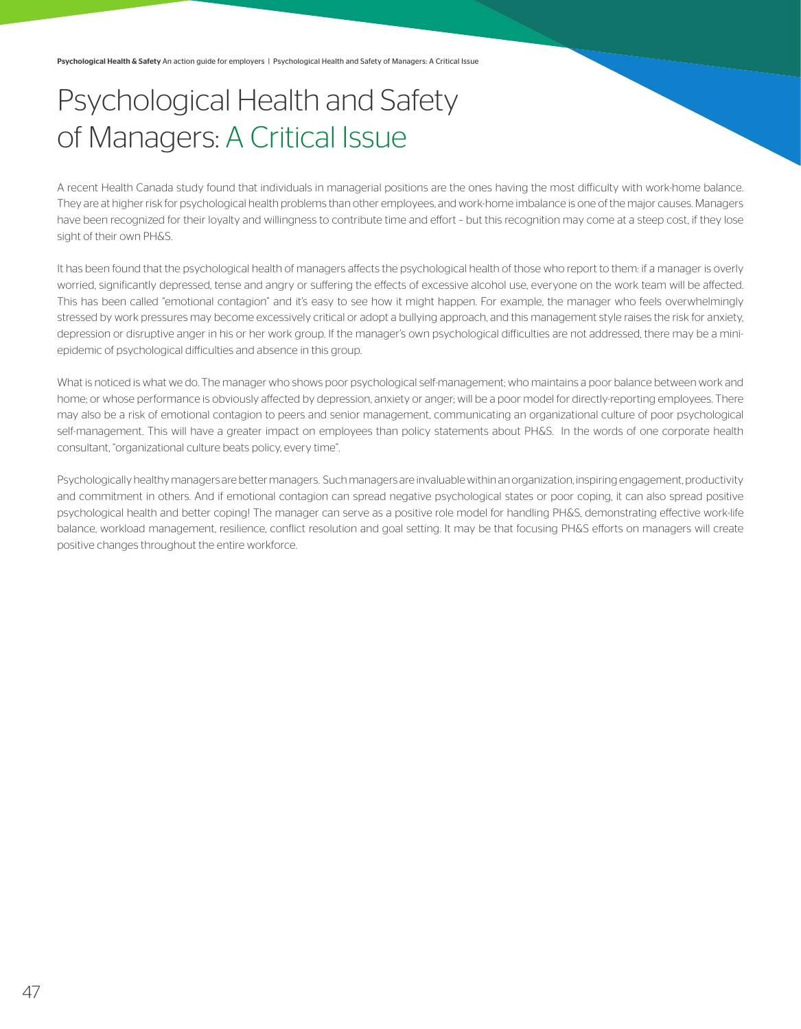# Psychological Health and Safety of Managers: A Critical Issue

A recent Health Canada study found that individuals in managerial positions are the ones having the most difficulty with work-home balance. They are at higher risk for psychological health problems than other employees, and work-home imbalance is one of the major causes. Managers have been recognized for their loyalty and willingness to contribute time and effort – but this recognition may come at a steep cost, if they lose sight of their own PH&S.

It has been found that the psychological health of managers affects the psychological health of those who report to them: if a manager is overly worried, significantly depressed, tense and angry or suffering the effects of excessive alcohol use, everyone on the work team will be affected. This has been called "emotional contagion" and it's easy to see how it might happen. For example, the manager who feels overwhelmingly stressed by work pressures may become excessively critical or adopt a bullying approach, and this management style raises the risk for anxiety, depression or disruptive anger in his or her work group. If the manager's own psychological difficulties are not addressed, there may be a mini-epidemic of psychological difficulties and absence in this group.

What is noticed is what we do. The manager who shows poor psychological self-management; who maintains a poor balance between work and home; or whose performance is obviously affected by depression, anxiety or anger; will be a poor model for directly-reporting employees. There may also be a risk of emotional contagion to peers and senior management, communicating an organizational culture of poor psychological self-management. This will have a greater impact on employees than policy statements about PH&S. In the words of one corporate health consultant, "organizational culture beats policy, every time".

Psychologically healthy managers are better managers. Such managers are invaluable within an organization, inspiring engagement, productivity and commitment in others. And if emotional contagion can spread negative psychological states or poor coping, it can also spread positive psychological health and better coping! The manager can serve as a positive role model for handling PH&S, demonstrating effective work-life balance, workload management, resilience, conflict resolution and goal setting. It may be that focusing PH&S efforts on managers will create positive changes throughout the entire workforce.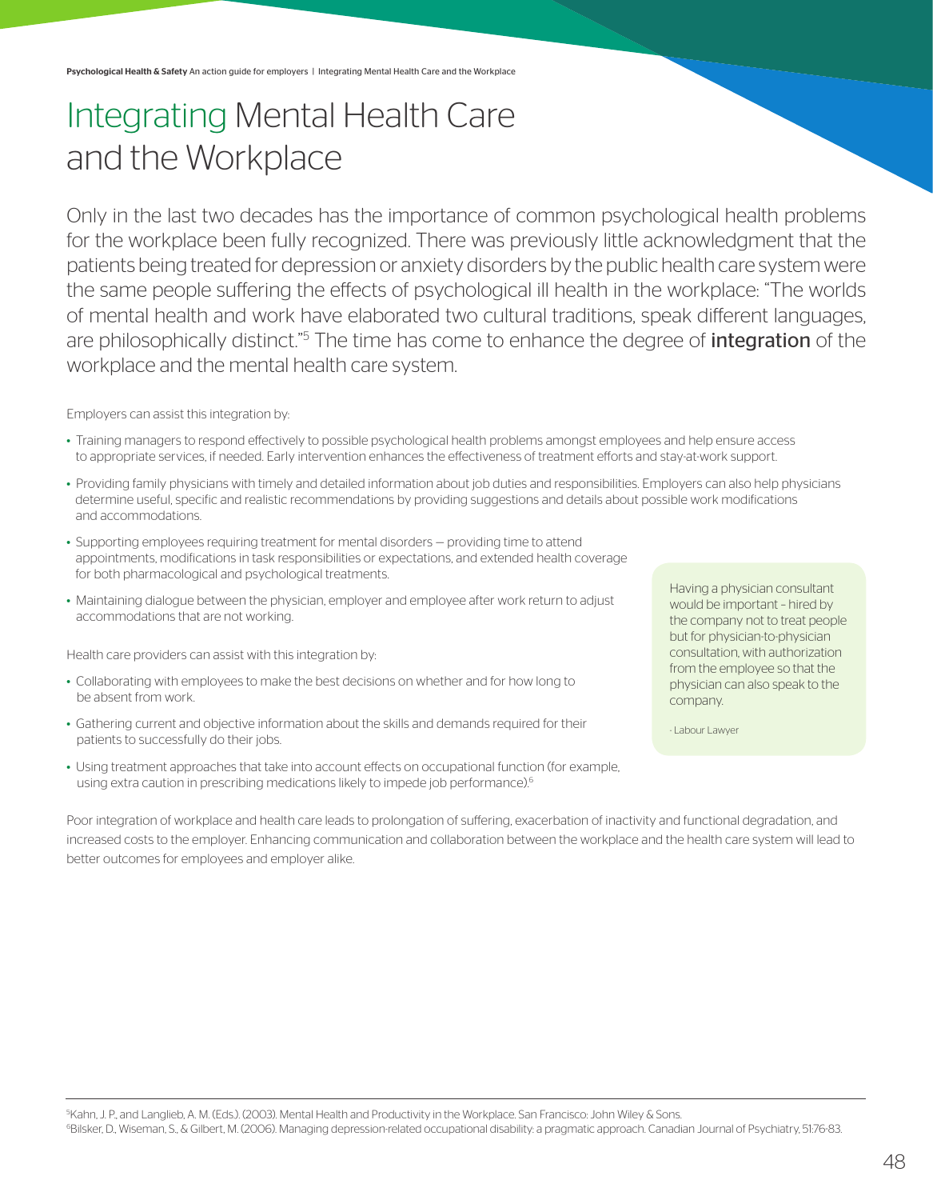# Integrating Mental Health Care and the Workplace

Only in the last two decades has the importance of common psychological health problems for the workplace been fully recognized. There was previously little acknowledgment that the patients being treated for depression or anxiety disorders by the public health care system were the same people suffering the effects of psychological ill health in the workplace: "The worlds of mental health and work have elaborated two cultural traditions, speak different languages, are philosophically distinct."[5] The time has come to enhance the degree of **integration** of the workplace and the mental health care system.

Employers can assist this integration by:

- Training managers to respond effectively to possible psychological health problems amongst employees and help ensure access to appropriate services, if needed. Early intervention enhances the effectiveness of treatment efforts and stay-at-work support.
- Providing family physicians with timely and detailed information about job duties and responsibilities. Employers can also help physicians determine useful, specific and realistic recommendations by providing suggestions and details about possible work modifications and accommodations.
- Supporting employees requiring treatment for mental disorders — providing time to attend appointments, modifications in task responsibilities or expectations, and extended health coverage for both pharmacological and psychological treatments.
- Maintaining dialogue between the physician, employer and employee after work return to adjust accommodations that are not working.

Health care providers can assist with this integration by:

- Collaborating with employees to make the best decisions on whether and for how long to be absent from work.
- Gathering current and objective information about the skills and demands required for their patients to successfully do their jobs.
- Using treatment approaches that take into account effects on occupational function (for example, using extra caution in prescribing medications likely to impede job performance).[6]

> Having a physician consultant would be important – hired by the company not to treat people but for physician-to-physician consultation, with authorization from the employee so that the physician can also speak to the company.
>
> - Labour Lawyer

Poor integration of workplace and health care leads to prolongation of suffering, exacerbation of inactivity and functional degradation, and increased costs to the employer. Enhancing communication and collaboration between the workplace and the health care system will lead to better outcomes for employees and employer alike.

---

[5] Kahn, J. P., and Langlieb, A. M. (Eds.). (2003). Mental Health and Productivity in the Workplace. San Francisco: John Wiley & Sons.

[6] Bilsker, D., Wiseman, S., & Gilbert, M. (2006). Managing depression-related occupational disability: a pragmatic approach. Canadian Journal of Psychiatry, 51:76-83.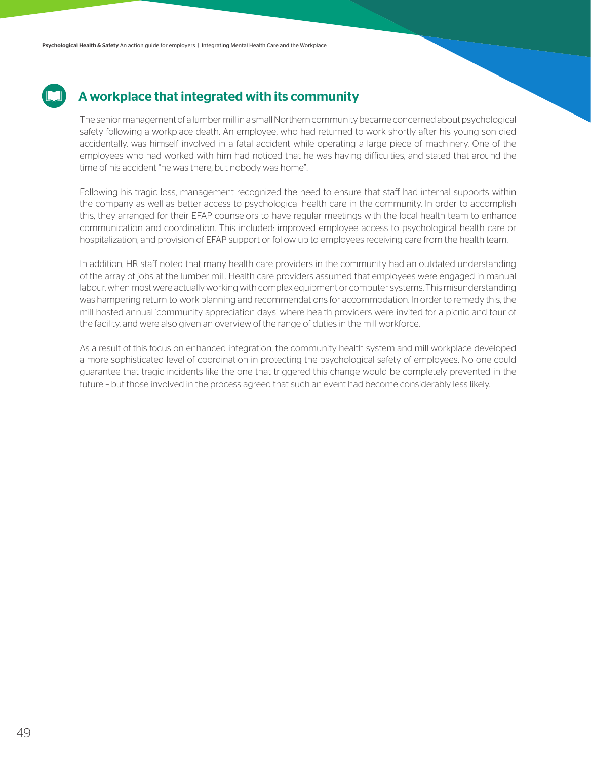## A workplace that integrated with its community

The senior management of a lumber mill in a small Northern community became concerned about psychological safety following a workplace death. An employee, who had returned to work shortly after his young son died accidentally, was himself involved in a fatal accident while operating a large piece of machinery. One of the employees who had worked with him had noticed that he was having difficulties, and stated that around the time of his accident "he was there, but nobody was home".

Following his tragic loss, management recognized the need to ensure that staff had internal supports within the company as well as better access to psychological health care in the community. In order to accomplish this, they arranged for their EFAP counselors to have regular meetings with the local health team to enhance communication and coordination. This included: improved employee access to psychological health care or hospitalization, and provision of EFAP support or follow-up to employees receiving care from the health team.

In addition, HR staff noted that many health care providers in the community had an outdated understanding of the array of jobs at the lumber mill. Health care providers assumed that employees were engaged in manual labour, when most were actually working with complex equipment or computer systems. This misunderstanding was hampering return-to-work planning and recommendations for accommodation. In order to remedy this, the mill hosted annual 'community appreciation days' where health providers were invited for a picnic and tour of the facility, and were also given an overview of the range of duties in the mill workforce.

As a result of this focus on enhanced integration, the community health system and mill workplace developed a more sophisticated level of coordination in protecting the psychological safety of employees. No one could guarantee that tragic incidents like the one that triggered this change would be completely prevented in the future – but those involved in the process agreed that such an event had become considerably less likely.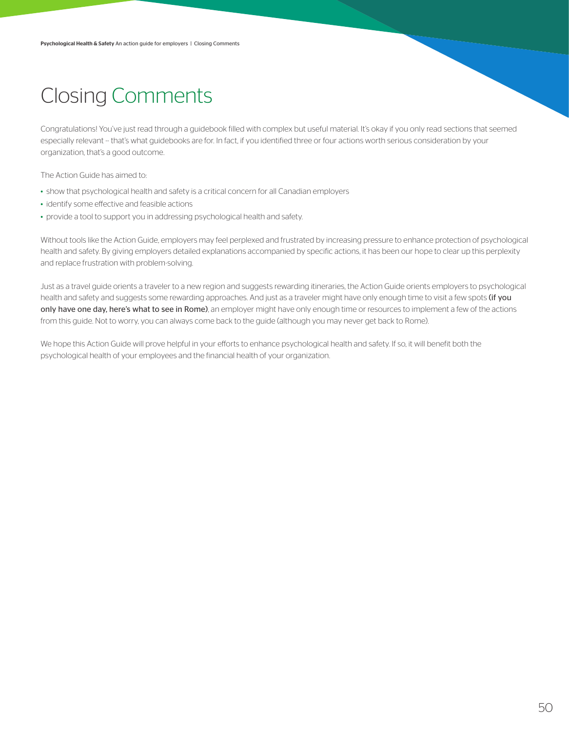# Closing Comments

Congratulations! You've just read through a guidebook filled with complex but useful material. It's okay if you only read sections that seemed especially relevant -- that's what guidebooks are for. In fact, if you identified three or four actions worth serious consideration by your organization, that's a good outcome.

The Action Guide has aimed to:

- show that psychological health and safety is a critical concern for all Canadian employers
- identify some effective and feasible actions
- provide a tool to support you in addressing psychological health and safety.

Without tools like the Action Guide, employers may feel perplexed and frustrated by increasing pressure to enhance protection of psychological health and safety. By giving employers detailed explanations accompanied by specific actions, it has been our hope to clear up this perplexity and replace frustration with problem-solving.

Just as a travel guide orients a traveler to a new region and suggests rewarding itineraries, the Action Guide orients employers to psychological health and safety and suggests some rewarding approaches. And just as a traveler might have only enough time to visit a few spots **(if you only have one day, here's what to see in Rome)**, an employer might have only enough time or resources to implement a few of the actions from this guide. Not to worry, you can always come back to the guide (although you may never get back to Rome).

We hope this Action Guide will prove helpful in your efforts to enhance psychological health and safety. If so, it will benefit both the psychological health of your employees and the financial health of your organization.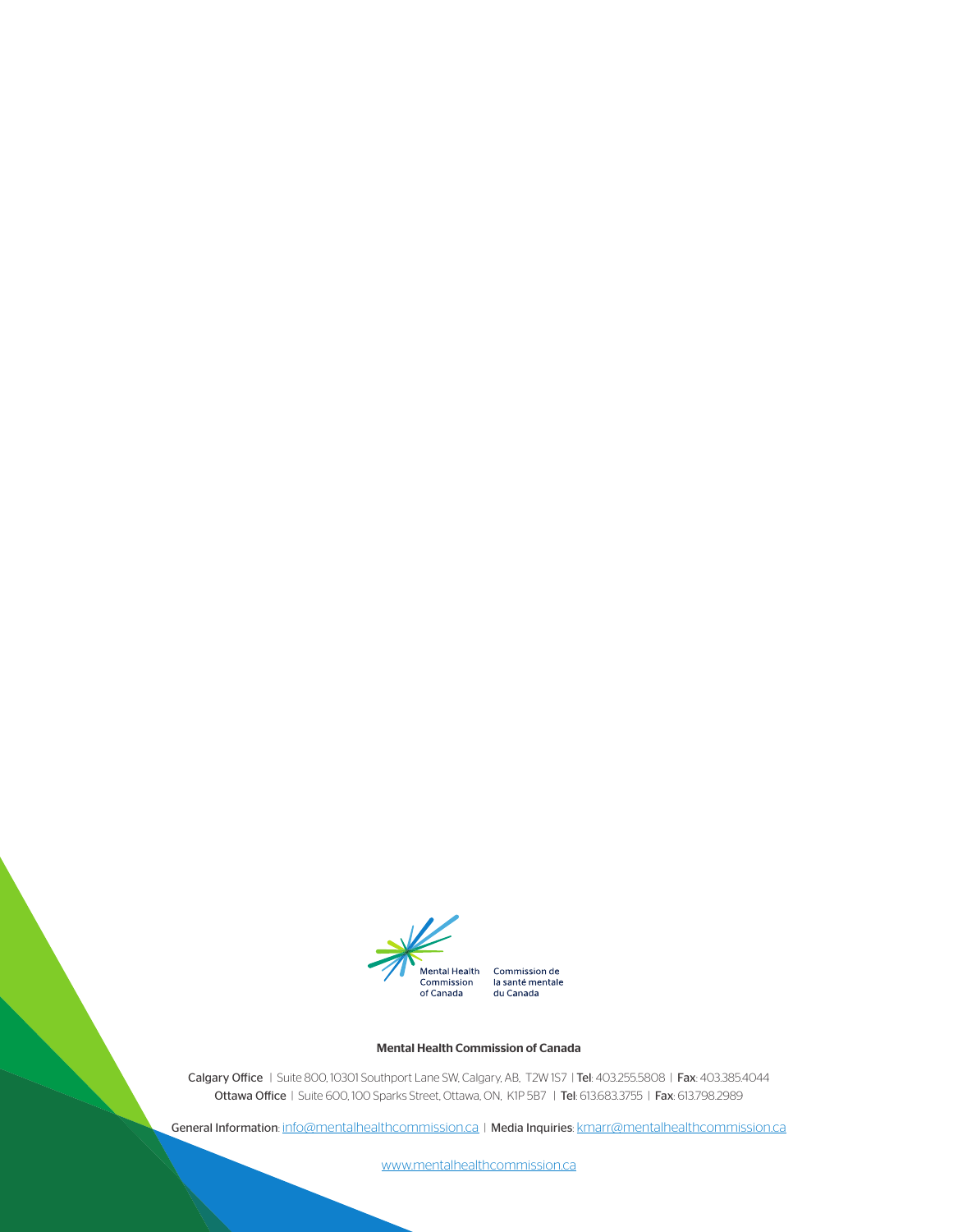Mental Health Commission of Canada

Commission de la santé mentale du Canada

**Mental Health Commission of Canada**

**Calgary Office** | Suite 800, 10301 Southport Lane SW, Calgary, AB, T2W 1S7 | **Tel**: 403.255.5808 | **Fax**: 403.385.4044
**Ottawa Office** | Suite 600, 100 Sparks Street, Ottawa, ON, K1P 5B7 | **Tel**: 613.683.3755 | **Fax**: 613.798.2989

**General Information**: info@mentalhealthcommission.ca | **Media Inquiries**: kmarr@mentalhealthcommission.ca

www.mentalhealthcommission.ca